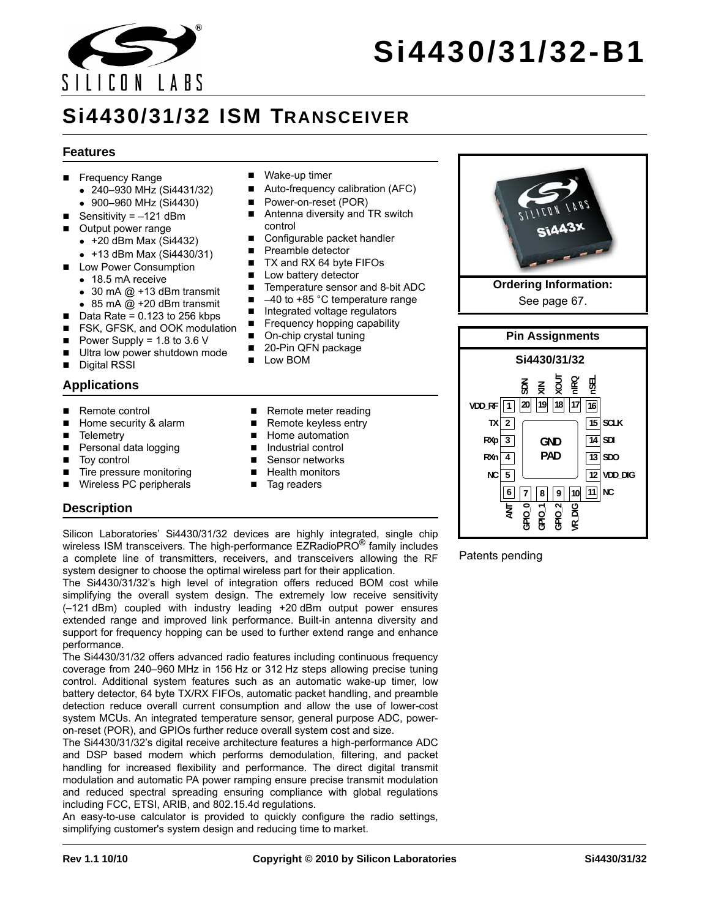# Si4430/31/32-B1

## Si4430/31/32 ISM Transceiver

### Features

- Frequency Range
  - 240–930 MHz (Si4431/32)
  - 900–960 MHz (Si4430)
- Sensitivity = –121 dBm
- Output power range
  - +20 dBm Max (Si4432)
  - +13 dBm Max (Si4430/31)
- Low Power Consumption
  - 18.5 mA receive
  - 30 mA @ +13 dBm transmit
  - 85 mA @ +20 dBm transmit
- Data Rate = 0.123 to 256 kbps
- FSK, GFSK, and OOK modulation
- Power Supply = 1.8 to 3.6 V
- Ultra low power shutdown mode
- Digital RSSI
- Wake-up timer
- Auto-frequency calibration (AFC)
- Power-on-reset (POR)
- Antenna diversity and TR switch control
- Configurable packet handler
- Preamble detector
- TX and RX 64 byte FIFOs
- Low battery detector
- Temperature sensor and 8-bit ADC
- –40 to +85 °C temperature range
- Integrated voltage regulators
- Frequency hopping capability
- On-chip crystal tuning
- 20-Pin QFN package
- Low BOM

**Ordering Information:**
See page 67.

**Pin Assignments**

**Si4430/31/32**

| Pin | Name |
|---|---|
| 1 | VDD_RF |
| 2 | TX |
| 3 | RXp |
| 4 | RXn |
| 5 | NC |
| 6 | ANT |
| 7 | GPIO_0 |
| 8 | GPIO_1 |
| 9 | GPIO_2 |
| 10 | VR_DIG |
| 11 | NC |
| 12 | VDD_DIG |
| 13 | SDO |
| 14 | SDI |
| 15 | SCLK |
| 16 | nSEL |
| 17 | nIRQ |
| 18 | XOUT |
| 19 | XIN |
| 20 | SDN |
| — | GND PAD |

Patents pending

### Applications

- Remote control
- Home security & alarm
- Telemetry
- Personal data logging
- Toy control
- Tire pressure monitoring
- Wireless PC peripherals
- Remote meter reading
- Remote keyless entry
- Home automation
- Industrial control
- Sensor networks
- Health monitors
- Tag readers

### Description

Silicon Laboratories' Si4430/31/32 devices are highly integrated, single chip wireless ISM transceivers. The high-performance EZRadioPRO® family includes a complete line of transmitters, receivers, and transceivers allowing the RF system designer to choose the optimal wireless part for their application.

The Si4430/31/32's high level of integration offers reduced BOM cost while simplifying the overall system design. The extremely low receive sensitivity (–121 dBm) coupled with industry leading +20 dBm output power ensures extended range and improved link performance. Built-in antenna diversity and support for frequency hopping can be used to further extend range and enhance performance.

The Si4430/31/32 offers advanced radio features including continuous frequency coverage from 240–960 MHz in 156 Hz or 312 Hz steps allowing precise tuning control. Additional system features such as an automatic wake-up timer, low battery detector, 64 byte TX/RX FIFOs, automatic packet handling, and preamble detection reduce overall current consumption and allow the use of lower-cost system MCUs. An integrated temperature sensor, general purpose ADC, power-on-reset (POR), and GPIOs further reduce overall system cost and size.

The Si4430/31/32's digital receive architecture features a high-performance ADC and DSP based modem which performs demodulation, filtering, and packet handling for increased flexibility and performance. The direct digital transmit modulation and automatic PA power ramping ensure precise transmit modulation and reduced spectral spreading ensuring compliance with global regulations including FCC, ETSI, ARIB, and 802.15.4d regulations.

An easy-to-use calculator is provided to quickly configure the radio settings, simplifying customer's system design and reducing time to market.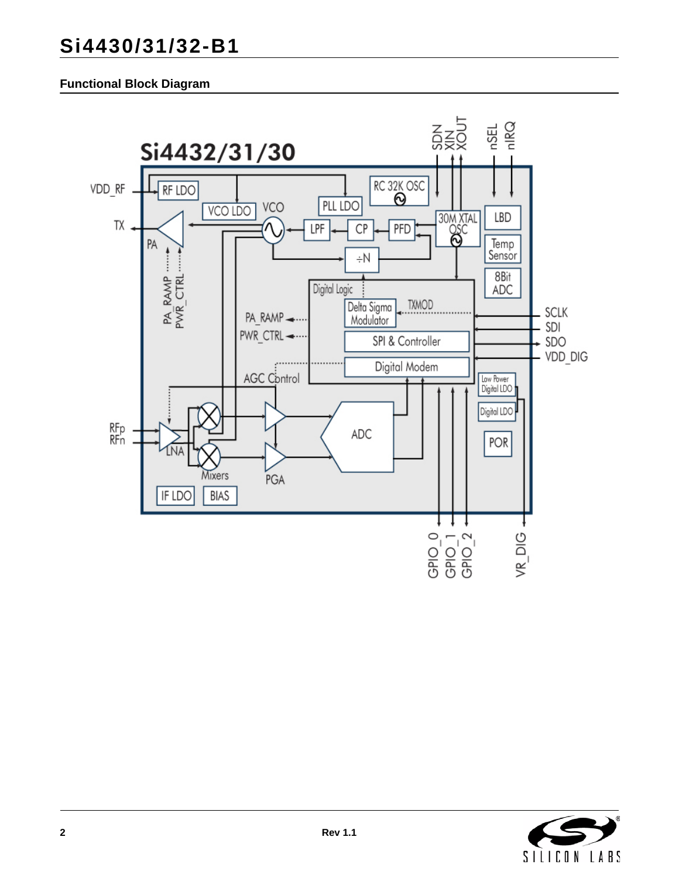## Functional Block Diagram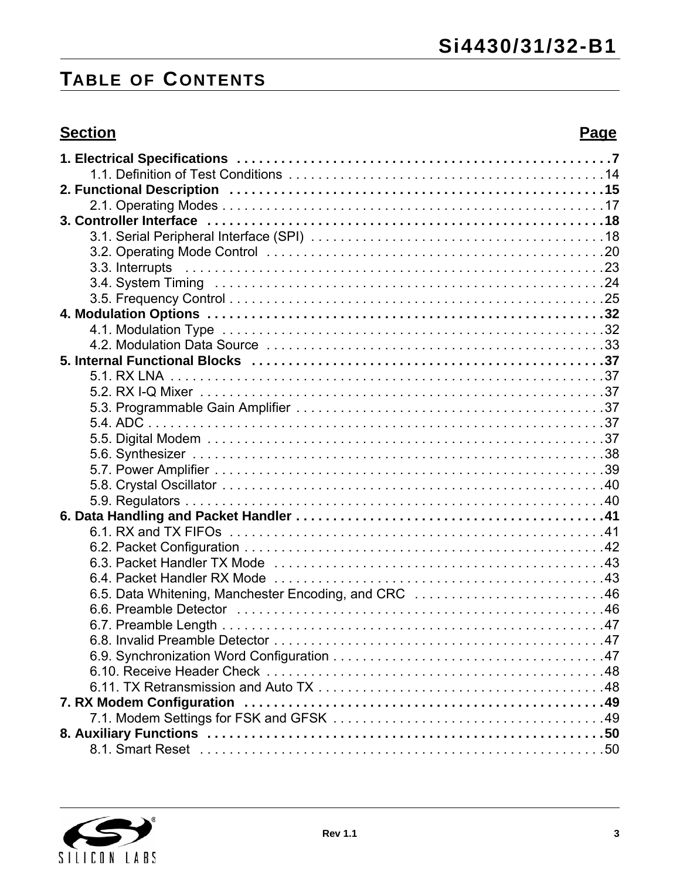# Table of Contents

| Section | Page |
|---|---|
| **1. Electrical Specifications** | **7** |
| 1.1. Definition of Test Conditions | 14 |
| **2. Functional Description** | **15** |
| 2.1. Operating Modes | 17 |
| **3. Controller Interface** | **18** |
| 3.1. Serial Peripheral Interface (SPI) | 18 |
| 3.2. Operating Mode Control | 20 |
| 3.3. Interrupts | 23 |
| 3.4. System Timing | 24 |
| 3.5. Frequency Control | 25 |
| **4. Modulation Options** | **32** |
| 4.1. Modulation Type | 32 |
| 4.2. Modulation Data Source | 33 |
| **5. Internal Functional Blocks** | **37** |
| 5.1. RX LNA | 37 |
| 5.2. RX I-Q Mixer | 37 |
| 5.3. Programmable Gain Amplifier | 37 |
| 5.4. ADC | 37 |
| 5.5. Digital Modem | 37 |
| 5.6. Synthesizer | 38 |
| 5.7. Power Amplifier | 39 |
| 5.8. Crystal Oscillator | 40 |
| 5.9. Regulators | 40 |
| **6. Data Handling and Packet Handler** | **41** |
| 6.1. RX and TX FIFOs | 41 |
| 6.2. Packet Configuration | 42 |
| 6.3. Packet Handler TX Mode | 43 |
| 6.4. Packet Handler RX Mode | 43 |
| 6.5. Data Whitening, Manchester Encoding, and CRC | 46 |
| 6.6. Preamble Detector | 46 |
| 6.7. Preamble Length | 47 |
| 6.8. Invalid Preamble Detector | 47 |
| 6.9. Synchronization Word Configuration | 47 |
| 6.10. Receive Header Check | 48 |
| 6.11. TX Retransmission and Auto TX | 48 |
| **7. RX Modem Configuration** | **49** |
| 7.1. Modem Settings for FSK and GFSK | 49 |
| **8. Auxiliary Functions** | **50** |
| 8.1. Smart Reset | 50 |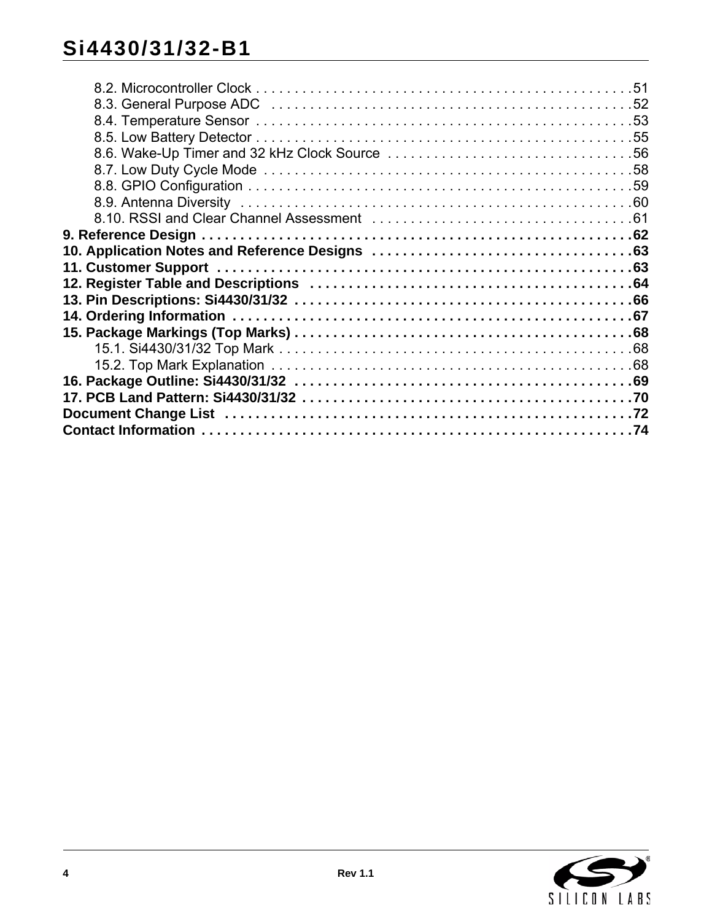8.2. Microcontroller Clock . . . . . . . . . . . . . . . . . . . . . . . . . . . . . . . . . . . . . . . . . . . . . . . . .51
8.3. General Purpose ADC . . . . . . . . . . . . . . . . . . . . . . . . . . . . . . . . . . . . . . . . . . . . . . . .52
8.4. Temperature Sensor . . . . . . . . . . . . . . . . . . . . . . . . . . . . . . . . . . . . . . . . . . . . . . . . . .53
8.5. Low Battery Detector . . . . . . . . . . . . . . . . . . . . . . . . . . . . . . . . . . . . . . . . . . . . . . . . . .55
8.6. Wake-Up Timer and 32 kHz Clock Source . . . . . . . . . . . . . . . . . . . . . . . . . . . . . . . .56
8.7. Low Duty Cycle Mode . . . . . . . . . . . . . . . . . . . . . . . . . . . . . . . . . . . . . . . . . . . . . . . . .58
8.8. GPIO Configuration . . . . . . . . . . . . . . . . . . . . . . . . . . . . . . . . . . . . . . . . . . . . . . . . . . .59
8.9. Antenna Diversity . . . . . . . . . . . . . . . . . . . . . . . . . . . . . . . . . . . . . . . . . . . . . . . . . . . .60
8.10. RSSI and Clear Channel Assessment . . . . . . . . . . . . . . . . . . . . . . . . . . . . . . . . . .61

**9. Reference Design . . . . . . . . . . . . . . . . . . . . . . . . . . . . . . . . . . . . . . . . . . . . . . . . . . . . . .62**

**10. Application Notes and Reference Designs . . . . . . . . . . . . . . . . . . . . . . . . . . . . . . . . .63**

**11. Customer Support . . . . . . . . . . . . . . . . . . . . . . . . . . . . . . . . . . . . . . . . . . . . . . . . . . . . .63**

**12. Register Table and Descriptions . . . . . . . . . . . . . . . . . . . . . . . . . . . . . . . . . . . . . . . . .64**

**13. Pin Descriptions: Si4430/31/32 . . . . . . . . . . . . . . . . . . . . . . . . . . . . . . . . . . . . . . . . . .66**

**14. Ordering Information . . . . . . . . . . . . . . . . . . . . . . . . . . . . . . . . . . . . . . . . . . . . . . . . . . .67**

**15. Package Markings (Top Marks) . . . . . . . . . . . . . . . . . . . . . . . . . . . . . . . . . . . . . . . . . . .68**

15.1. Si4430/31/32 Top Mark . . . . . . . . . . . . . . . . . . . . . . . . . . . . . . . . . . . . . . . . . . . . . . .68
15.2. Top Mark Explanation . . . . . . . . . . . . . . . . . . . . . . . . . . . . . . . . . . . . . . . . . . . . . . . .68

**16. Package Outline: Si4430/31/32 . . . . . . . . . . . . . . . . . . . . . . . . . . . . . . . . . . . . . . . . . . .69**

**17. PCB Land Pattern: Si4430/31/32 . . . . . . . . . . . . . . . . . . . . . . . . . . . . . . . . . . . . . . . . . .70**

**Document Change List . . . . . . . . . . . . . . . . . . . . . . . . . . . . . . . . . . . . . . . . . . . . . . . . . . . .72**

**Contact Information . . . . . . . . . . . . . . . . . . . . . . . . . . . . . . . . . . . . . . . . . . . . . . . . . . . . . .74**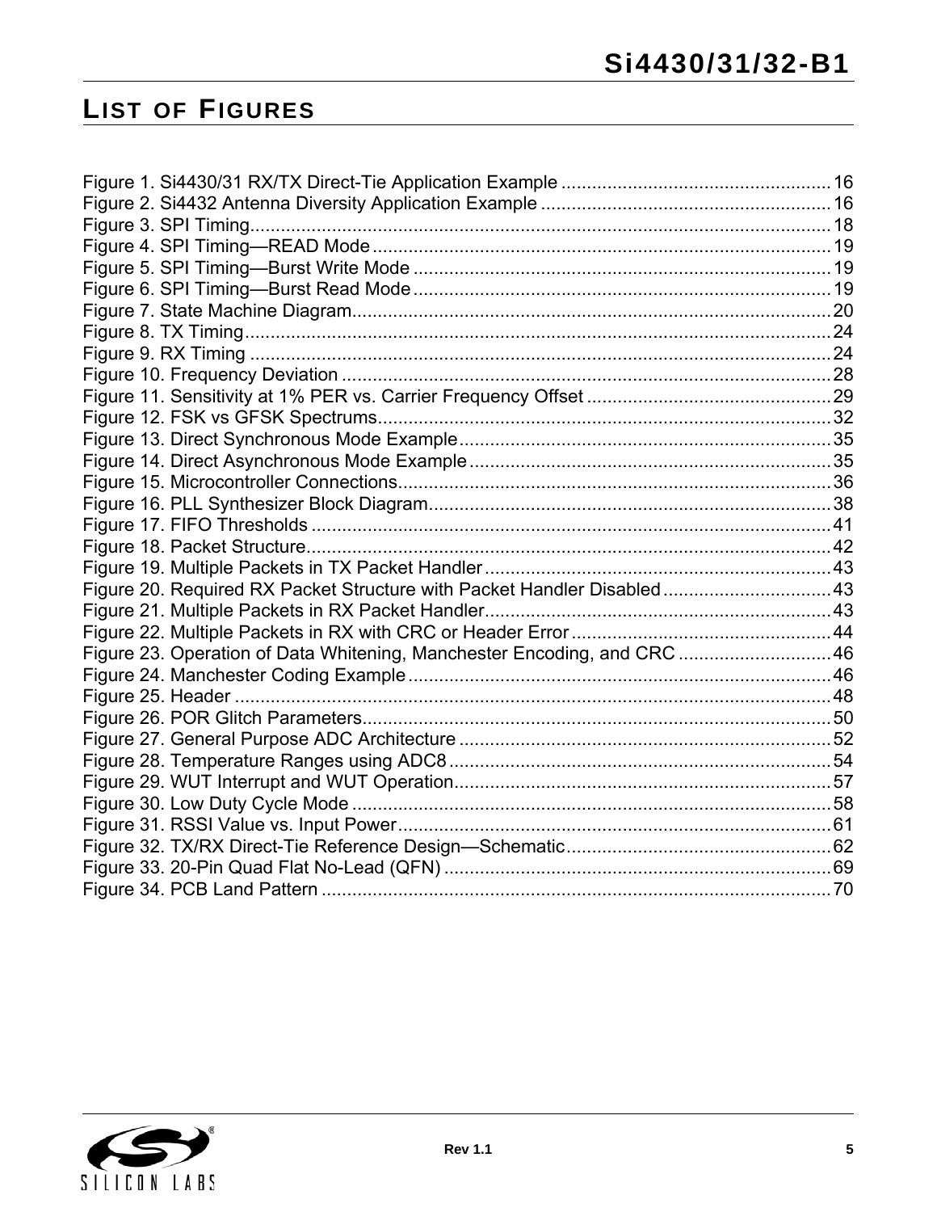# List of Figures

Figure 1. Si4430/31 RX/TX Direct-Tie Application Example .................................................... 16
Figure 2. Si4432 Antenna Diversity Application Example ........................................................ 16
Figure 3. SPI Timing................................................................................................................ 18
Figure 4. SPI Timing—READ Mode ......................................................................................... 19
Figure 5. SPI Timing—Burst Write Mode .................................................................................. 19
Figure 6. SPI Timing—Burst Read Mode .................................................................................. 19
Figure 7. State Machine Diagram............................................................................................. 20
Figure 8. TX Timing.................................................................................................................. 24
Figure 9. RX Timing ................................................................................................................. 24
Figure 10. Frequency Deviation ............................................................................................... 28
Figure 11. Sensitivity at 1% PER vs. Carrier Frequency Offset ............................................... 29
Figure 12. FSK vs GFSK Spectrums........................................................................................ 32
Figure 13. Direct Synchronous Mode Example........................................................................ 35
Figure 14. Direct Asynchronous Mode Example ...................................................................... 35
Figure 15. Microcontroller Connections.................................................................................... 36
Figure 16. PLL Synthesizer Block Diagram.............................................................................. 38
Figure 17. FIFO Thresholds ..................................................................................................... 41
Figure 18. Packet Structure...................................................................................................... 42
Figure 19. Multiple Packets in TX Packet Handler ................................................................... 43
Figure 20. Required RX Packet Structure with Packet Handler Disabled ................................ 43
Figure 21. Multiple Packets in RX Packet Handler................................................................... 43
Figure 22. Multiple Packets in RX with CRC or Header Error .................................................. 44
Figure 23. Operation of Data Whitening, Manchester Encoding, and CRC ............................. 46
Figure 24. Manchester Coding Example .................................................................................. 46
Figure 25. Header .................................................................................................................... 48
Figure 26. POR Glitch Parameters........................................................................................... 50
Figure 27. General Purpose ADC Architecture ........................................................................ 52
Figure 28. Temperature Ranges using ADC8 .......................................................................... 54
Figure 29. WUT Interrupt and WUT Operation......................................................................... 57
Figure 30. Low Duty Cycle Mode ............................................................................................. 58
Figure 31. RSSI Value vs. Input Power.................................................................................... 61
Figure 32. TX/RX Direct-Tie Reference Design—Schematic................................................... 62
Figure 33. 20-Pin Quad Flat No-Lead (QFN) ........................................................................... 69
Figure 34. PCB Land Pattern ................................................................................................... 70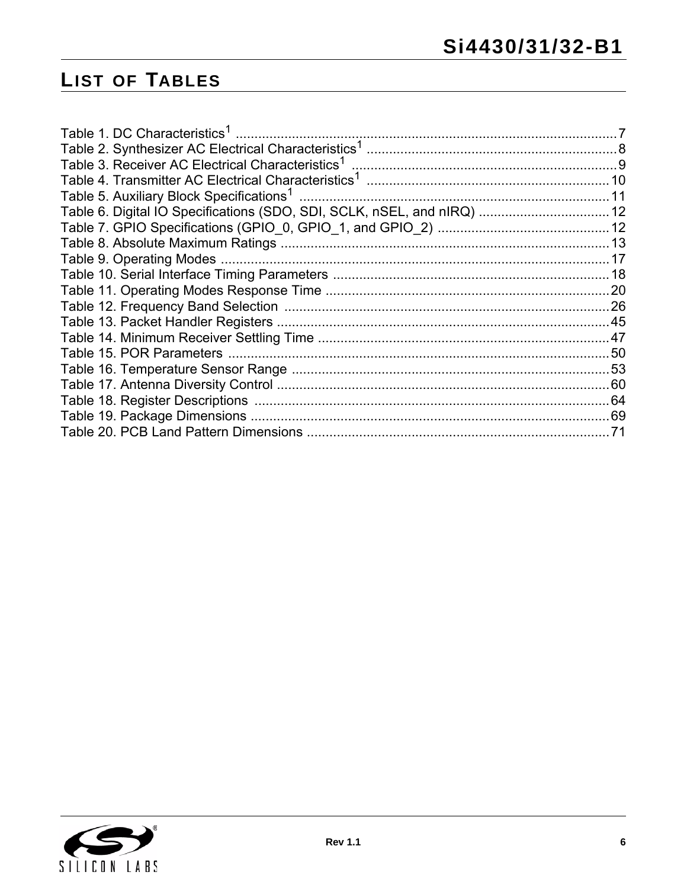## List of Tables

Table 1. DC Characteristics[1] ....................................................................................................7
Table 2. Synthesizer AC Electrical Characteristics[1] ..................................................................8
Table 3. Receiver AC Electrical Characteristics[1] ......................................................................9
Table 4. Transmitter AC Electrical Characteristics[1] .................................................................10
Table 5. Auxiliary Block Specifications[1] ...................................................................................11
Table 6. Digital IO Specifications (SDO, SDI, SCLK, nSEL, and nIRQ) ...................................12
Table 7. GPIO Specifications (GPIO_0, GPIO_1, and GPIO_2) ..............................................12
Table 8. Absolute Maximum Ratings ........................................................................................13
Table 9. Operating Modes ........................................................................................................17
Table 10. Serial Interface Timing Parameters ..........................................................................18
Table 11. Operating Modes Response Time ............................................................................20
Table 12. Frequency Band Selection .......................................................................................26
Table 13. Packet Handler Registers .........................................................................................45
Table 14. Minimum Receiver Settling Time ..............................................................................47
Table 15. POR Parameters .......................................................................................................50
Table 16. Temperature Sensor Range .....................................................................................53
Table 17. Antenna Diversity Control .........................................................................................60
Table 18. Register Descriptions ...............................................................................................64
Table 19. Package Dimensions ................................................................................................69
Table 20. PCB Land Pattern Dimensions .................................................................................71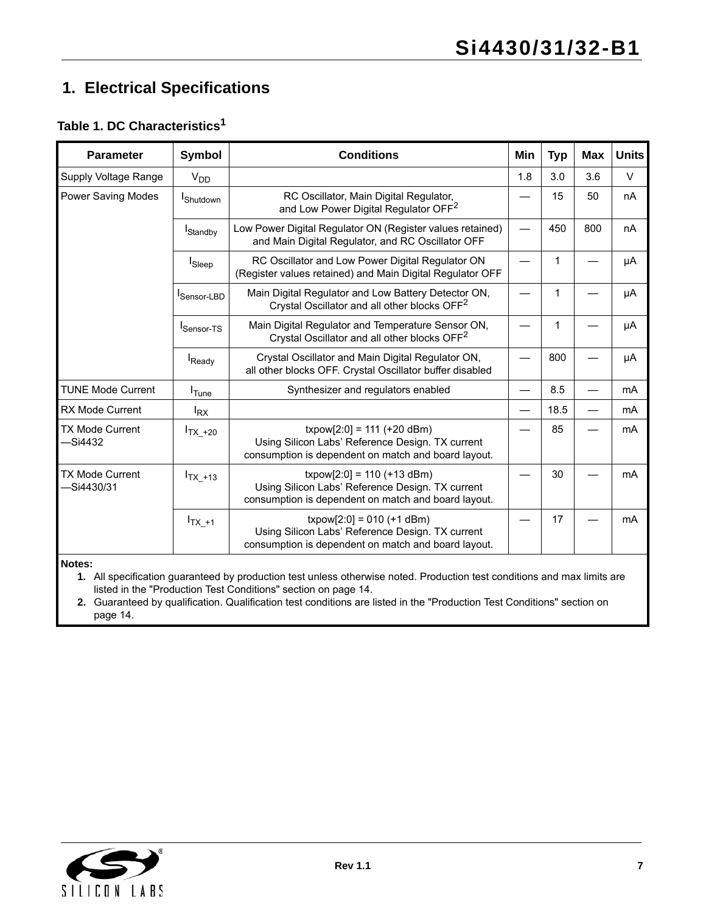# 1. Electrical Specifications

**Table 1. DC Characteristics[1]**

| Parameter | Symbol | Conditions | Min | Typ | Max | Units |
|---|---|---|---|---|---|---|
| Supply Voltage Range | $V_{DD}$ | | 1.8 | 3.0 | 3.6 | V |
| Power Saving Modes | $I_{Shutdown}$ | RC Oscillator, Main Digital Regulator, and Low Power Digital Regulator OFF[2] | — | 15 | 50 | nA |
| | $I_{Standby}$ | Low Power Digital Regulator ON (Register values retained) and Main Digital Regulator, and RC Oscillator OFF | — | 450 | 800 | nA |
| | $I_{Sleep}$ | RC Oscillator and Low Power Digital Regulator ON (Register values retained) and Main Digital Regulator OFF | — | 1 | — | µA |
| | $I_{Sensor-LBD}$ | Main Digital Regulator and Low Battery Detector ON, Crystal Oscillator and all other blocks OFF[2] | — | 1 | — | µA |
| | $I_{Sensor-TS}$ | Main Digital Regulator and Temperature Sensor ON, Crystal Oscillator and all other blocks OFF[2] | — | 1 | — | µA |
| | $I_{Ready}$ | Crystal Oscillator and Main Digital Regulator ON, all other blocks OFF. Crystal Oscillator buffer disabled | — | 800 | — | µA |
| TUNE Mode Current | $I_{Tune}$ | Synthesizer and regulators enabled | — | 8.5 | — | mA |
| RX Mode Current | $I_{RX}$ | | — | 18.5 | — | mA |
| TX Mode Current —Si4432 | $I_{TX\_+20}$ | txpow[2:0] = 111 (+20 dBm) Using Silicon Labs' Reference Design. TX current consumption is dependent on match and board layout. | — | 85 | — | mA |
| TX Mode Current —Si4430/31 | $I_{TX\_+13}$ | txpow[2:0] = 110 (+13 dBm) Using Silicon Labs' Reference Design. TX current consumption is dependent on match and board layout. | — | 30 | — | mA |
| | $I_{TX\_+1}$ | txpow[2:0] = 010 (+1 dBm) Using Silicon Labs' Reference Design. TX current consumption is dependent on match and board layout. | — | 17 | — | mA |

**Notes:**

1. All specification guaranteed by production test unless otherwise noted. Production test conditions and max limits are listed in the "Production Test Conditions" section on page 14.
2. Guaranteed by qualification. Qualification test conditions are listed in the "Production Test Conditions" section on page 14.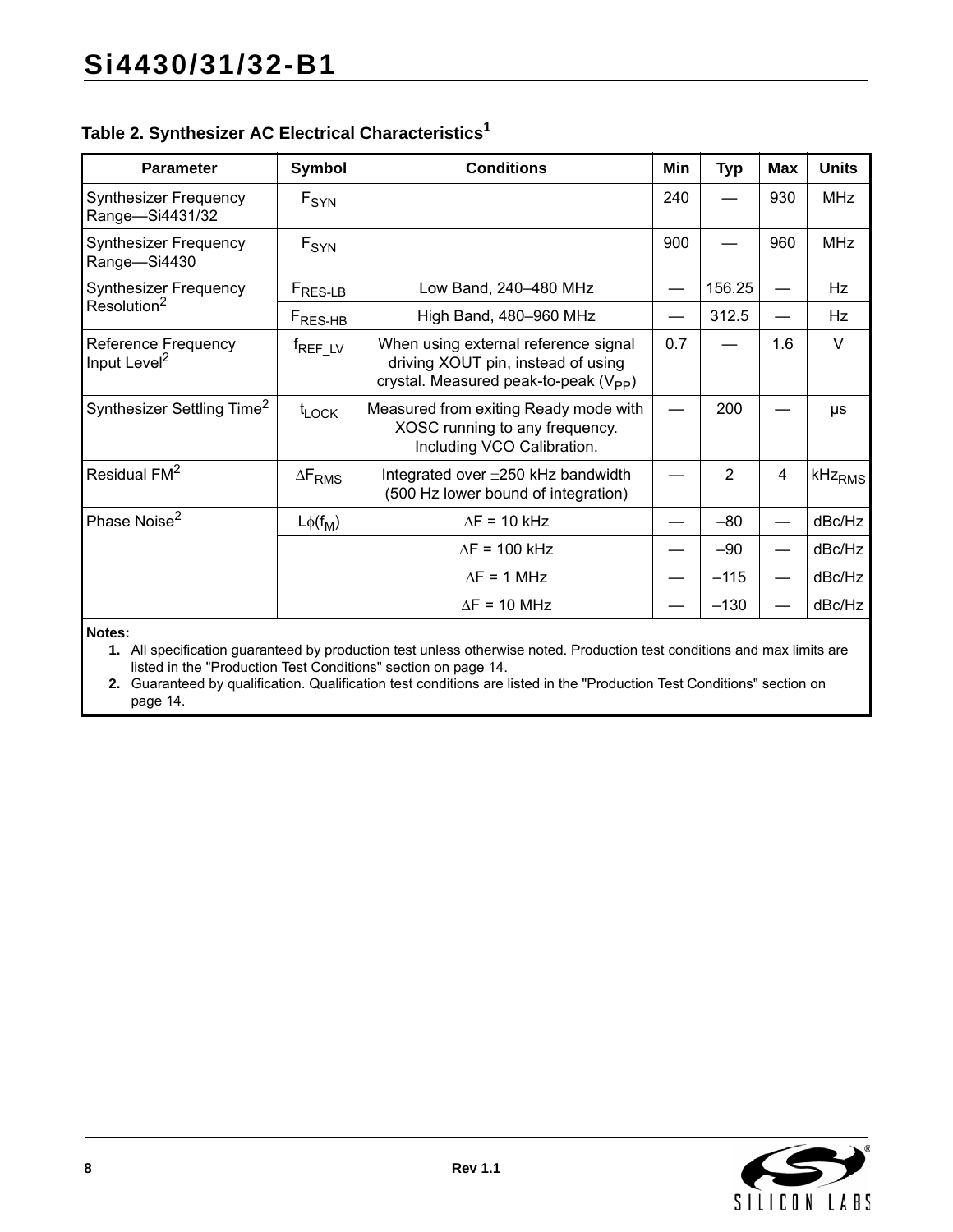### Table 2. Synthesizer AC Electrical Characteristics[1]

| Parameter | Symbol | Conditions | Min | Typ | Max | Units |
|---|---|---|---|---|---|---|
| Synthesizer Frequency Range—Si4431/32 | $F_{SYN}$ | | 240 | — | 930 | MHz |
| Synthesizer Frequency Range—Si4430 | $F_{SYN}$ | | 900 | — | 960 | MHz |
| Synthesizer Frequency Resolution[2] | $F_{RES\text{-}LB}$ | Low Band, 240–480 MHz | — | 156.25 | — | Hz |
| | $F_{RES\text{-}HB}$ | High Band, 480–960 MHz | — | 312.5 | — | Hz |
| Reference Frequency Input Level[2] | $f_{REF\_LV}$ | When using external reference signal driving XOUT pin, instead of using crystal. Measured peak-to-peak ($V_{PP}$) | 0.7 | — | 1.6 | V |
| Synthesizer Settling Time[2] | $t_{LOCK}$ | Measured from exiting Ready mode with XOSC running to any frequency. Including VCO Calibration. | — | 200 | — | µs |
| Residual FM[2] | $\Delta F_{RMS}$ | Integrated over ±250 kHz bandwidth (500 Hz lower bound of integration) | — | 2 | 4 | $kHz_{RMS}$ |
| Phase Noise[2] | $L\phi(f_M)$ | $\Delta F$ = 10 kHz | — | –80 | — | dBc/Hz |
| | | $\Delta F$ = 100 kHz | — | –90 | — | dBc/Hz |
| | | $\Delta F$ = 1 MHz | — | –115 | — | dBc/Hz |
| | | $\Delta F$ = 10 MHz | — | –130 | — | dBc/Hz |

**Notes:**

1. All specification guaranteed by production test unless otherwise noted. Production test conditions and max limits are listed in the "Production Test Conditions" section on page 14.
2. Guaranteed by qualification. Qualification test conditions are listed in the "Production Test Conditions" section on page 14.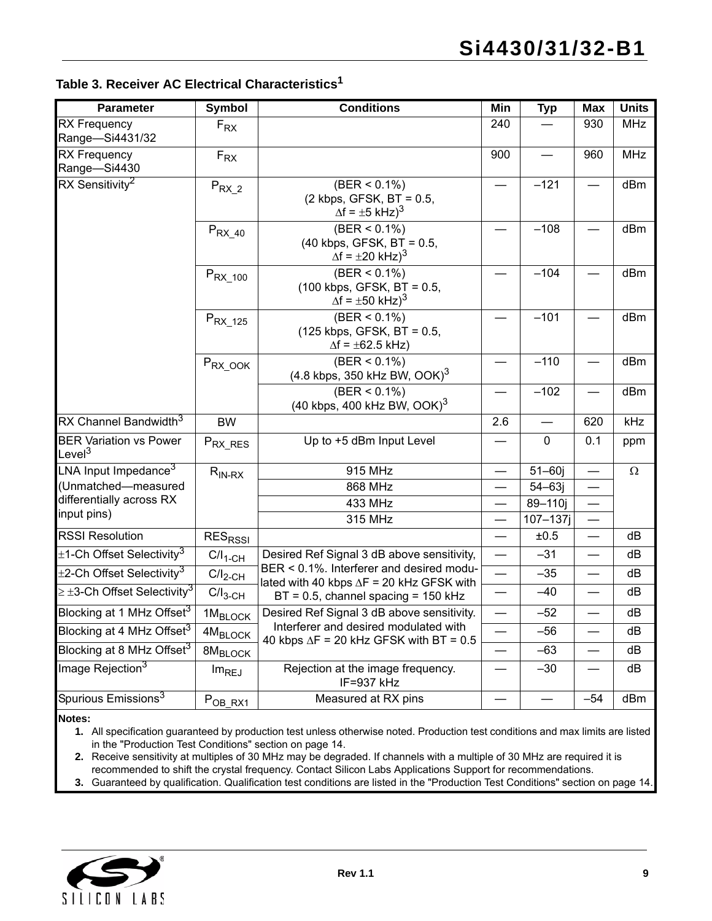### Table 3. Receiver AC Electrical Characteristics[1]

| Parameter | Symbol | Conditions | Min | Typ | Max | Units |
|---|---|---|---|---|---|---|
| RX Frequency Range—Si4431/32 | $F_{RX}$ | | 240 | — | 930 | MHz |
| RX Frequency Range—Si4430 | $F_{RX}$ | | 900 | — | 960 | MHz |
| RX Sensitivity[2] | $P_{RX\_2}$ | (BER < 0.1%) (2 kbps, GFSK, BT = 0.5, $\Delta f = \pm 5$ kHz)[3] | — | –121 | — | dBm |
| | $P_{RX\_40}$ | (BER < 0.1%) (40 kbps, GFSK, BT = 0.5, $\Delta f = \pm 20$ kHz)[3] | — | –108 | — | dBm |
| | $P_{RX\_100}$ | (BER < 0.1%) (100 kbps, GFSK, BT = 0.5, $\Delta f = \pm 50$ kHz)[3] | — | –104 | — | dBm |
| | $P_{RX\_125}$ | (BER < 0.1%) (125 kbps, GFSK, BT = 0.5, $\Delta f = \pm 62.5$ kHz) | — | –101 | — | dBm |
| | $P_{RX\_OOK}$ | (BER < 0.1%) (4.8 kbps, 350 kHz BW, OOK)[3] | — | –110 | — | dBm |
| | | (BER < 0.1%) (40 kbps, 400 kHz BW, OOK)[3] | — | –102 | — | dBm |
| RX Channel Bandwidth[3] | BW | | 2.6 | — | 620 | kHz |
| BER Variation vs Power Level[3] | $P_{RX\_RES}$ | Up to +5 dBm Input Level | — | 0 | 0.1 | ppm |
| LNA Input Impedance[3] (Unmatched—measured differentially across RX input pins) | $R_{IN-RX}$ | 915 MHz | — | 51–60j | — | Ω |
| | | 868 MHz | — | 54–63j | — | |
| | | 433 MHz | — | 89–110j | — | |
| | | 315 MHz | — | 107–137j | — | |
| RSSI Resolution | $RES_{RSSI}$ | | — | ±0.5 | — | dB |
| ±1-Ch Offset Selectivity[3] | $C/I_{1-CH}$ | Desired Ref Signal 3 dB above sensitivity, BER < 0.1%. Interferer and desired modulated with 40 kbps $\Delta F = 20$ kHz GFSK with BT = 0.5, channel spacing = 150 kHz | — | –31 | — | dB |
| ±2-Ch Offset Selectivity[3] | $C/I_{2-CH}$ | | — | –35 | — | dB |
| ≥ ±3-Ch Offset Selectivity[3] | $C/I_{3-CH}$ | | — | –40 | — | dB |
| Blocking at 1 MHz Offset[3] | $1M_{BLOCK}$ | Desired Ref Signal 3 dB above sensitivity. Interferer and desired modulated with 40 kbps $\Delta F = 20$ kHz GFSK with BT = 0.5 | — | –52 | — | dB |
| Blocking at 4 MHz Offset[3] | $4M_{BLOCK}$ | | — | –56 | — | dB |
| Blocking at 8 MHz Offset[3] | $8M_{BLOCK}$ | | — | –63 | — | dB |
| Image Rejection[3] | $Im_{REJ}$ | Rejection at the image frequency. IF=937 kHz | — | –30 | — | dB |
| Spurious Emissions[3] | $P_{OB\_RX1}$ | Measured at RX pins | — | — | –54 | dBm |

**Notes:**

1. All specification guaranteed by production test unless otherwise noted. Production test conditions and max limits are listed in the "Production Test Conditions" section on page 14.
2. Receive sensitivity at multiples of 30 MHz may be degraded. If channels with a multiple of 30 MHz are required it is recommended to shift the crystal frequency. Contact Silicon Labs Applications Support for recommendations.
3. Guaranteed by qualification. Qualification test conditions are listed in the "Production Test Conditions" section on page 14.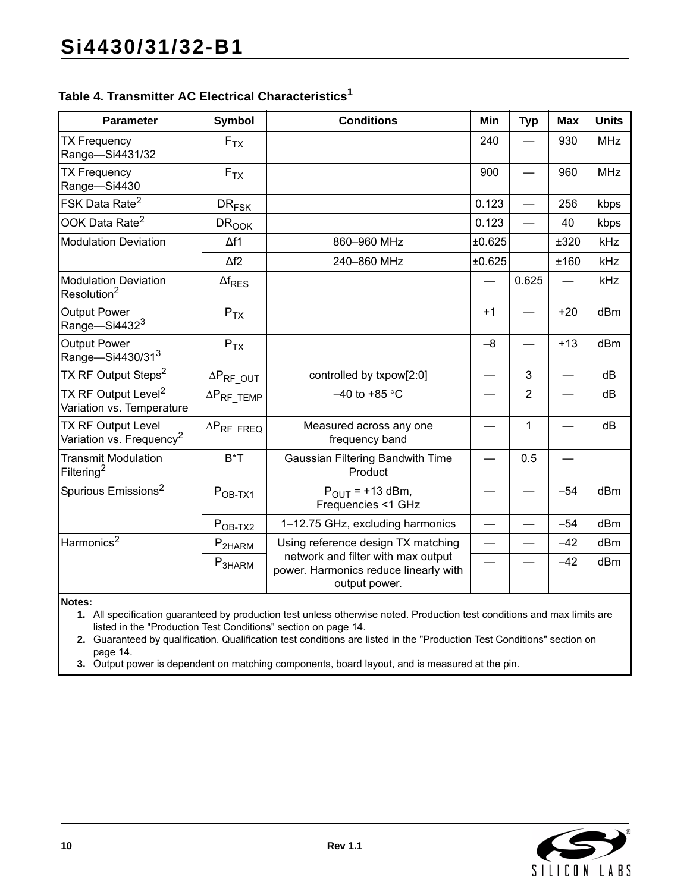## Table 4. Transmitter AC Electrical Characteristics[1]

| Parameter | Symbol | Conditions | Min | Typ | Max | Units |
|---|---|---|---|---|---|---|
| TX Frequency Range—Si4431/32 | $F_{TX}$ | | 240 | — | 930 | MHz |
| TX Frequency Range—Si4430 | $F_{TX}$ | | 900 | — | 960 | MHz |
| FSK Data Rate[2] | $DR_{FSK}$ | | 0.123 | — | 256 | kbps |
| OOK Data Rate[2] | $DR_{OOK}$ | | 0.123 | — | 40 | kbps |
| Modulation Deviation | Δf1 | 860–960 MHz | ±0.625 | | ±320 | kHz |
| | Δf2 | 240–860 MHz | ±0.625 | | ±160 | kHz |
| Modulation Deviation Resolution[2] | $\Delta f_{RES}$ | | — | 0.625 | — | kHz |
| Output Power Range—Si4432[3] | $P_{TX}$ | | +1 | — | +20 | dBm |
| Output Power Range—Si4430/31[3] | $P_{TX}$ | | –8 | — | +13 | dBm |
| TX RF Output Steps[2] | $\Delta P_{RF\_OUT}$ | controlled by txpow[2:0] | — | 3 | — | dB |
| TX RF Output Level[2] Variation vs. Temperature | $\Delta P_{RF\_TEMP}$ | –40 to +85 °C | — | 2 | — | dB |
| TX RF Output Level Variation vs. Frequency[2] | $\Delta P_{RF\_FREQ}$ | Measured across any one frequency band | — | 1 | — | dB |
| Transmit Modulation Filtering[2] | B*T | Gaussian Filtering Bandwith Time Product | — | 0.5 | — | |
| Spurious Emissions[2] | $P_{OB\text{-}TX1}$ | $P_{OUT}$ = +13 dBm, Frequencies <1 GHz | — | — | –54 | dBm |
| | $P_{OB\text{-}TX2}$ | 1–12.75 GHz, excluding harmonics | — | — | –54 | dBm |
| Harmonics[2] | $P_{2HARM}$ | Using reference design TX matching network and filter with max output power. Harmonics reduce linearly with output power. | — | — | –42 | dBm |
| | $P_{3HARM}$ | | — | — | –42 | dBm |

**Notes:**

1. All specification guaranteed by production test unless otherwise noted. Production test conditions and max limits are listed in the "Production Test Conditions" section on page 14.
2. Guaranteed by qualification. Qualification test conditions are listed in the "Production Test Conditions" section on page 14.
3. Output power is dependent on matching components, board layout, and is measured at the pin.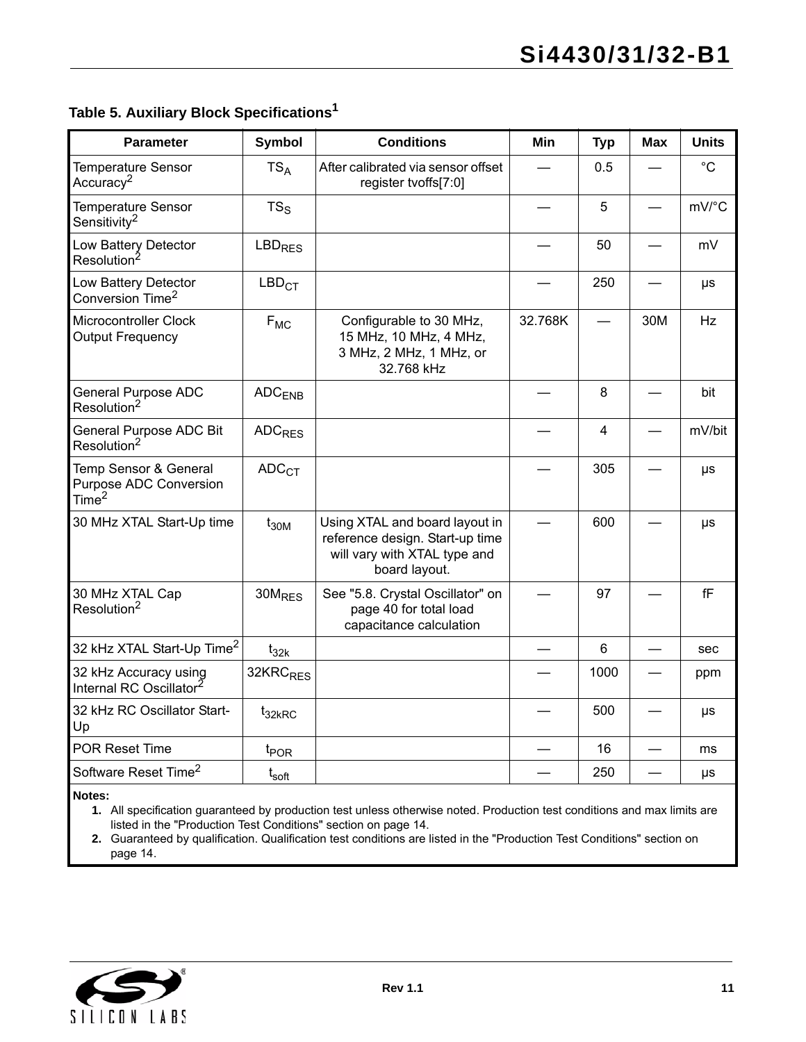### Table 5. Auxiliary Block Specifications[1]

| Parameter | Symbol | Conditions | Min | Typ | Max | Units |
|---|---|---|---|---|---|---|
| Temperature Sensor Accuracy[2] | $TS_A$ | After calibrated via sensor offset register tvoffs[7:0] | — | 0.5 | — | °C |
| Temperature Sensor Sensitivity[2] | $TS_S$ | | — | 5 | — | mV/°C |
| Low Battery Detector Resolution[2] | $LBD_{RES}$ | | — | 50 | — | mV |
| Low Battery Detector Conversion Time[2] | $LBD_{CT}$ | | — | 250 | — | µs |
| Microcontroller Clock Output Frequency | $F_{MC}$ | Configurable to 30 MHz, 15 MHz, 10 MHz, 4 MHz, 3 MHz, 2 MHz, 1 MHz, or 32.768 kHz | 32.768K | — | 30M | Hz |
| General Purpose ADC Resolution[2] | $ADC_{ENB}$ | | — | 8 | — | bit |
| General Purpose ADC Bit Resolution[2] | $ADC_{RES}$ | | — | 4 | — | mV/bit |
| Temp Sensor & General Purpose ADC Conversion Time[2] | $ADC_{CT}$ | | — | 305 | — | µs |
| 30 MHz XTAL Start-Up time | $t_{30M}$ | Using XTAL and board layout in reference design. Start-up time will vary with XTAL type and board layout. | — | 600 | — | µs |
| 30 MHz XTAL Cap Resolution[2] | $30M_{RES}$ | See "5.8. Crystal Oscillator" on page 40 for total load capacitance calculation | — | 97 | — | fF |
| 32 kHz XTAL Start-Up Time[2] | $t_{32k}$ | | — | 6 | — | sec |
| 32 kHz Accuracy using Internal RC Oscillator[2] | $32KRC_{RES}$ | | — | 1000 | — | ppm |
| 32 kHz RC Oscillator Start-Up | $t_{32kRC}$ | | — | 500 | — | µs |
| POR Reset Time | $t_{POR}$ | | — | 16 | — | ms |
| Software Reset Time[2] | $t_{soft}$ | | — | 250 | — | µs |

**Notes:**

1. All specification guaranteed by production test unless otherwise noted. Production test conditions and max limits are listed in the "Production Test Conditions" section on page 14.
2. Guaranteed by qualification. Qualification test conditions are listed in the "Production Test Conditions" section on page 14.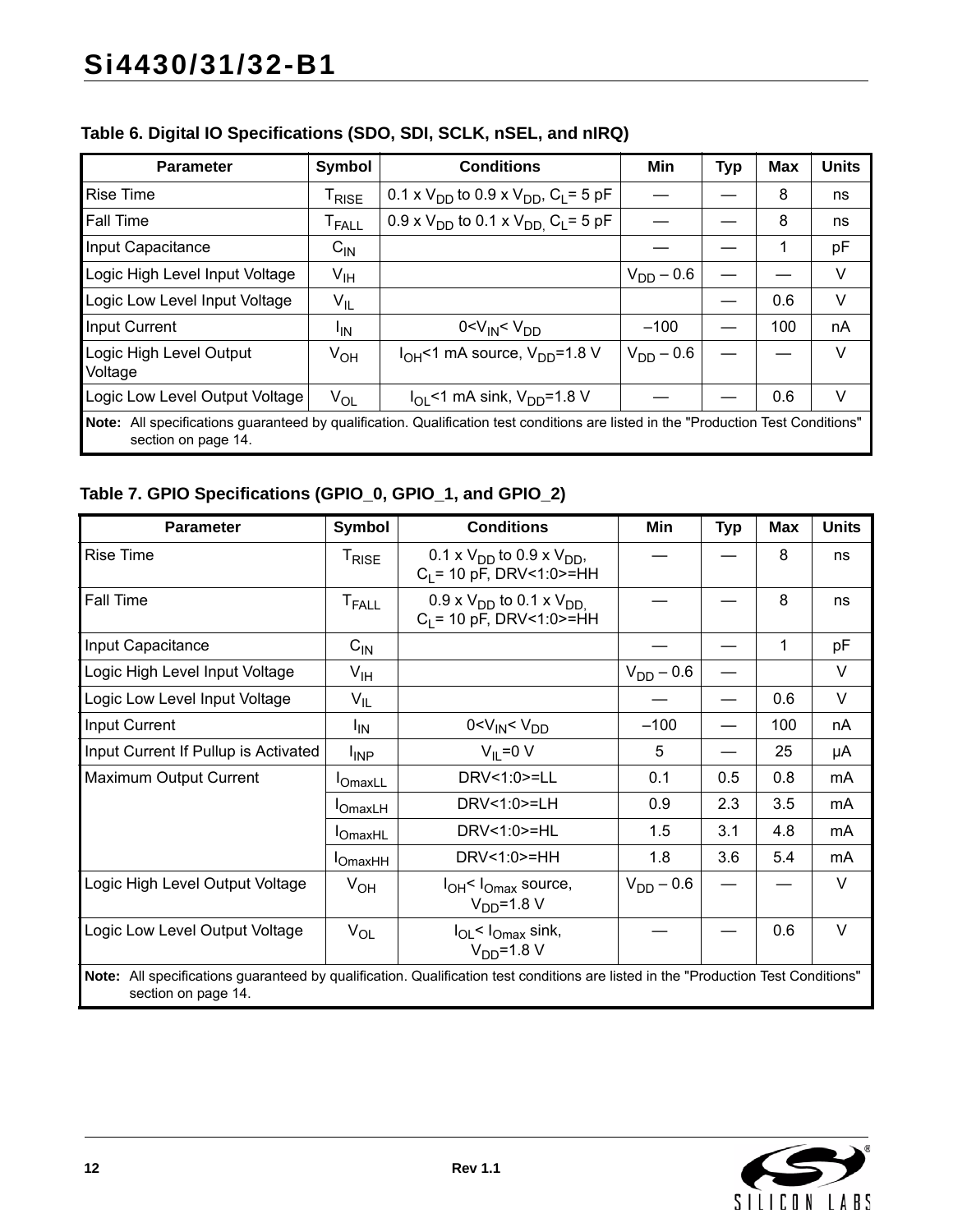**Table 6. Digital IO Specifications (SDO, SDI, SCLK, nSEL, and nIRQ)**

| Parameter | Symbol | Conditions | Min | Typ | Max | Units |
|---|---|---|---|---|---|---|
| Rise Time | $T_{RISE}$ | 0.1 x $V_{DD}$ to 0.9 x $V_{DD}$, $C_L$= 5 pF | — | — | 8 | ns |
| Fall Time | $T_{FALL}$ | 0.9 x $V_{DD}$ to 0.1 x $V_{DD,}$ $C_L$= 5 pF | — | — | 8 | ns |
| Input Capacitance | $C_{IN}$ | | — | — | 1 | pF |
| Logic High Level Input Voltage | $V_{IH}$ | | $V_{DD}$ – 0.6 | — | — | V |
| Logic Low Level Input Voltage | $V_{IL}$ | | | — | 0.6 | V |
| Input Current | $I_{IN}$ | 0<$V_{IN}$< $V_{DD}$ | –100 | — | 100 | nA |
| Logic High Level Output Voltage | $V_{OH}$ | $I_{OH}$<1 mA source, $V_{DD}$=1.8 V | $V_{DD}$ – 0.6 | — | — | V |
| Logic Low Level Output Voltage | $V_{OL}$ | $I_{OL}$<1 mA sink, $V_{DD}$=1.8 V | — | — | 0.6 | V |

**Note:** All specifications guaranteed by qualification. Qualification test conditions are listed in the "Production Test Conditions" section on page 14.

**Table 7. GPIO Specifications (GPIO_0, GPIO_1, and GPIO_2)**

| Parameter | Symbol | Conditions | Min | Typ | Max | Units |
|---|---|---|---|---|---|---|
| Rise Time | $T_{RISE}$ | 0.1 x $V_{DD}$ to 0.9 x $V_{DD}$, $C_L$= 10 pF, DRV<1:0>=HH | — | — | 8 | ns |
| Fall Time | $T_{FALL}$ | 0.9 x $V_{DD}$ to 0.1 x $V_{DD,}$ $C_L$= 10 pF, DRV<1:0>=HH | — | — | 8 | ns |
| Input Capacitance | $C_{IN}$ | | — | — | 1 | pF |
| Logic High Level Input Voltage | $V_{IH}$ | | $V_{DD}$ – 0.6 | — | | V |
| Logic Low Level Input Voltage | $V_{IL}$ | | — | — | 0.6 | V |
| Input Current | $I_{IN}$ | 0<$V_{IN}$< $V_{DD}$ | –100 | — | 100 | nA |
| Input Current If Pullup is Activated | $I_{INP}$ | $V_{IL}$=0 V | 5 | — | 25 | µA |
| Maximum Output Current | $I_{OmaxLL}$ | DRV<1:0>=LL | 0.1 | 0.5 | 0.8 | mA |
| | $I_{OmaxLH}$ | DRV<1:0>=LH | 0.9 | 2.3 | 3.5 | mA |
| | $I_{OmaxHL}$ | DRV<1:0>=HL | 1.5 | 3.1 | 4.8 | mA |
| | $I_{OmaxHH}$ | DRV<1:0>=HH | 1.8 | 3.6 | 5.4 | mA |
| Logic High Level Output Voltage | $V_{OH}$ | $I_{OH}$< $I_{Omax}$ source, $V_{DD}$=1.8 V | $V_{DD}$ – 0.6 | — | — | V |
| Logic Low Level Output Voltage | $V_{OL}$ | $I_{OL}$< $I_{Omax}$ sink, $V_{DD}$=1.8 V | — | — | 0.6 | V |

**Note:** All specifications guaranteed by qualification. Qualification test conditions are listed in the "Production Test Conditions" section on page 14.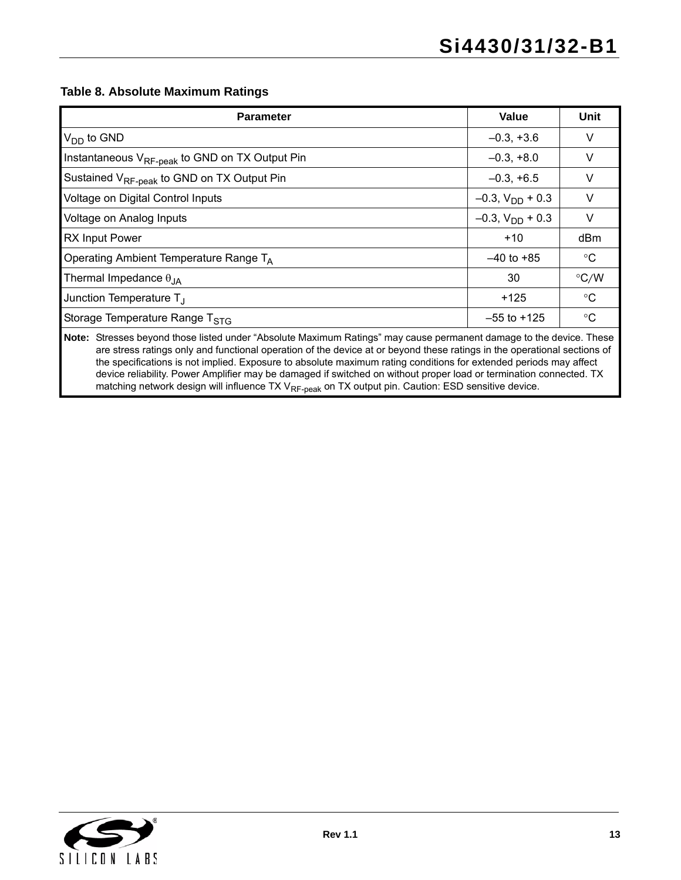**Table 8. Absolute Maximum Ratings**

| Parameter | Value | Unit |
|---|---|---|
| $V_{DD}$ to GND | –0.3, +3.6 | V |
| Instantaneous $V_{RF\text{-}peak}$ to GND on TX Output Pin | –0.3, +8.0 | V |
| Sustained $V_{RF\text{-}peak}$ to GND on TX Output Pin | –0.3, +6.5 | V |
| Voltage on Digital Control Inputs | –0.3, $V_{DD}$ + 0.3 | V |
| Voltage on Analog Inputs | –0.3, $V_{DD}$ + 0.3 | V |
| RX Input Power | +10 | dBm |
| Operating Ambient Temperature Range $T_A$ | –40 to +85 | °C |
| Thermal Impedance $\theta_{JA}$ | 30 | °C/W |
| Junction Temperature $T_J$ | +125 | °C |
| Storage Temperature Range $T_{STG}$ | –55 to +125 | °C |

**Note:** Stresses beyond those listed under “Absolute Maximum Ratings” may cause permanent damage to the device. These are stress ratings only and functional operation of the device at or beyond these ratings in the operational sections of the specifications is not implied. Exposure to absolute maximum rating conditions for extended periods may affect device reliability. Power Amplifier may be damaged if switched on without proper load or termination connected. TX matching network design will influence TX $V_{RF\text{-}peak}$ on TX output pin. Caution: ESD sensitive device.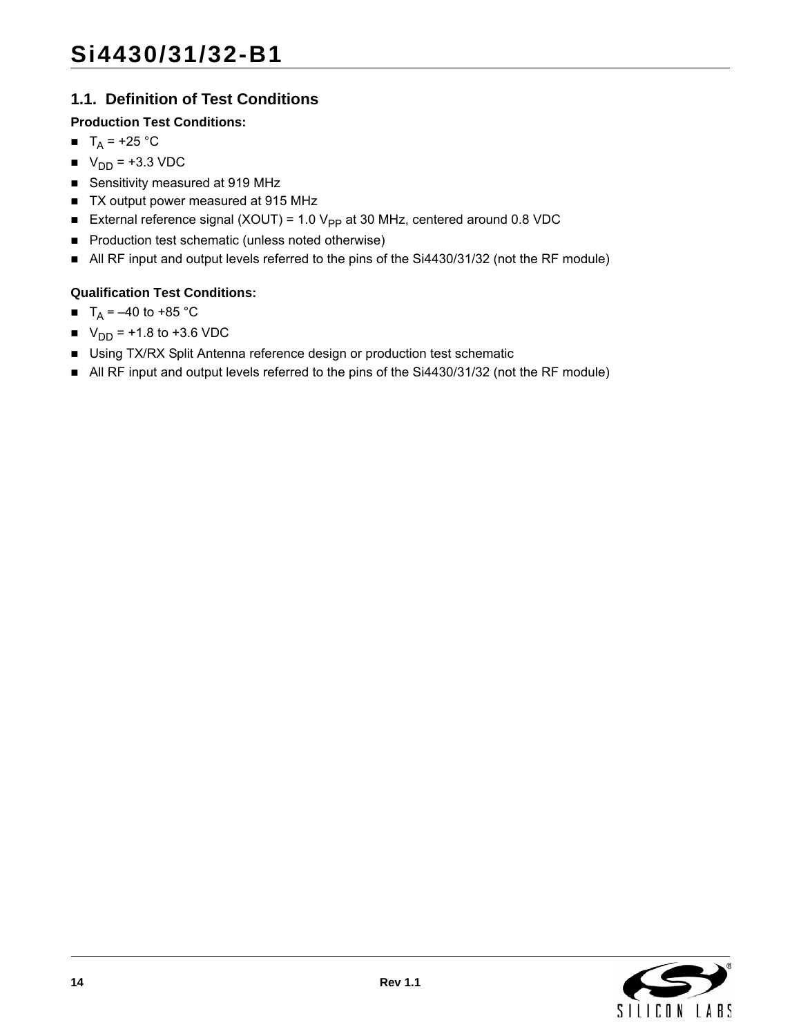## 1.1. Definition of Test Conditions

**Production Test Conditions:**

- $T_A$ = +25 °C
- $V_{DD}$ = +3.3 VDC
- Sensitivity measured at 919 MHz
- TX output power measured at 915 MHz
- External reference signal (XOUT) = 1.0 $V_{PP}$ at 30 MHz, centered around 0.8 VDC
- Production test schematic (unless noted otherwise)
- All RF input and output levels referred to the pins of the Si4430/31/32 (not the RF module)

**Qualification Test Conditions:**

- $T_A$ = –40 to +85 °C
- $V_{DD}$ = +1.8 to +3.6 VDC
- Using TX/RX Split Antenna reference design or production test schematic
- All RF input and output levels referred to the pins of the Si4430/31/32 (not the RF module)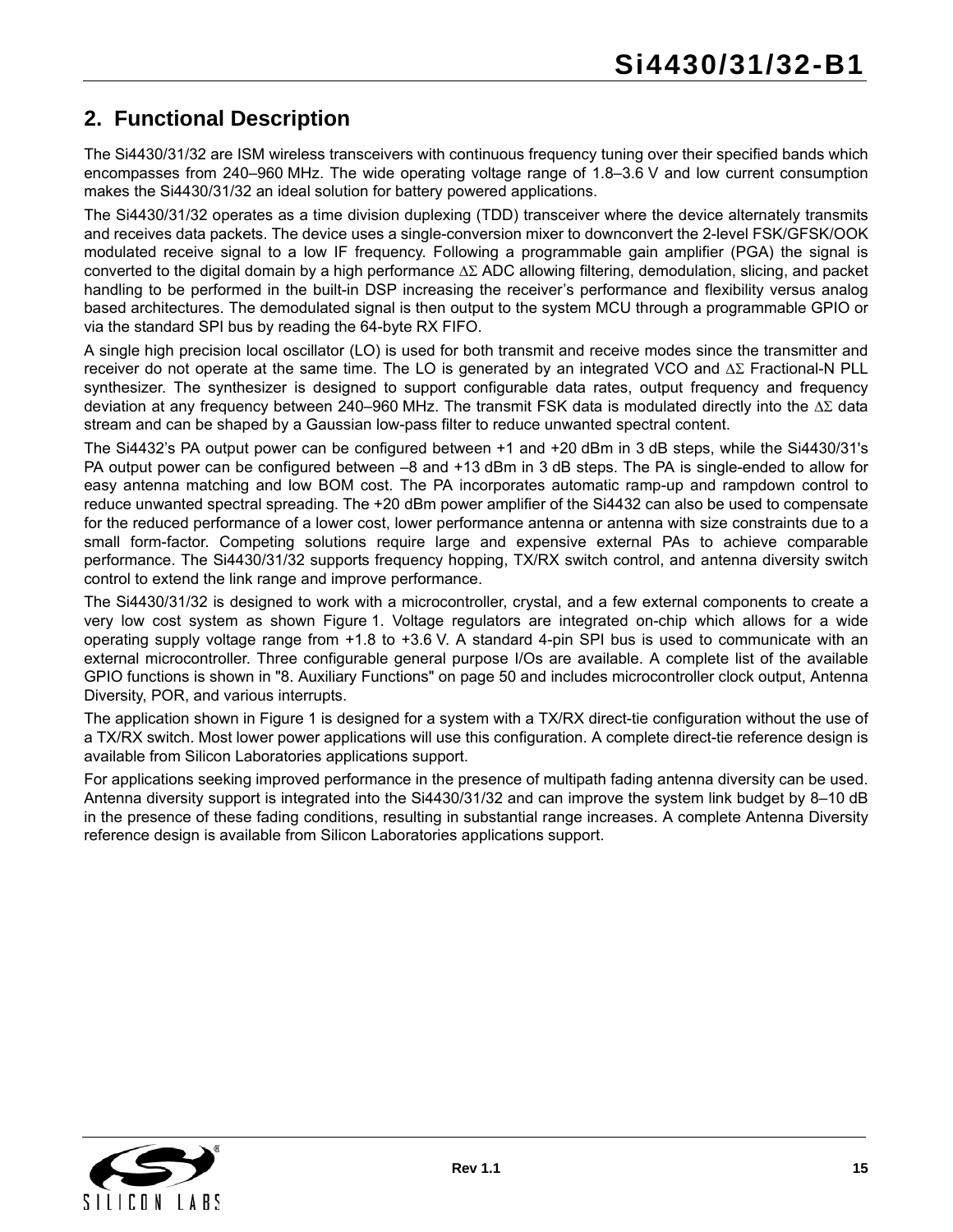## 2. Functional Description

The Si4430/31/32 are ISM wireless transceivers with continuous frequency tuning over their specified bands which encompasses from 240–960 MHz. The wide operating voltage range of 1.8–3.6 V and low current consumption makes the Si4430/31/32 an ideal solution for battery powered applications.

The Si4430/31/32 operates as a time division duplexing (TDD) transceiver where the device alternately transmits and receives data packets. The device uses a single-conversion mixer to downconvert the 2-level FSK/GFSK/OOK modulated receive signal to a low IF frequency. Following a programmable gain amplifier (PGA) the signal is converted to the digital domain by a high performance ΔΣ ADC allowing filtering, demodulation, slicing, and packet handling to be performed in the built-in DSP increasing the receiver's performance and flexibility versus analog based architectures. The demodulated signal is then output to the system MCU through a programmable GPIO or via the standard SPI bus by reading the 64-byte RX FIFO.

A single high precision local oscillator (LO) is used for both transmit and receive modes since the transmitter and receiver do not operate at the same time. The LO is generated by an integrated VCO and ΔΣ Fractional-N PLL synthesizer. The synthesizer is designed to support configurable data rates, output frequency and frequency deviation at any frequency between 240–960 MHz. The transmit FSK data is modulated directly into the ΔΣ data stream and can be shaped by a Gaussian low-pass filter to reduce unwanted spectral content.

The Si4432's PA output power can be configured between +1 and +20 dBm in 3 dB steps, while the Si4430/31's PA output power can be configured between –8 and +13 dBm in 3 dB steps. The PA is single-ended to allow for easy antenna matching and low BOM cost. The PA incorporates automatic ramp-up and rampdown control to reduce unwanted spectral spreading. The +20 dBm power amplifier of the Si4432 can also be used to compensate for the reduced performance of a lower cost, lower performance antenna or antenna with size constraints due to a small form-factor. Competing solutions require large and expensive external PAs to achieve comparable performance. The Si4430/31/32 supports frequency hopping, TX/RX switch control, and antenna diversity switch control to extend the link range and improve performance.

The Si4430/31/32 is designed to work with a microcontroller, crystal, and a few external components to create a very low cost system as shown Figure 1. Voltage regulators are integrated on-chip which allows for a wide operating supply voltage range from +1.8 to +3.6 V. A standard 4-pin SPI bus is used to communicate with an external microcontroller. Three configurable general purpose I/Os are available. A complete list of the available GPIO functions is shown in "8. Auxiliary Functions" on page 50 and includes microcontroller clock output, Antenna Diversity, POR, and various interrupts.

The application shown in Figure 1 is designed for a system with a TX/RX direct-tie configuration without the use of a TX/RX switch. Most lower power applications will use this configuration. A complete direct-tie reference design is available from Silicon Laboratories applications support.

For applications seeking improved performance in the presence of multipath fading antenna diversity can be used. Antenna diversity support is integrated into the Si4430/31/32 and can improve the system link budget by 8–10 dB in the presence of these fading conditions, resulting in substantial range increases. A complete Antenna Diversity reference design is available from Silicon Laboratories applications support.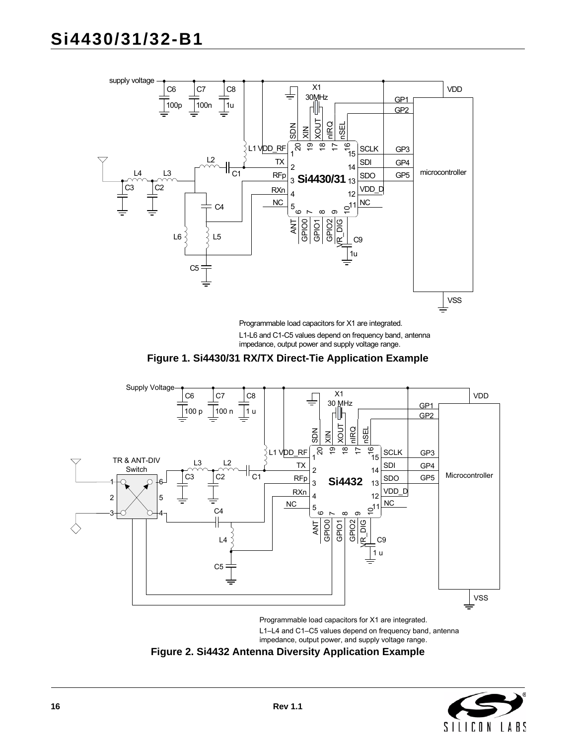Programmable load capacitors for X1 are integrated.

L1-L6 and C1-C5 values depend on frequency band, antenna impedance, output power and supply voltage range.

**Figure 1. Si4430/31 RX/TX Direct-Tie Application Example**

Programmable load capacitors for X1 are integrated.

L1–L4 and C1–C5 values depend on frequency band, antenna impedance, output power, and supply voltage range.

**Figure 2. Si4432 Antenna Diversity Application Example**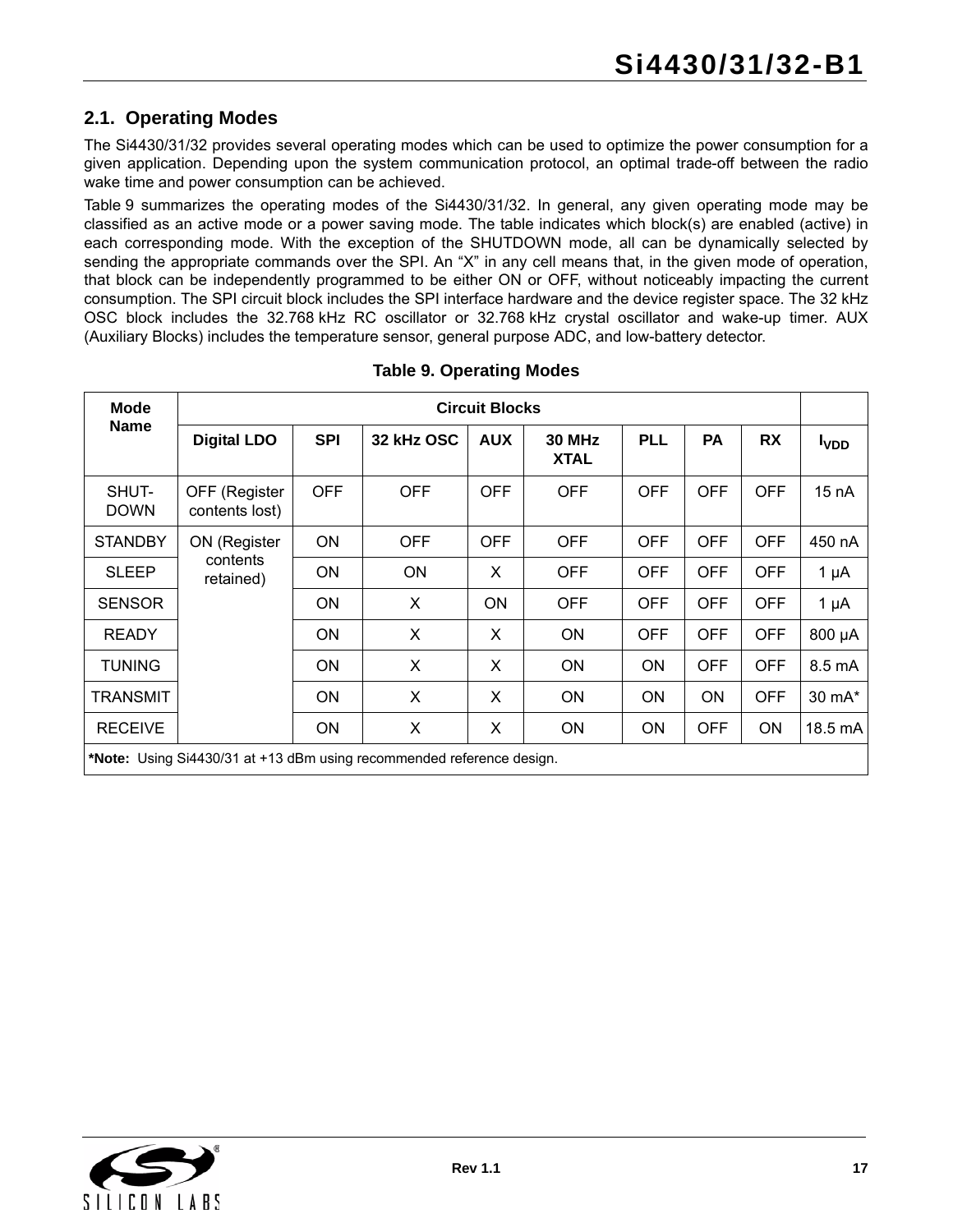## 2.1. Operating Modes

The Si4430/31/32 provides several operating modes which can be used to optimize the power consumption for a given application. Depending upon the system communication protocol, an optimal trade-off between the radio wake time and power consumption can be achieved.

Table 9 summarizes the operating modes of the Si4430/31/32. In general, any given operating mode may be classified as an active mode or a power saving mode. The table indicates which block(s) are enabled (active) in each corresponding mode. With the exception of the SHUTDOWN mode, all can be dynamically selected by sending the appropriate commands over the SPI. An “X” in any cell means that, in the given mode of operation, that block can be independently programmed to be either ON or OFF, without noticeably impacting the current consumption. The SPI circuit block includes the SPI interface hardware and the device register space. The 32 kHz OSC block includes the 32.768 kHz RC oscillator or 32.768 kHz crystal oscillator and wake-up timer. AUX (Auxiliary Blocks) includes the temperature sensor, general purpose ADC, and low-battery detector.

**Table 9. Operating Modes**

| Mode Name | Circuit Blocks | | | | | | | | |
|---|---|---|---|---|---|---|---|---|---|
| | **Digital LDO** | **SPI** | **32 kHz OSC** | **AUX** | **30 MHz XTAL** | **PLL** | **PA** | **RX** | $I_{VDD}$ |
| SHUT-DOWN | OFF (Register contents lost) | OFF | OFF | OFF | OFF | OFF | OFF | OFF | 15 nA |
| STANDBY | ON (Register contents retained) | ON | OFF | OFF | OFF | OFF | OFF | OFF | 450 nA |
| SLEEP | | ON | ON | X | OFF | OFF | OFF | OFF | 1 µA |
| SENSOR | | ON | X | ON | OFF | OFF | OFF | OFF | 1 µA |
| READY | | ON | X | X | ON | OFF | OFF | OFF | 800 µA |
| TUNING | | ON | X | X | ON | ON | OFF | OFF | 8.5 mA |
| TRANSMIT | | ON | X | X | ON | ON | ON | OFF | 30 mA* |
| RECEIVE | | ON | X | X | ON | ON | OFF | ON | 18.5 mA |

***Note:** Using Si4430/31 at +13 dBm using recommended reference design.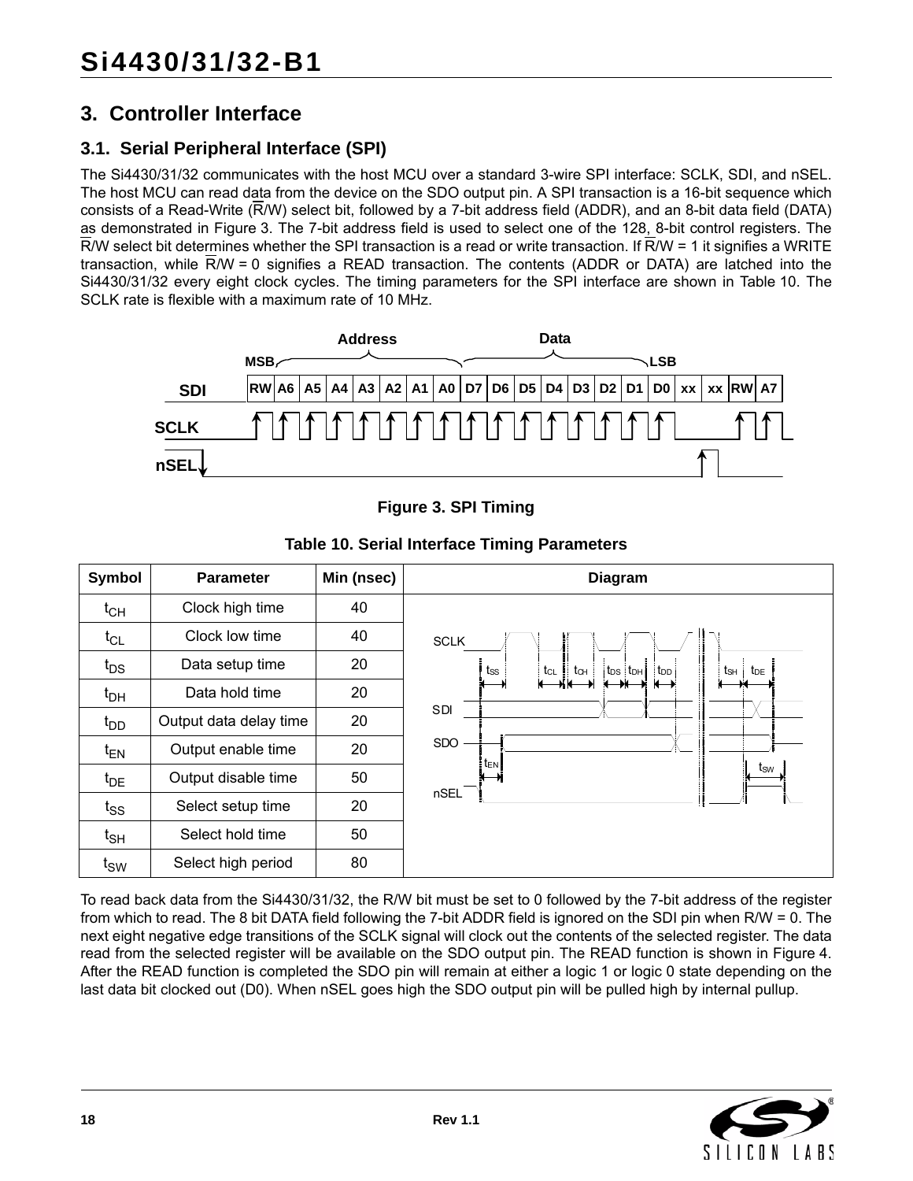## 3. Controller Interface

### 3.1. Serial Peripheral Interface (SPI)

The Si4430/31/32 communicates with the host MCU over a standard 3-wire SPI interface: SCLK, SDI, and nSEL. The host MCU can read data from the device on the SDO output pin. A SPI transaction is a 16-bit sequence which consists of a Read-Write ($\overline{R}$/W) select bit, followed by a 7-bit address field (ADDR), and an 8-bit data field (DATA) as demonstrated in Figure 3. The 7-bit address field is used to select one of the 128, 8-bit control registers. The $\overline{R}$/W select bit determines whether the SPI transaction is a read or write transaction. If $\overline{R}$/W = 1 it signifies a WRITE transaction, while $\overline{R}$/W = 0 signifies a READ transaction. The contents (ADDR or DATA) are latched into the Si4430/31/32 every eight clock cycles. The timing parameters for the SPI interface are shown in Table 10. The SCLK rate is flexible with a maximum rate of 10 MHz.

**Figure 3. SPI Timing**

**Table 10. Serial Interface Timing Parameters**

| Symbol | Parameter | Min (nsec) |
|---|---|---|
| $t_{CH}$ | Clock high time | 40 |
| $t_{CL}$ | Clock low time | 40 |
| $t_{DS}$ | Data setup time | 20 |
| $t_{DH}$ | Data hold time | 20 |
| $t_{DD}$ | Output data delay time | 20 |
| $t_{EN}$ | Output enable time | 20 |
| $t_{DE}$ | Output disable time | 50 |
| $t_{SS}$ | Select setup time | 20 |
| $t_{SH}$ | Select hold time | 50 |
| $t_{SW}$ | Select high period | 80 |

To read back data from the Si4430/31/32, the R/W bit must be set to 0 followed by the 7-bit address of the register from which to read. The 8 bit DATA field following the 7-bit ADDR field is ignored on the SDI pin when R/W = 0. The next eight negative edge transitions of the SCLK signal will clock out the contents of the selected register. The data read from the selected register will be available on the SDO output pin. The READ function is shown in Figure 4. After the READ function is completed the SDO pin will remain at either a logic 1 or logic 0 state depending on the last data bit clocked out (D0). When nSEL goes high the SDO output pin will be pulled high by internal pullup.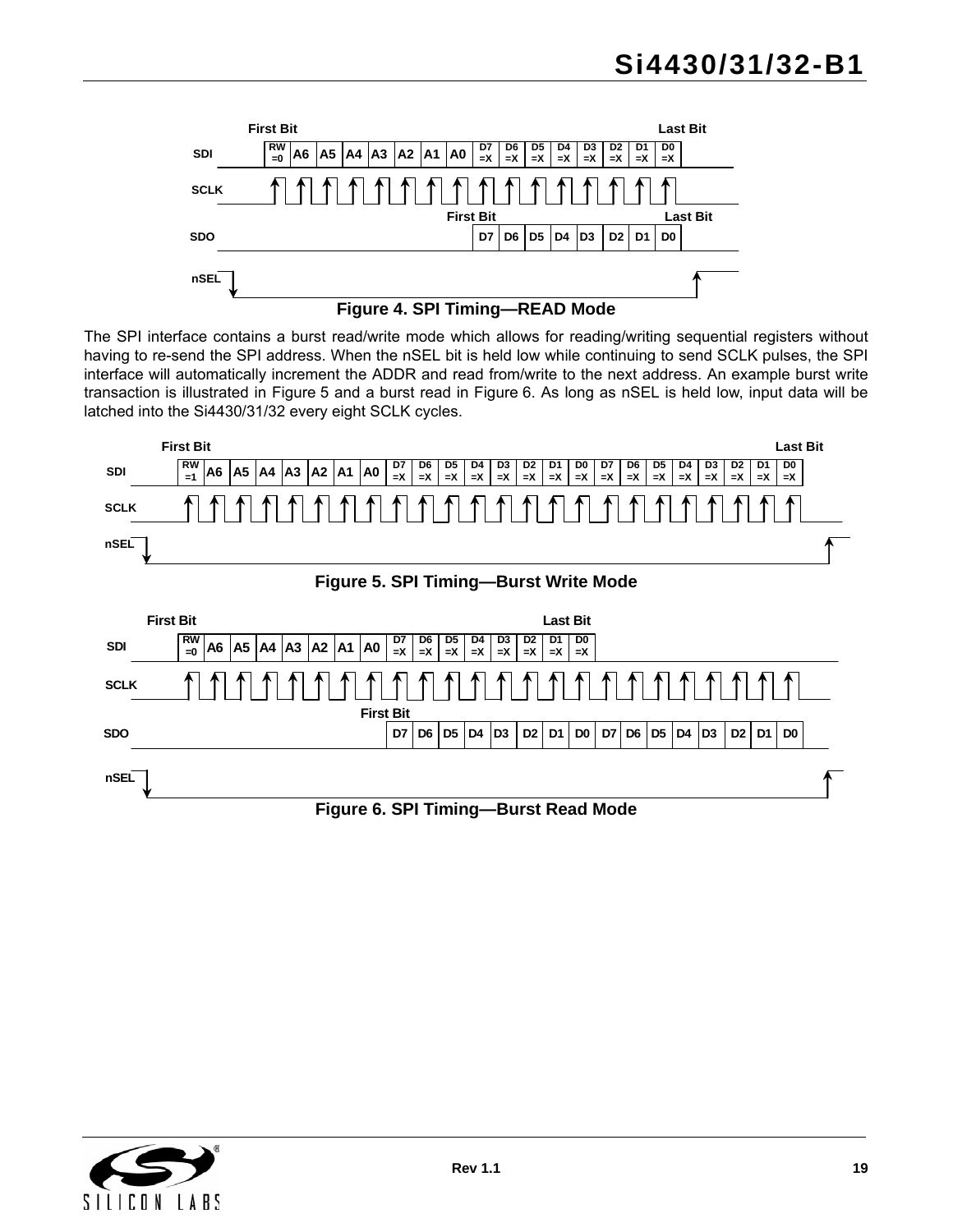Figure 4. SPI Timing—READ Mode

The SPI interface contains a burst read/write mode which allows for reading/writing sequential registers without having to re-send the SPI address. When the nSEL bit is held low while continuing to send SCLK pulses, the SPI interface will automatically increment the ADDR and read from/write to the next address. An example burst write transaction is illustrated in Figure 5 and a burst read in Figure 6. As long as nSEL is held low, input data will be latched into the Si4430/31/32 every eight SCLK cycles.

Figure 5. SPI Timing—Burst Write Mode

Figure 6. SPI Timing—Burst Read Mode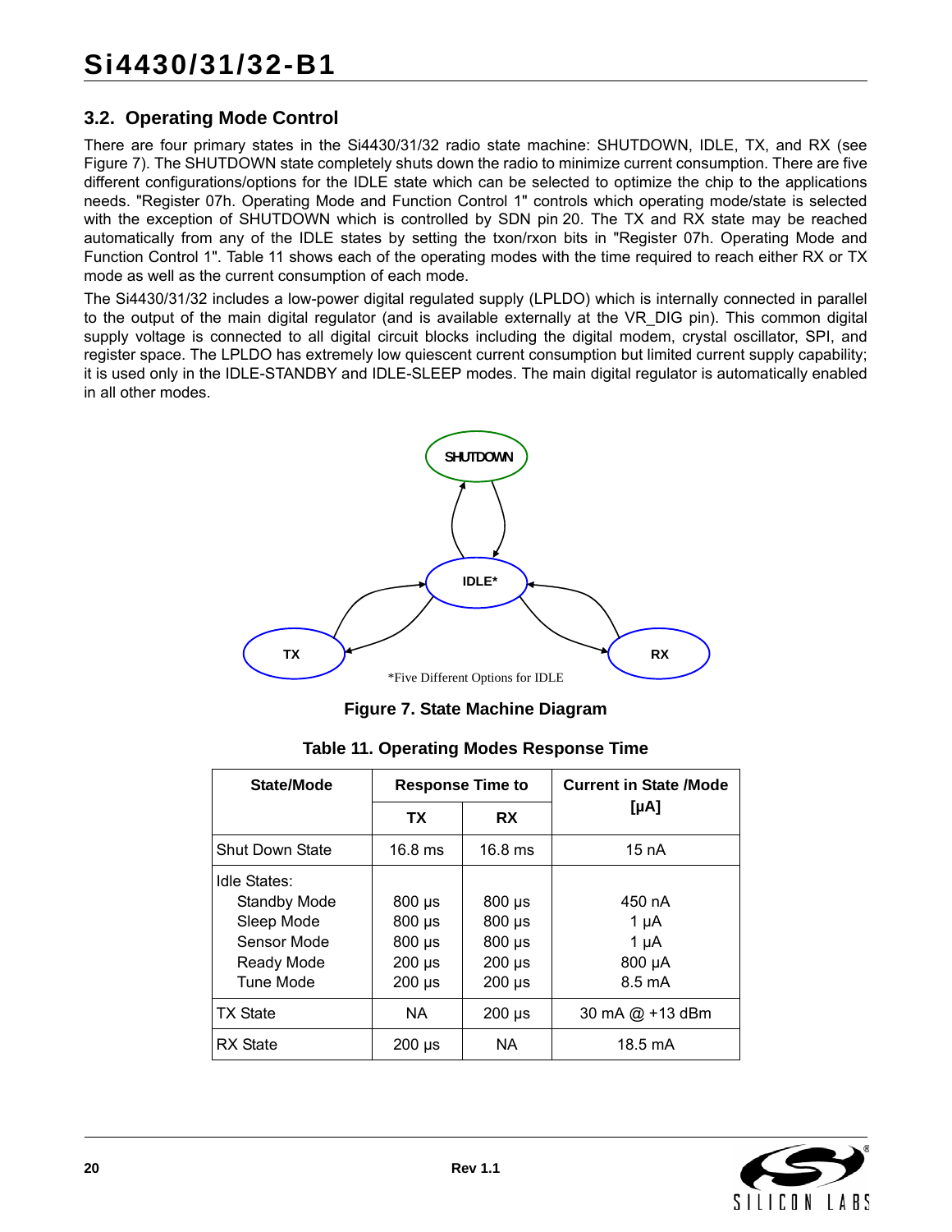### 3.2. Operating Mode Control

There are four primary states in the Si4430/31/32 radio state machine: SHUTDOWN, IDLE, TX, and RX (see Figure 7). The SHUTDOWN state completely shuts down the radio to minimize current consumption. There are five different configurations/options for the IDLE state which can be selected to optimize the chip to the applications needs. "Register 07h. Operating Mode and Function Control 1" controls which operating mode/state is selected with the exception of SHUTDOWN which is controlled by SDN pin 20. The TX and RX state may be reached automatically from any of the IDLE states by setting the txon/rxon bits in "Register 07h. Operating Mode and Function Control 1". Table 11 shows each of the operating modes with the time required to reach either RX or TX mode as well as the current consumption of each mode.

The Si4430/31/32 includes a low-power digital regulated supply (LPLDO) which is internally connected in parallel to the output of the main digital regulator (and is available externally at the VR_DIG pin). This common digital supply voltage is connected to all digital circuit blocks including the digital modem, crystal oscillator, SPI, and register space. The LPLDO has extremely low quiescent current consumption but limited current supply capability; it is used only in the IDLE-STANDBY and IDLE-SLEEP modes. The main digital regulator is automatically enabled in all other modes.

SHUTDOWN

IDLE*

TX

RX

*Five Different Options for IDLE

**Figure 7. State Machine Diagram**

**Table 11. Operating Modes Response Time**

| State/Mode | Response Time to | | Current in State /Mode [µA] |
|---|---|---|---|
| | TX | RX | |
| Shut Down State | 16.8 ms | 16.8 ms | 15 nA |
| Idle States: | | | |
| Standby Mode | 800 µs | 800 µs | 450 nA |
| Sleep Mode | 800 µs | 800 µs | 1 µA |
| Sensor Mode | 800 µs | 800 µs | 1 µA |
| Ready Mode | 200 µs | 200 µs | 800 µA |
| Tune Mode | 200 µs | 200 µs | 8.5 mA |
| TX State | NA | 200 µs | 30 mA @ +13 dBm |
| RX State | 200 µs | NA | 18.5 mA |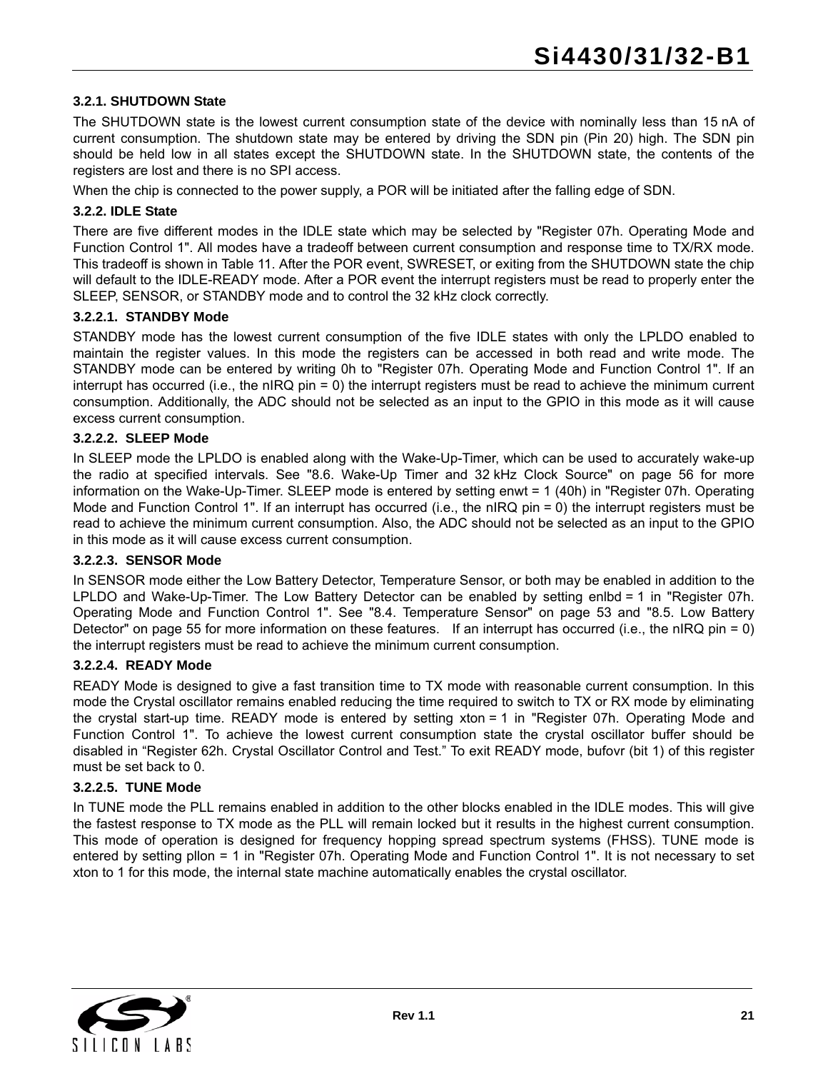### 3.2.1. SHUTDOWN State

The SHUTDOWN state is the lowest current consumption state of the device with nominally less than 15 nA of current consumption. The shutdown state may be entered by driving the SDN pin (Pin 20) high. The SDN pin should be held low in all states except the SHUTDOWN state. In the SHUTDOWN state, the contents of the registers are lost and there is no SPI access.

When the chip is connected to the power supply, a POR will be initiated after the falling edge of SDN.

### 3.2.2. IDLE State

There are five different modes in the IDLE state which may be selected by "Register 07h. Operating Mode and Function Control 1". All modes have a tradeoff between current consumption and response time to TX/RX mode. This tradeoff is shown in Table 11. After the POR event, SWRESET, or exiting from the SHUTDOWN state the chip will default to the IDLE-READY mode. After a POR event the interrupt registers must be read to properly enter the SLEEP, SENSOR, or STANDBY mode and to control the 32 kHz clock correctly.

#### 3.2.2.1. STANDBY Mode

STANDBY mode has the lowest current consumption of the five IDLE states with only the LPLDO enabled to maintain the register values. In this mode the registers can be accessed in both read and write mode. The STANDBY mode can be entered by writing 0h to "Register 07h. Operating Mode and Function Control 1". If an interrupt has occurred (i.e., the nIRQ pin = 0) the interrupt registers must be read to achieve the minimum current consumption. Additionally, the ADC should not be selected as an input to the GPIO in this mode as it will cause excess current consumption.

#### 3.2.2.2. SLEEP Mode

In SLEEP mode the LPLDO is enabled along with the Wake-Up-Timer, which can be used to accurately wake-up the radio at specified intervals. See "8.6. Wake-Up Timer and 32 kHz Clock Source" on page 56 for more information on the Wake-Up-Timer. SLEEP mode is entered by setting enwt = 1 (40h) in "Register 07h. Operating Mode and Function Control 1". If an interrupt has occurred (i.e., the nIRQ pin = 0) the interrupt registers must be read to achieve the minimum current consumption. Also, the ADC should not be selected as an input to the GPIO in this mode as it will cause excess current consumption.

#### 3.2.2.3. SENSOR Mode

In SENSOR mode either the Low Battery Detector, Temperature Sensor, or both may be enabled in addition to the LPLDO and Wake-Up-Timer. The Low Battery Detector can be enabled by setting enlbd = 1 in "Register 07h. Operating Mode and Function Control 1". See "8.4. Temperature Sensor" on page 53 and "8.5. Low Battery Detector" on page 55 for more information on these features. If an interrupt has occurred (i.e., the nIRQ pin = 0) the interrupt registers must be read to achieve the minimum current consumption.

#### 3.2.2.4. READY Mode

READY Mode is designed to give a fast transition time to TX mode with reasonable current consumption. In this mode the Crystal oscillator remains enabled reducing the time required to switch to TX or RX mode by eliminating the crystal start-up time. READY mode is entered by setting xton = 1 in "Register 07h. Operating Mode and Function Control 1". To achieve the lowest current consumption state the crystal oscillator buffer should be disabled in “Register 62h. Crystal Oscillator Control and Test.” To exit READY mode, bufovr (bit 1) of this register must be set back to 0.

#### 3.2.2.5. TUNE Mode

In TUNE mode the PLL remains enabled in addition to the other blocks enabled in the IDLE modes. This will give the fastest response to TX mode as the PLL will remain locked but it results in the highest current consumption. This mode of operation is designed for frequency hopping spread spectrum systems (FHSS). TUNE mode is entered by setting pllon = 1 in "Register 07h. Operating Mode and Function Control 1". It is not necessary to set xton to 1 for this mode, the internal state machine automatically enables the crystal oscillator.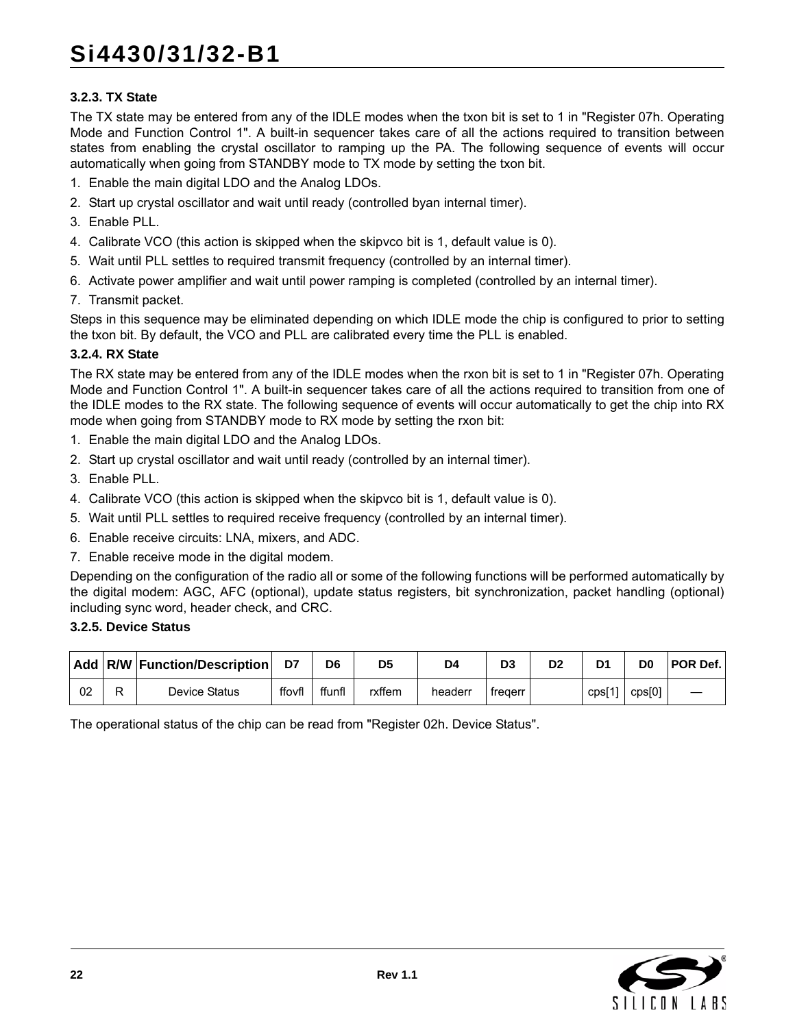### 3.2.3. TX State

The TX state may be entered from any of the IDLE modes when the txon bit is set to 1 in "Register 07h. Operating Mode and Function Control 1". A built-in sequencer takes care of all the actions required to transition between states from enabling the crystal oscillator to ramping up the PA. The following sequence of events will occur automatically when going from STANDBY mode to TX mode by setting the txon bit.

1. Enable the main digital LDO and the Analog LDOs.
2. Start up crystal oscillator and wait until ready (controlled byan internal timer).
3. Enable PLL.
4. Calibrate VCO (this action is skipped when the skipvco bit is 1, default value is 0).
5. Wait until PLL settles to required transmit frequency (controlled by an internal timer).
6. Activate power amplifier and wait until power ramping is completed (controlled by an internal timer).
7. Transmit packet.

Steps in this sequence may be eliminated depending on which IDLE mode the chip is configured to prior to setting the txon bit. By default, the VCO and PLL are calibrated every time the PLL is enabled.

### 3.2.4. RX State

The RX state may be entered from any of the IDLE modes when the rxon bit is set to 1 in "Register 07h. Operating Mode and Function Control 1". A built-in sequencer takes care of all the actions required to transition from one of the IDLE modes to the RX state. The following sequence of events will occur automatically to get the chip into RX mode when going from STANDBY mode to RX mode by setting the rxon bit:

1. Enable the main digital LDO and the Analog LDOs.
2. Start up crystal oscillator and wait until ready (controlled by an internal timer).
3. Enable PLL.
4. Calibrate VCO (this action is skipped when the skipvco bit is 1, default value is 0).
5. Wait until PLL settles to required receive frequency (controlled by an internal timer).
6. Enable receive circuits: LNA, mixers, and ADC.
7. Enable receive mode in the digital modem.

Depending on the configuration of the radio all or some of the following functions will be performed automatically by the digital modem: AGC, AFC (optional), update status registers, bit synchronization, packet handling (optional) including sync word, header check, and CRC.

### 3.2.5. Device Status

| Add | R/W | Function/Description | D7 | D6 | D5 | D4 | D3 | D2 | D1 | D0 | POR Def. |
|---|---|---|---|---|---|---|---|---|---|---|---|
| 02 | R | Device Status | ffovfl | ffunfl | rxffem | headerr | freqerr | | cps[1] | cps[0] | — |

The operational status of the chip can be read from "Register 02h. Device Status".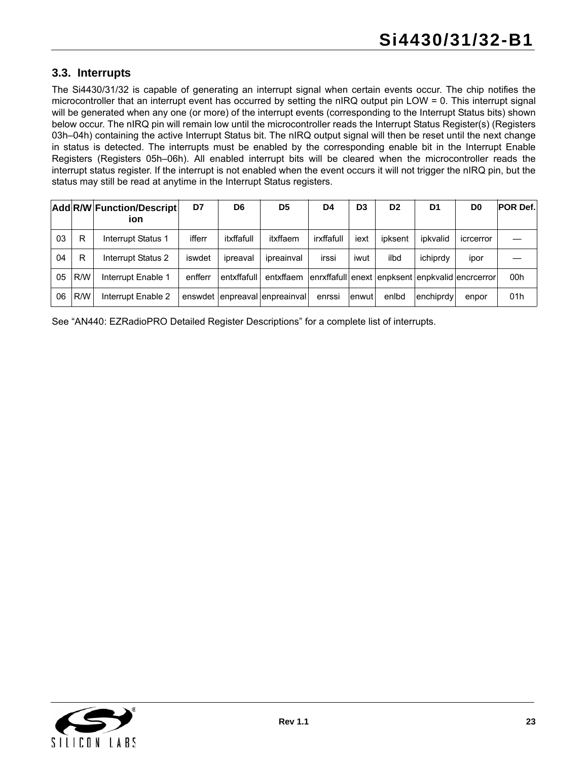## 3.3. Interrupts

The Si4430/31/32 is capable of generating an interrupt signal when certain events occur. The chip notifies the microcontroller that an interrupt event has occurred by setting the nIRQ output pin LOW = 0. This interrupt signal will be generated when any one (or more) of the interrupt events (corresponding to the Interrupt Status bits) shown below occur. The nIRQ pin will remain low until the microcontroller reads the Interrupt Status Register(s) (Registers 03h–04h) containing the active Interrupt Status bit. The nIRQ output signal will then be reset until the next change in status is detected. The interrupts must be enabled by the corresponding enable bit in the Interrupt Enable Registers (Registers 05h–06h). All enabled interrupt bits will be cleared when the microcontroller reads the interrupt status register. If the interrupt is not enabled when the event occurs it will not trigger the nIRQ pin, but the status may still be read at anytime in the Interrupt Status registers.

| Add | R/W | Function/Description | D7 | D6 | D5 | D4 | D3 | D2 | D1 | D0 | POR Def. |
|---|---|---|---|---|---|---|---|---|---|---|---|
| 03 | R | Interrupt Status 1 | ifferr | itxffafull | itxffaem | irxffafull | iext | ipksent | ipkvalid | icrcerror | — |
| 04 | R | Interrupt Status 2 | iswdet | ipreaval | ipreainval | irssi | iwut | ilbd | ichiprdy | ipor | — |
| 05 | R/W | Interrupt Enable 1 | enfferr | entxffafull | entxffaem | enrxffafull | enext | enpksent | enpkvalid | encrcerror | 00h |
| 06 | R/W | Interrupt Enable 2 | enswdet | enpreaval | enpreainval | enrssi | enwut | enlbd | enchiprdy | enpor | 01h |

See "AN440: EZRadioPRO Detailed Register Descriptions" for a complete list of interrupts.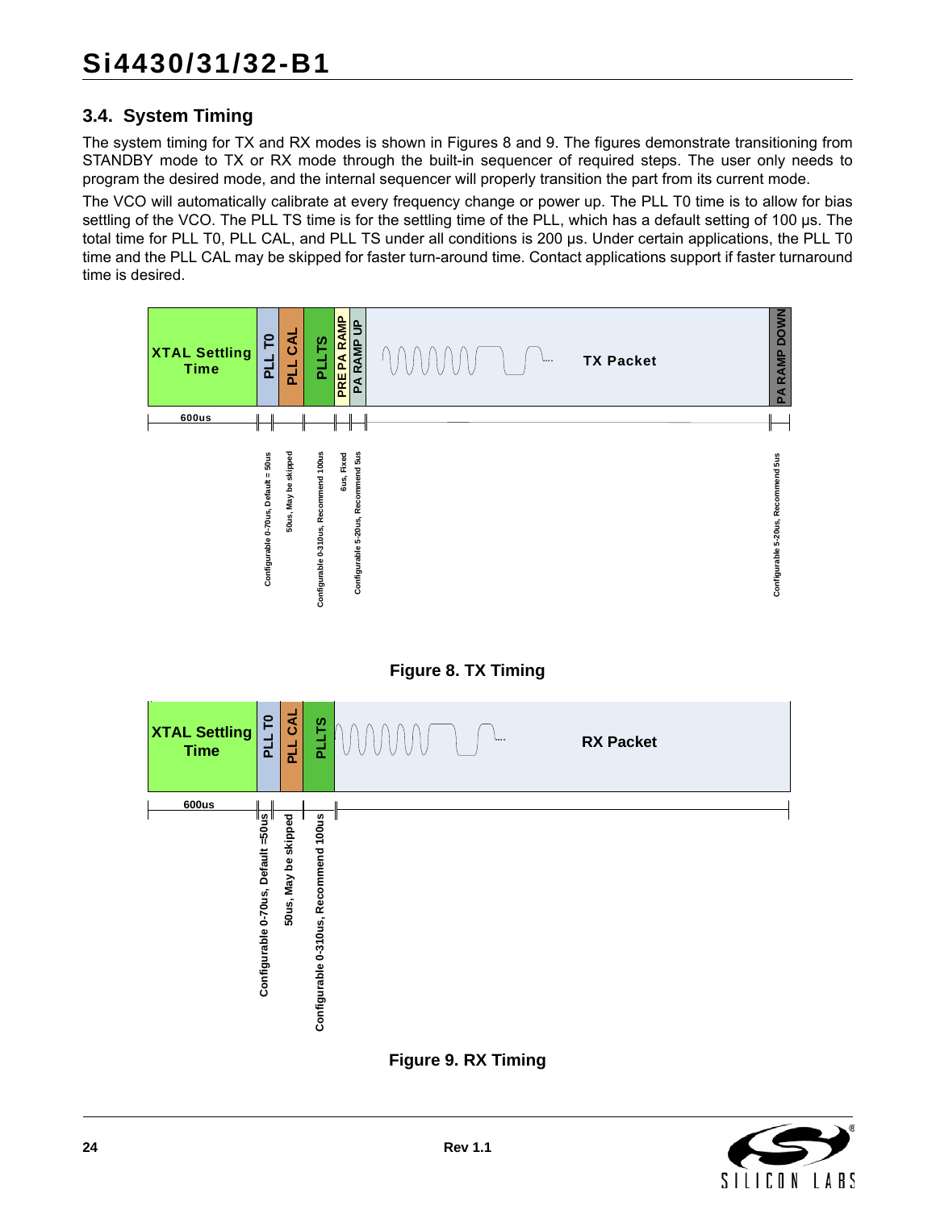### 3.4. System Timing

The system timing for TX and RX modes is shown in Figures 8 and 9. The figures demonstrate transitioning from STANDBY mode to TX or RX mode through the built-in sequencer of required steps. The user only needs to program the desired mode, and the internal sequencer will properly transition the part from its current mode.

The VCO will automatically calibrate at every frequency change or power up. The PLL T0 time is to allow for bias settling of the VCO. The PLL TS time is for the settling time of the PLL, which has a default setting of 100 µs. The total time for PLL T0, PLL CAL, and PLL TS under all conditions is 200 µs. Under certain applications, the PLL T0 time and the PLL CAL may be skipped for faster turn-around time. Contact applications support if faster turnaround time is desired.

| XTAL Settling Time | PLL T0 | PLL CAL | PLLTS | PRE PA RAMP | PA RAMP UP | TX Packet | PA RAMP DOWN |
|---|---|---|---|---|---|---|---|
| 600us | Configurable 0-70us, Default = 50us | 50us, May be skipped | Configurable 0-310us, Recommend 100us | 6us, Fixed | Configurable 5-20us, Recommend 5us | | Configurable 5-20us, Recommend 5us |

**Figure 8. TX Timing**

| XTAL Settling Time | PLL T0 | PLL CAL | PLLTS | RX Packet |
|---|---|---|---|---|
| 600us | Configurable 0-70us, Default =50us | 50us, May be skipped | Configurable 0-310us, Recommend 100us | |

**Figure 9. RX Timing**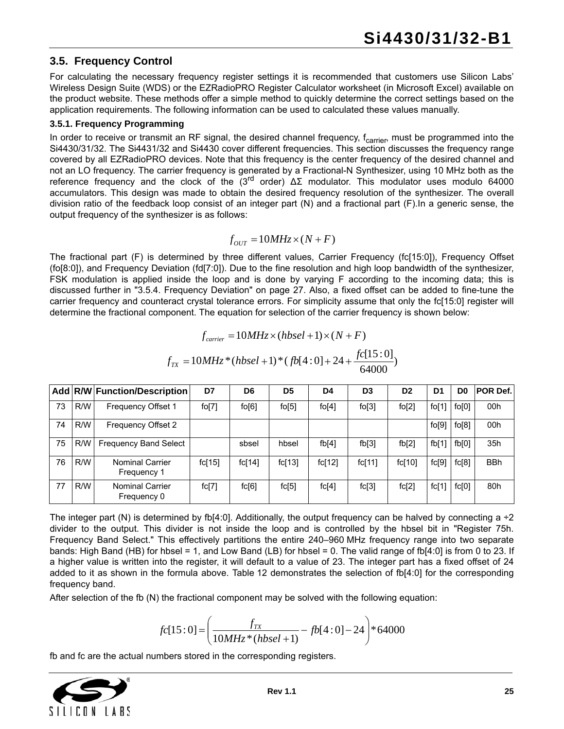## 3.5. Frequency Control

For calculating the necessary frequency register settings it is recommended that customers use Silicon Labs' Wireless Design Suite (WDS) or the EZRadioPRO Register Calculator worksheet (in Microsoft Excel) available on the product website. These methods offer a simple method to quickly determine the correct settings based on the application requirements. The following information can be used to calculated these values manually.

### 3.5.1. Frequency Programming

In order to receive or transmit an RF signal, the desired channel frequency, $f_{carrier}$, must be programmed into the Si4430/31/32. The Si4431/32 and Si4430 cover different frequencies. This section discusses the frequency range covered by all EZRadioPRO devices. Note that this frequency is the center frequency of the desired channel and not an LO frequency. The carrier frequency is generated by a Fractional-N Synthesizer, using 10 MHz both as the reference frequency and the clock of the ($3^{rd}$ order) ΔΣ modulator. This modulator uses modulo 64000 accumulators. This design was made to obtain the desired frequency resolution of the synthesizer. The overall division ratio of the feedback loop consist of an integer part (N) and a fractional part (F).In a generic sense, the output frequency of the synthesizer is as follows:

$$f_{OUT} = 10MHz \times (N + F)$$

The fractional part (F) is determined by three different values, Carrier Frequency (fc[15:0]), Frequency Offset (fo[8:0]), and Frequency Deviation (fd[7:0]). Due to the fine resolution and high loop bandwidth of the synthesizer, FSK modulation is applied inside the loop and is done by varying F according to the incoming data; this is discussed further in "3.5.4. Frequency Deviation" on page 27. Also, a fixed offset can be added to fine-tune the carrier frequency and counteract crystal tolerance errors. For simplicity assume that only the fc[15:0] register will determine the fractional component. The equation for selection of the carrier frequency is shown below:

$$f_{carrier} = 10MHz \times (hbsel + 1) \times (N + F)$$

$$f_{TX} = 10MHz * (hbsel + 1) * (fb[4:0] + 24 + \frac{fc[15:0]}{64000})$$

| Add | R/W | Function/Description | D7 | D6 | D5 | D4 | D3 | D2 | D1 | D0 | POR Def. |
|---|---|---|---|---|---|---|---|---|---|---|---|
| 73 | R/W | Frequency Offset 1 | fo[7] | fo[6] | fo[5] | fo[4] | fo[3] | fo[2] | fo[1] | fo[0] | 00h |
| 74 | R/W | Frequency Offset 2 | | | | | | | fo[9] | fo[8] | 00h |
| 75 | R/W | Frequency Band Select | | sbsel | hbsel | fb[4] | fb[3] | fb[2] | fb[1] | fb[0] | 35h |
| 76 | R/W | Nominal Carrier Frequency 1 | fc[15] | fc[14] | fc[13] | fc[12] | fc[11] | fc[10] | fc[9] | fc[8] | BBh |
| 77 | R/W | Nominal Carrier Frequency 0 | fc[7] | fc[6] | fc[5] | fc[4] | fc[3] | fc[2] | fc[1] | fc[0] | 80h |

The integer part (N) is determined by fb[4:0]. Additionally, the output frequency can be halved by connecting a ÷2 divider to the output. This divider is not inside the loop and is controlled by the hbsel bit in "Register 75h. Frequency Band Select." This effectively partitions the entire 240–960 MHz frequency range into two separate bands: High Band (HB) for hbsel = 1, and Low Band (LB) for hbsel = 0. The valid range of fb[4:0] is from 0 to 23. If a higher value is written into the register, it will default to a value of 23. The integer part has a fixed offset of 24 added to it as shown in the formula above. Table 12 demonstrates the selection of fb[4:0] for the corresponding frequency band.

After selection of the fb (N) the fractional component may be solved with the following equation:

$$fc[15:0] = \left( \frac{f_{TX}}{10MHz * (hbsel + 1)} - fb[4:0] - 24 \right) * 64000$$

fb and fc are the actual numbers stored in the corresponding registers.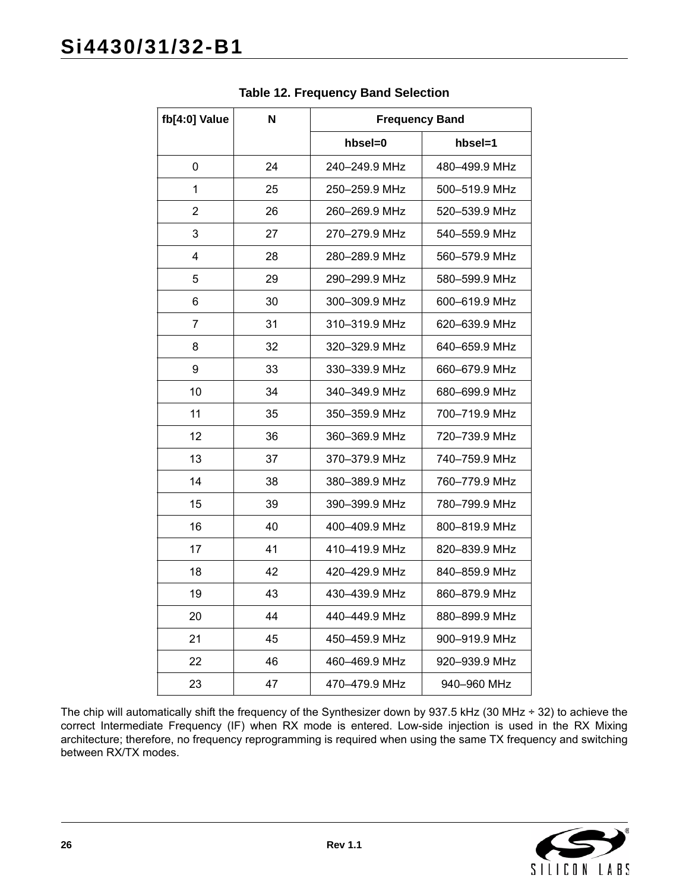**Table 12. Frequency Band Selection**

| fb[4:0] Value | N | Frequency Band | |
|---|---|---|---|
| | | hbsel=0 | hbsel=1 |
| 0 | 24 | 240–249.9 MHz | 480–499.9 MHz |
| 1 | 25 | 250–259.9 MHz | 500–519.9 MHz |
| 2 | 26 | 260–269.9 MHz | 520–539.9 MHz |
| 3 | 27 | 270–279.9 MHz | 540–559.9 MHz |
| 4 | 28 | 280–289.9 MHz | 560–579.9 MHz |
| 5 | 29 | 290–299.9 MHz | 580–599.9 MHz |
| 6 | 30 | 300–309.9 MHz | 600–619.9 MHz |
| 7 | 31 | 310–319.9 MHz | 620–639.9 MHz |
| 8 | 32 | 320–329.9 MHz | 640–659.9 MHz |
| 9 | 33 | 330–339.9 MHz | 660–679.9 MHz |
| 10 | 34 | 340–349.9 MHz | 680–699.9 MHz |
| 11 | 35 | 350–359.9 MHz | 700–719.9 MHz |
| 12 | 36 | 360–369.9 MHz | 720–739.9 MHz |
| 13 | 37 | 370–379.9 MHz | 740–759.9 MHz |
| 14 | 38 | 380–389.9 MHz | 760–779.9 MHz |
| 15 | 39 | 390–399.9 MHz | 780–799.9 MHz |
| 16 | 40 | 400–409.9 MHz | 800–819.9 MHz |
| 17 | 41 | 410–419.9 MHz | 820–839.9 MHz |
| 18 | 42 | 420–429.9 MHz | 840–859.9 MHz |
| 19 | 43 | 430–439.9 MHz | 860–879.9 MHz |
| 20 | 44 | 440–449.9 MHz | 880–899.9 MHz |
| 21 | 45 | 450–459.9 MHz | 900–919.9 MHz |
| 22 | 46 | 460–469.9 MHz | 920–939.9 MHz |
| 23 | 47 | 470–479.9 MHz | 940–960 MHz |

The chip will automatically shift the frequency of the Synthesizer down by 937.5 kHz (30 MHz ÷ 32) to achieve the correct Intermediate Frequency (IF) when RX mode is entered. Low-side injection is used in the RX Mixing architecture; therefore, no frequency reprogramming is required when using the same TX frequency and switching between RX/TX modes.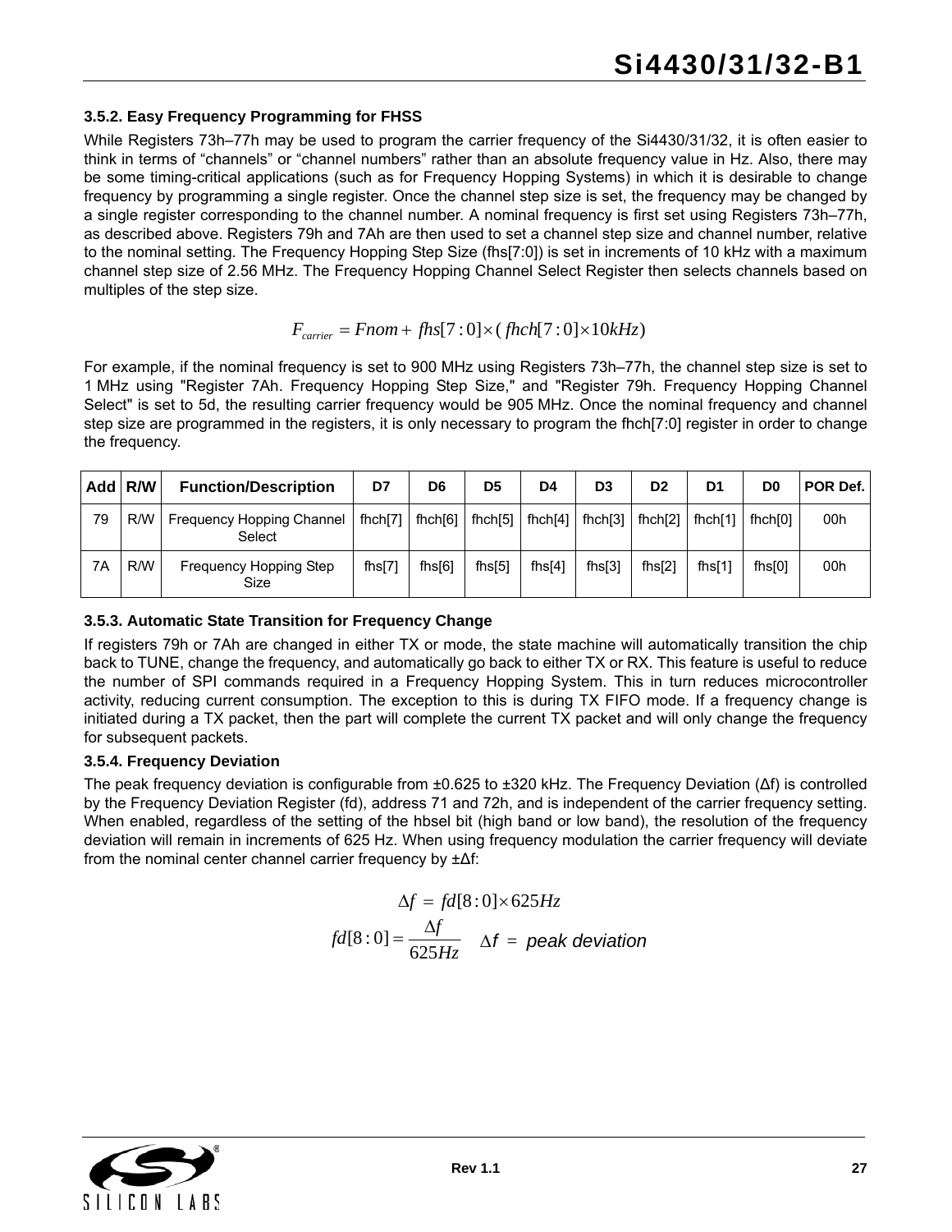### 3.5.2. Easy Frequency Programming for FHSS

While Registers 73h–77h may be used to program the carrier frequency of the Si4430/31/32, it is often easier to think in terms of "channels" or "channel numbers" rather than an absolute frequency value in Hz. Also, there may be some timing-critical applications (such as for Frequency Hopping Systems) in which it is desirable to change frequency by programming a single register. Once the channel step size is set, the frequency may be changed by a single register corresponding to the channel number. A nominal frequency is first set using Registers 73h–77h, as described above. Registers 79h and 7Ah are then used to set a channel step size and channel number, relative to the nominal setting. The Frequency Hopping Step Size (fhs[7:0]) is set in increments of 10 kHz with a maximum channel step size of 2.56 MHz. The Frequency Hopping Channel Select Register then selects channels based on multiples of the step size.

$$F_{carrier} = Fnom + fhs[7:0] \times (fhch[7:0] \times 10kHz)$$

For example, if the nominal frequency is set to 900 MHz using Registers 73h–77h, the channel step size is set to 1 MHz using "Register 7Ah. Frequency Hopping Step Size," and "Register 79h. Frequency Hopping Channel Select" is set to 5d, the resulting carrier frequency would be 905 MHz. Once the nominal frequency and channel step size are programmed in the registers, it is only necessary to program the fhch[7:0] register in order to change the frequency.

| Add | R/W | Function/Description | D7 | D6 | D5 | D4 | D3 | D2 | D1 | D0 | POR Def. |
|---|---|---|---|---|---|---|---|---|---|---|---|
| 79 | R/W | Frequency Hopping Channel Select | fhch[7] | fhch[6] | fhch[5] | fhch[4] | fhch[3] | fhch[2] | fhch[1] | fhch[0] | 00h |
| 7A | R/W | Frequency Hopping Step Size | fhs[7] | fhs[6] | fhs[5] | fhs[4] | fhs[3] | fhs[2] | fhs[1] | fhs[0] | 00h |

### 3.5.3. Automatic State Transition for Frequency Change

If registers 79h or 7Ah are changed in either TX or mode, the state machine will automatically transition the chip back to TUNE, change the frequency, and automatically go back to either TX or RX. This feature is useful to reduce the number of SPI commands required in a Frequency Hopping System. This in turn reduces microcontroller activity, reducing current consumption. The exception to this is during TX FIFO mode. If a frequency change is initiated during a TX packet, then the part will complete the current TX packet and will only change the frequency for subsequent packets.

### 3.5.4. Frequency Deviation

The peak frequency deviation is configurable from ±0.625 to ±320 kHz. The Frequency Deviation (Δf) is controlled by the Frequency Deviation Register (fd), address 71 and 72h, and is independent of the carrier frequency setting. When enabled, regardless of the setting of the hbsel bit (high band or low band), the resolution of the frequency deviation will remain in increments of 625 Hz. When using frequency modulation the carrier frequency will deviate from the nominal center channel carrier frequency by ±Δf:

$$\Delta f = fd[8:0] \times 625Hz$$

$$fd[8:0] = \frac{\Delta f}{625Hz} \quad \Delta f = \textit{peak deviation}$$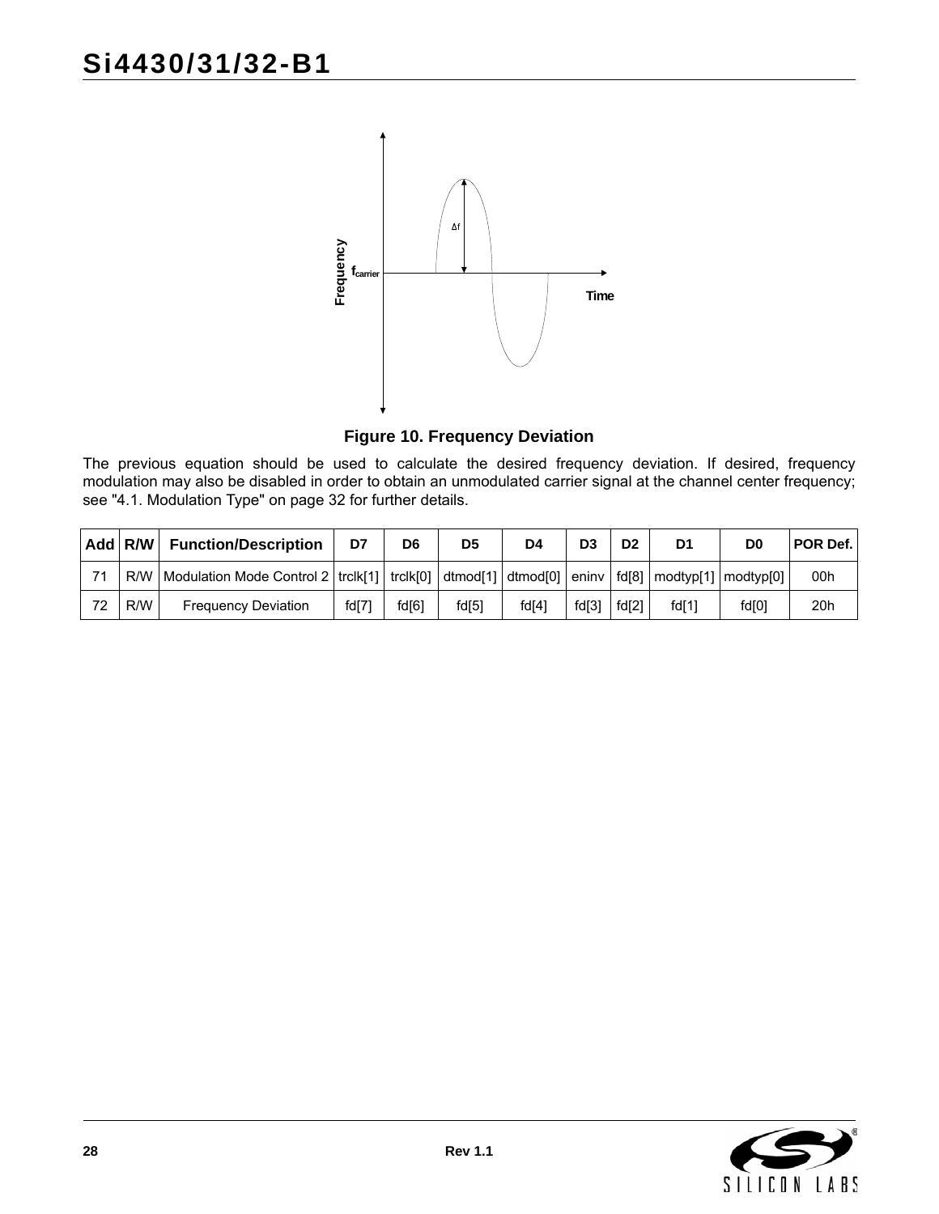**Figure 10. Frequency Deviation**

The previous equation should be used to calculate the desired frequency deviation. If desired, frequency modulation may also be disabled in order to obtain an unmodulated carrier signal at the channel center frequency; see "4.1. Modulation Type" on page 32 for further details.

| Add | R/W | Function/Description | D7 | D6 | D5 | D4 | D3 | D2 | D1 | D0 | POR Def. |
|---|---|---|---|---|---|---|---|---|---|---|---|
| 71 | R/W | Modulation Mode Control 2 | trclk[1] | trclk[0] | dtmod[1] | dtmod[0] | eninv | fd[8] | modtyp[1] | modtyp[0] | 00h |
| 72 | R/W | Frequency Deviation | fd[7] | fd[6] | fd[5] | fd[4] | fd[3] | fd[2] | fd[1] | fd[0] | 20h |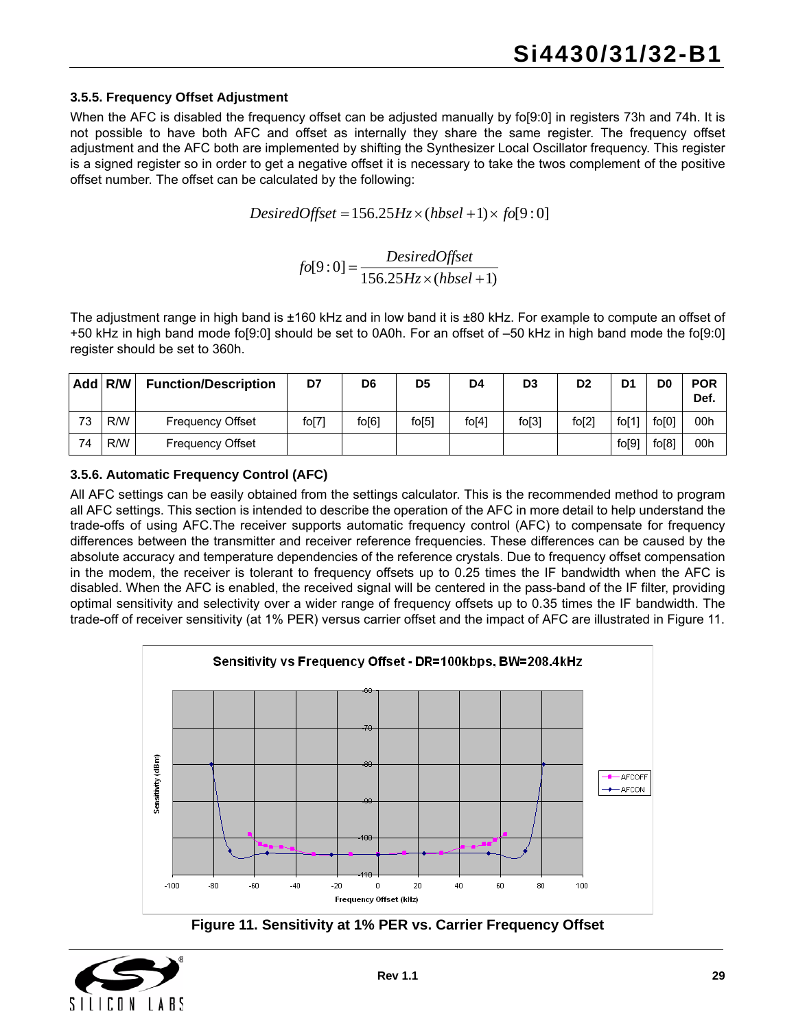### 3.5.5. Frequency Offset Adjustment

When the AFC is disabled the frequency offset can be adjusted manually by fo[9:0] in registers 73h and 74h. It is not possible to have both AFC and offset as internally they share the same register. The frequency offset adjustment and the AFC both are implemented by shifting the Synthesizer Local Oscillator frequency. This register is a signed register so in order to get a negative offset it is necessary to take the twos complement of the positive offset number. The offset can be calculated by the following:

$$DesiredOffset = 156.25Hz \times (hbsel + 1) \times fo[9:0]$$

$$fo[9:0] = \frac{DesiredOffset}{156.25Hz \times (hbsel + 1)}$$

The adjustment range in high band is ±160 kHz and in low band it is ±80 kHz. For example to compute an offset of +50 kHz in high band mode fo[9:0] should be set to 0A0h. For an offset of –50 kHz in high band mode the fo[9:0] register should be set to 360h.

| Add | R/W | Function/Description | D7 | D6 | D5 | D4 | D3 | D2 | D1 | D0 | POR Def. |
|---|---|---|---|---|---|---|---|---|---|---|---|
| 73 | R/W | Frequency Offset | fo[7] | fo[6] | fo[5] | fo[4] | fo[3] | fo[2] | fo[1] | fo[0] | 00h |
| 74 | R/W | Frequency Offset | | | | | | | fo[9] | fo[8] | 00h |

### 3.5.6. Automatic Frequency Control (AFC)

All AFC settings can be easily obtained from the settings calculator. This is the recommended method to program all AFC settings. This section is intended to describe the operation of the AFC in more detail to help understand the trade-offs of using AFC.The receiver supports automatic frequency control (AFC) to compensate for frequency differences between the transmitter and receiver reference frequencies. These differences can be caused by the absolute accuracy and temperature dependencies of the reference crystals. Due to frequency offset compensation in the modem, the receiver is tolerant to frequency offsets up to 0.25 times the IF bandwidth when the AFC is disabled. When the AFC is enabled, the received signal will be centered in the pass-band of the IF filter, providing optimal sensitivity and selectivity over a wider range of frequency offsets up to 0.35 times the IF bandwidth. The trade-off of receiver sensitivity (at 1% PER) versus carrier offset and the impact of AFC are illustrated in Figure 11.

**Figure 11. Sensitivity at 1% PER vs. Carrier Frequency Offset**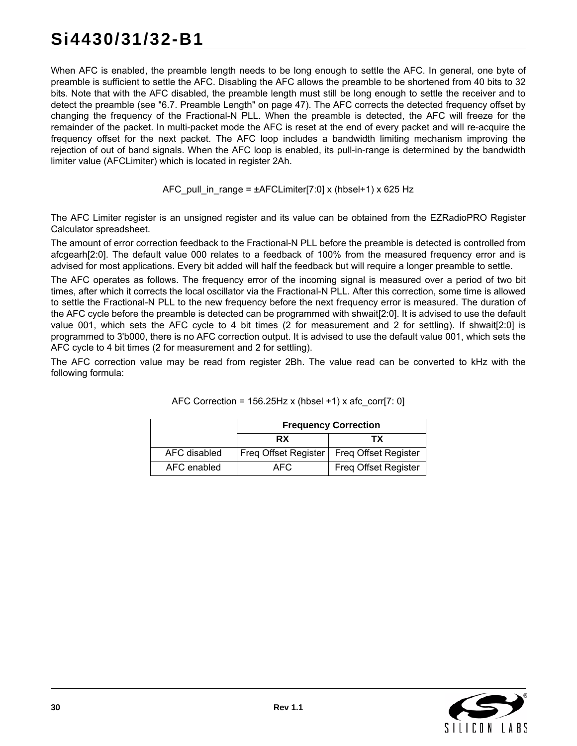When AFC is enabled, the preamble length needs to be long enough to settle the AFC. In general, one byte of preamble is sufficient to settle the AFC. Disabling the AFC allows the preamble to be shortened from 40 bits to 32 bits. Note that with the AFC disabled, the preamble length must still be long enough to settle the receiver and to detect the preamble (see "6.7. Preamble Length" on page 47). The AFC corrects the detected frequency offset by changing the frequency of the Fractional-N PLL. When the preamble is detected, the AFC will freeze for the remainder of the packet. In multi-packet mode the AFC is reset at the end of every packet and will re-acquire the frequency offset for the next packet. The AFC loop includes a bandwidth limiting mechanism improving the rejection of out of band signals. When the AFC loop is enabled, its pull-in-range is determined by the bandwidth limiter value (AFCLimiter) which is located in register 2Ah.

$$\text{AFC\_pull\_in\_range} = \pm\text{AFCLimiter}[7:0] \times (\text{hbsel}+1) \times 625\ \text{Hz}$$

The AFC Limiter register is an unsigned register and its value can be obtained from the EZRadioPRO Register Calculator spreadsheet.

The amount of error correction feedback to the Fractional-N PLL before the preamble is detected is controlled from afcgearh[2:0]. The default value 000 relates to a feedback of 100% from the measured frequency error and is advised for most applications. Every bit added will half the feedback but will require a longer preamble to settle.

The AFC operates as follows. The frequency error of the incoming signal is measured over a period of two bit times, after which it corrects the local oscillator via the Fractional-N PLL. After this correction, some time is allowed to settle the Fractional-N PLL to the new frequency before the next frequency error is measured. The duration of the AFC cycle before the preamble is detected can be programmed with shwait[2:0]. It is advised to use the default value 001, which sets the AFC cycle to 4 bit times (2 for measurement and 2 for settling). If shwait[2:0] is programmed to 3'b000, there is no AFC correction output. It is advised to use the default value 001, which sets the AFC cycle to 4 bit times (2 for measurement and 2 for settling).

The AFC correction value may be read from register 2Bh. The value read can be converted to kHz with the following formula:

$$\text{AFC Correction} = 156.25\text{Hz} \times (\text{hbsel} + 1) \times \text{afc\_corr}[7:0]$$

| | Frequency Correction | |
|---|---|---|
| | **RX** | **TX** |
| AFC disabled | Freq Offset Register | Freq Offset Register |
| AFC enabled | AFC | Freq Offset Register |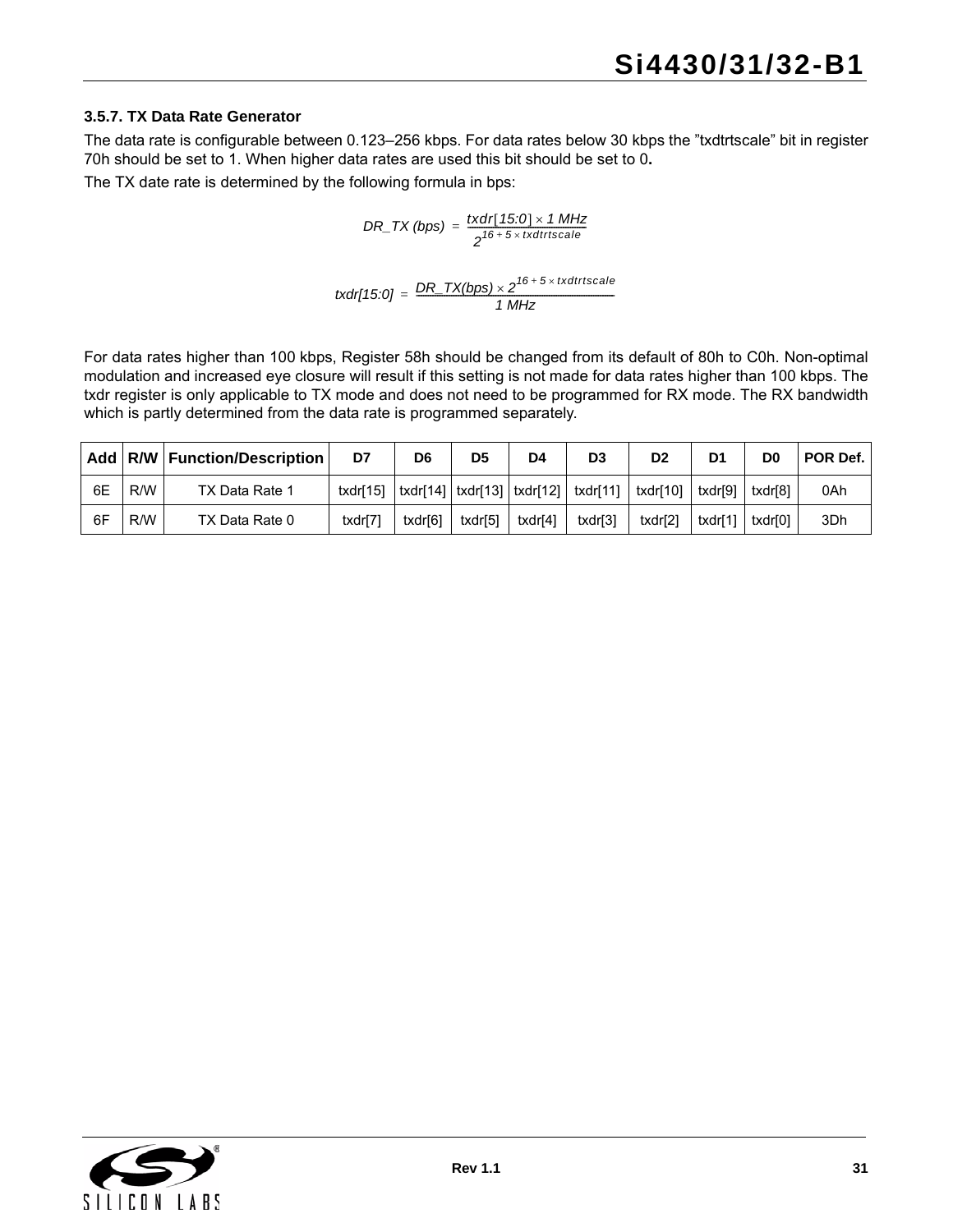### 3.5.7. TX Data Rate Generator

The data rate is configurable between 0.123–256 kbps. For data rates below 30 kbps the "txdtrtscale" bit in register 70h should be set to 1. When higher data rates are used this bit should be set to 0**.**

The TX date rate is determined by the following formula in bps:

$$DR\_TX\ (bps) = \frac{txdr[15:0] \times 1\ MHz}{2^{16 + 5 \times txdtrtscale}}$$

$$txdr[15:0] = \frac{DR\_TX(bps) \times 2^{16 + 5 \times txdtrtscale}}{1\ MHz}$$

For data rates higher than 100 kbps, Register 58h should be changed from its default of 80h to C0h. Non-optimal modulation and increased eye closure will result if this setting is not made for data rates higher than 100 kbps. The txdr register is only applicable to TX mode and does not need to be programmed for RX mode. The RX bandwidth which is partly determined from the data rate is programmed separately.

| Add | R/W | Function/Description | D7 | D6 | D5 | D4 | D3 | D2 | D1 | D0 | POR Def. |
|---|---|---|---|---|---|---|---|---|---|---|---|
| 6E | R/W | TX Data Rate 1 | txdr[15] | txdr[14] | txdr[13] | txdr[12] | txdr[11] | txdr[10] | txdr[9] | txdr[8] | 0Ah |
| 6F | R/W | TX Data Rate 0 | txdr[7] | txdr[6] | txdr[5] | txdr[4] | txdr[3] | txdr[2] | txdr[1] | txdr[0] | 3Dh |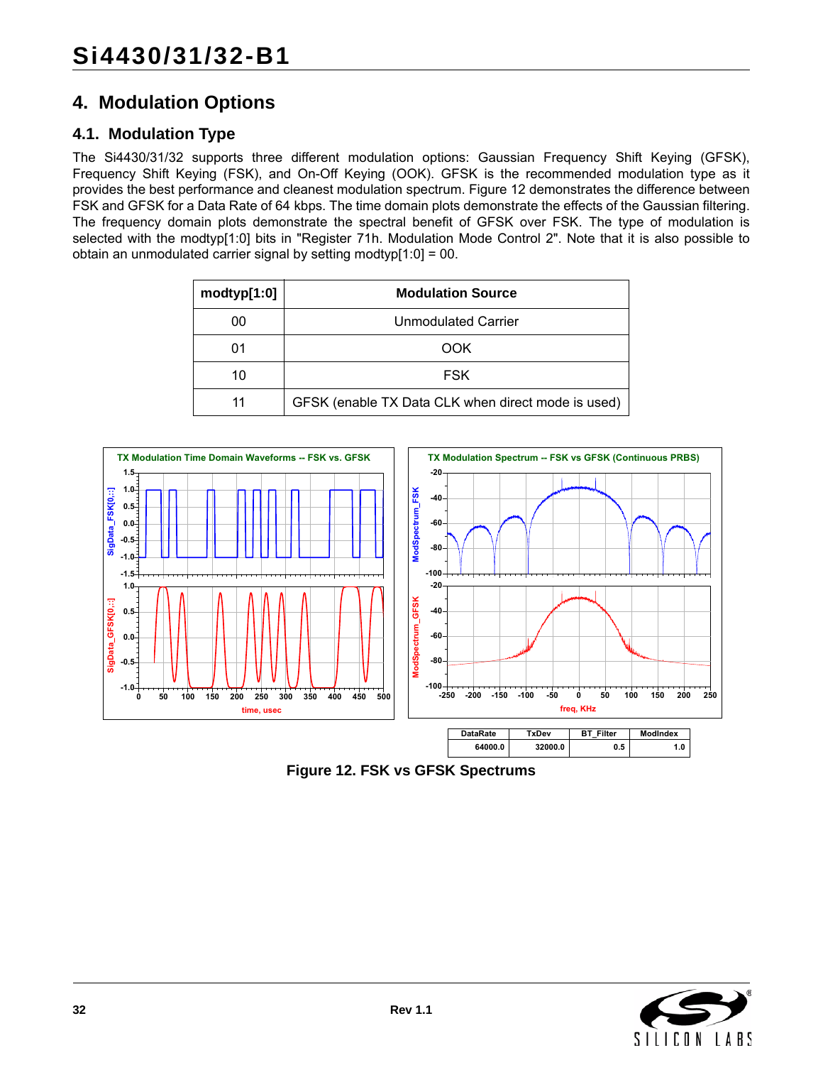# 4. Modulation Options

## 4.1. Modulation Type

The Si4430/31/32 supports three different modulation options: Gaussian Frequency Shift Keying (GFSK), Frequency Shift Keying (FSK), and On-Off Keying (OOK). GFSK is the recommended modulation type as it provides the best performance and cleanest modulation spectrum. Figure 12 demonstrates the difference between FSK and GFSK for a Data Rate of 64 kbps. The time domain plots demonstrate the effects of the Gaussian filtering. The frequency domain plots demonstrate the spectral benefit of GFSK over FSK. The type of modulation is selected with the modtyp[1:0] bits in "Register 71h. Modulation Mode Control 2". Note that it is also possible to obtain an unmodulated carrier signal by setting modtyp[1:0] = 00.

| modtyp[1:0] | Modulation Source |
|---|---|
| 00 | Unmodulated Carrier |
| 01 | OOK |
| 10 | FSK |
| 11 | GFSK (enable TX Data CLK when direct mode is used) |

| DataRate | TxDev | BT_Filter | ModIndex |
|---|---|---|---|
| 64000.0 | 32000.0 | 0.5 | 1.0 |

Figure 12. FSK vs GFSK Spectrums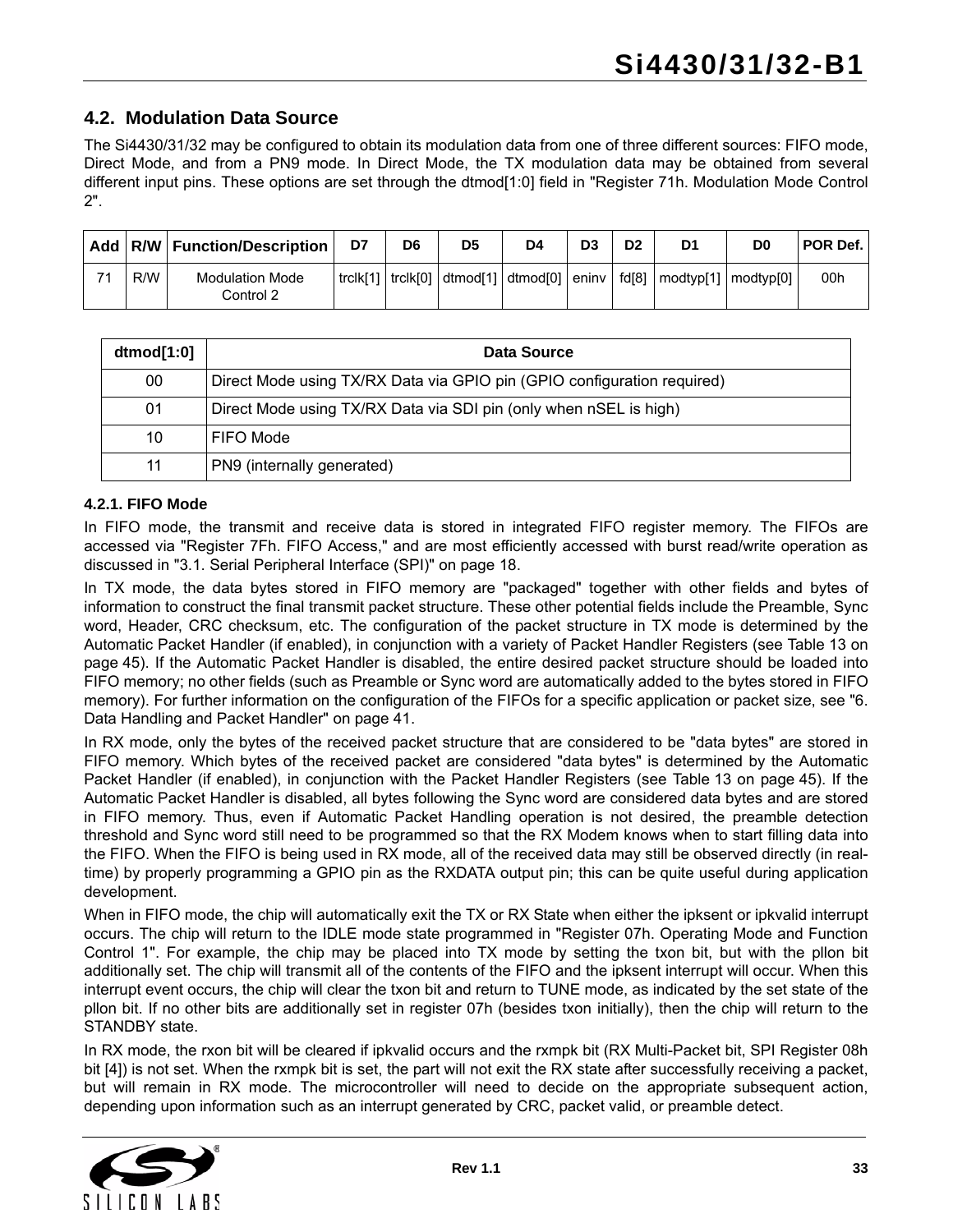### 4.2. Modulation Data Source

The Si4430/31/32 may be configured to obtain its modulation data from one of three different sources: FIFO mode, Direct Mode, and from a PN9 mode. In Direct Mode, the TX modulation data may be obtained from several different input pins. These options are set through the dtmod[1:0] field in "Register 71h. Modulation Mode Control 2".

| Add | R/W | Function/Description | D7 | D6 | D5 | D4 | D3 | D2 | D1 | D0 | POR Def. |
|---|---|---|---|---|---|---|---|---|---|---|---|
| 71 | R/W | Modulation Mode Control 2 | trclk[1] | trclk[0] | dtmod[1] | dtmod[0] | eninv | fd[8] | modtyp[1] | modtyp[0] | 00h |

| dtmod[1:0] | Data Source |
|---|---|
| 00 | Direct Mode using TX/RX Data via GPIO pin (GPIO configuration required) |
| 01 | Direct Mode using TX/RX Data via SDI pin (only when nSEL is high) |
| 10 | FIFO Mode |
| 11 | PN9 (internally generated) |

#### 4.2.1. FIFO Mode

In FIFO mode, the transmit and receive data is stored in integrated FIFO register memory. The FIFOs are accessed via "Register 7Fh. FIFO Access," and are most efficiently accessed with burst read/write operation as discussed in "3.1. Serial Peripheral Interface (SPI)" on page 18.

In TX mode, the data bytes stored in FIFO memory are "packaged" together with other fields and bytes of information to construct the final transmit packet structure. These other potential fields include the Preamble, Sync word, Header, CRC checksum, etc. The configuration of the packet structure in TX mode is determined by the Automatic Packet Handler (if enabled), in conjunction with a variety of Packet Handler Registers (see Table 13 on page 45). If the Automatic Packet Handler is disabled, the entire desired packet structure should be loaded into FIFO memory; no other fields (such as Preamble or Sync word are automatically added to the bytes stored in FIFO memory). For further information on the configuration of the FIFOs for a specific application or packet size, see "6. Data Handling and Packet Handler" on page 41.

In RX mode, only the bytes of the received packet structure that are considered to be "data bytes" are stored in FIFO memory. Which bytes of the received packet are considered "data bytes" is determined by the Automatic Packet Handler (if enabled), in conjunction with the Packet Handler Registers (see Table 13 on page 45). If the Automatic Packet Handler is disabled, all bytes following the Sync word are considered data bytes and are stored in FIFO memory. Thus, even if Automatic Packet Handling operation is not desired, the preamble detection threshold and Sync word still need to be programmed so that the RX Modem knows when to start filling data into the FIFO. When the FIFO is being used in RX mode, all of the received data may still be observed directly (in real-time) by properly programming a GPIO pin as the RXDATA output pin; this can be quite useful during application development.

When in FIFO mode, the chip will automatically exit the TX or RX State when either the ipksent or ipkvalid interrupt occurs. The chip will return to the IDLE mode state programmed in "Register 07h. Operating Mode and Function Control 1". For example, the chip may be placed into TX mode by setting the txon bit, but with the pllon bit additionally set. The chip will transmit all of the contents of the FIFO and the ipksent interrupt will occur. When this interrupt event occurs, the chip will clear the txon bit and return to TUNE mode, as indicated by the set state of the pllon bit. If no other bits are additionally set in register 07h (besides txon initially), then the chip will return to the STANDBY state.

In RX mode, the rxon bit will be cleared if ipkvalid occurs and the rxmpk bit (RX Multi-Packet bit, SPI Register 08h bit [4]) is not set. When the rxmpk bit is set, the part will not exit the RX state after successfully receiving a packet, but will remain in RX mode. The microcontroller will need to decide on the appropriate subsequent action, depending upon information such as an interrupt generated by CRC, packet valid, or preamble detect.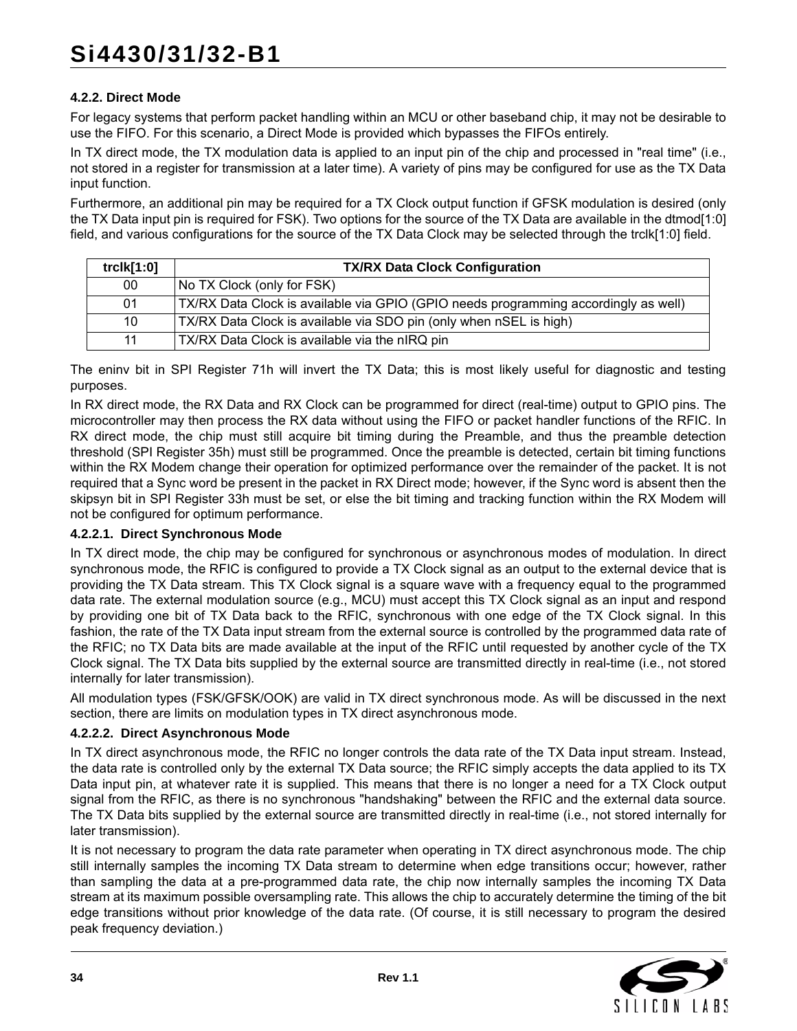#### 4.2.2. Direct Mode

For legacy systems that perform packet handling within an MCU or other baseband chip, it may not be desirable to use the FIFO. For this scenario, a Direct Mode is provided which bypasses the FIFOs entirely.

In TX direct mode, the TX modulation data is applied to an input pin of the chip and processed in "real time" (i.e., not stored in a register for transmission at a later time). A variety of pins may be configured for use as the TX Data input function.

Furthermore, an additional pin may be required for a TX Clock output function if GFSK modulation is desired (only the TX Data input pin is required for FSK). Two options for the source of the TX Data are available in the dtmod[1:0] field, and various configurations for the source of the TX Data Clock may be selected through the trclk[1:0] field.

| trclk[1:0] | TX/RX Data Clock Configuration |
|---|---|
| 00 | No TX Clock (only for FSK) |
| 01 | TX/RX Data Clock is available via GPIO (GPIO needs programming accordingly as well) |
| 10 | TX/RX Data Clock is available via SDO pin (only when nSEL is high) |
| 11 | TX/RX Data Clock is available via the nIRQ pin |

The eninv bit in SPI Register 71h will invert the TX Data; this is most likely useful for diagnostic and testing purposes.

In RX direct mode, the RX Data and RX Clock can be programmed for direct (real-time) output to GPIO pins. The microcontroller may then process the RX data without using the FIFO or packet handler functions of the RFIC. In RX direct mode, the chip must still acquire bit timing during the Preamble, and thus the preamble detection threshold (SPI Register 35h) must still be programmed. Once the preamble is detected, certain bit timing functions within the RX Modem change their operation for optimized performance over the remainder of the packet. It is not required that a Sync word be present in the packet in RX Direct mode; however, if the Sync word is absent then the skipsyn bit in SPI Register 33h must be set, or else the bit timing and tracking function within the RX Modem will not be configured for optimum performance.

##### 4.2.2.1. Direct Synchronous Mode

In TX direct mode, the chip may be configured for synchronous or asynchronous modes of modulation. In direct synchronous mode, the RFIC is configured to provide a TX Clock signal as an output to the external device that is providing the TX Data stream. This TX Clock signal is a square wave with a frequency equal to the programmed data rate. The external modulation source (e.g., MCU) must accept this TX Clock signal as an input and respond by providing one bit of TX Data back to the RFIC, synchronous with one edge of the TX Clock signal. In this fashion, the rate of the TX Data input stream from the external source is controlled by the programmed data rate of the RFIC; no TX Data bits are made available at the input of the RFIC until requested by another cycle of the TX Clock signal. The TX Data bits supplied by the external source are transmitted directly in real-time (i.e., not stored internally for later transmission).

All modulation types (FSK/GFSK/OOK) are valid in TX direct synchronous mode. As will be discussed in the next section, there are limits on modulation types in TX direct asynchronous mode.

##### 4.2.2.2. Direct Asynchronous Mode

In TX direct asynchronous mode, the RFIC no longer controls the data rate of the TX Data input stream. Instead, the data rate is controlled only by the external TX Data source; the RFIC simply accepts the data applied to its TX Data input pin, at whatever rate it is supplied. This means that there is no longer a need for a TX Clock output signal from the RFIC, as there is no synchronous "handshaking" between the RFIC and the external data source. The TX Data bits supplied by the external source are transmitted directly in real-time (i.e., not stored internally for later transmission).

It is not necessary to program the data rate parameter when operating in TX direct asynchronous mode. The chip still internally samples the incoming TX Data stream to determine when edge transitions occur; however, rather than sampling the data at a pre-programmed data rate, the chip now internally samples the incoming TX Data stream at its maximum possible oversampling rate. This allows the chip to accurately determine the timing of the bit edge transitions without prior knowledge of the data rate. (Of course, it is still necessary to program the desired peak frequency deviation.)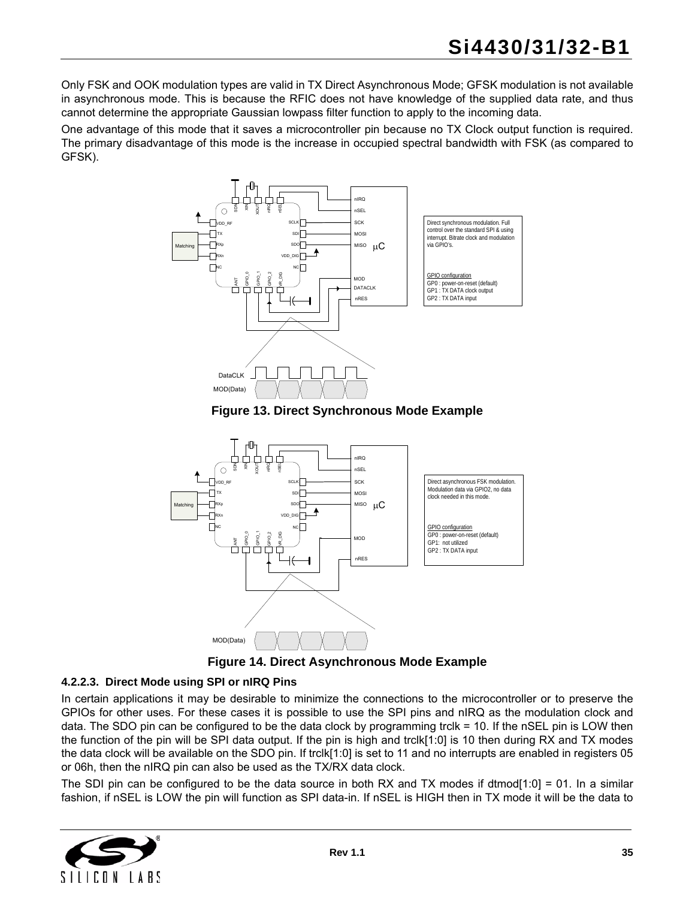Only FSK and OOK modulation types are valid in TX Direct Asynchronous Mode; GFSK modulation is not available in asynchronous mode. This is because the RFIC does not have knowledge of the supplied data rate, and thus cannot determine the appropriate Gaussian lowpass filter function to apply to the incoming data.

One advantage of this mode that it saves a microcontroller pin because no TX Clock output function is required. The primary disadvantage of this mode is the increase in occupied spectral bandwidth with FSK (as compared to GFSK).

**Figure 13. Direct Synchronous Mode Example**

**Figure 14. Direct Asynchronous Mode Example**

#### 4.2.2.3. Direct Mode using SPI or nIRQ Pins

In certain applications it may be desirable to minimize the connections to the microcontroller or to preserve the GPIOs for other uses. For these cases it is possible to use the SPI pins and nIRQ as the modulation clock and data. The SDO pin can be configured to be the data clock by programming trclk = 10. If the nSEL pin is LOW then the function of the pin will be SPI data output. If the pin is high and trclk[1:0] is 10 then during RX and TX modes the data clock will be available on the SDO pin. If trclk[1:0] is set to 11 and no interrupts are enabled in registers 05 or 06h, then the nIRQ pin can also be used as the TX/RX data clock.

The SDI pin can be configured to be the data source in both RX and TX modes if dtmod[1:0] = 01. In a similar fashion, if nSEL is LOW the pin will function as SPI data-in. If nSEL is HIGH then in TX mode it will be the data to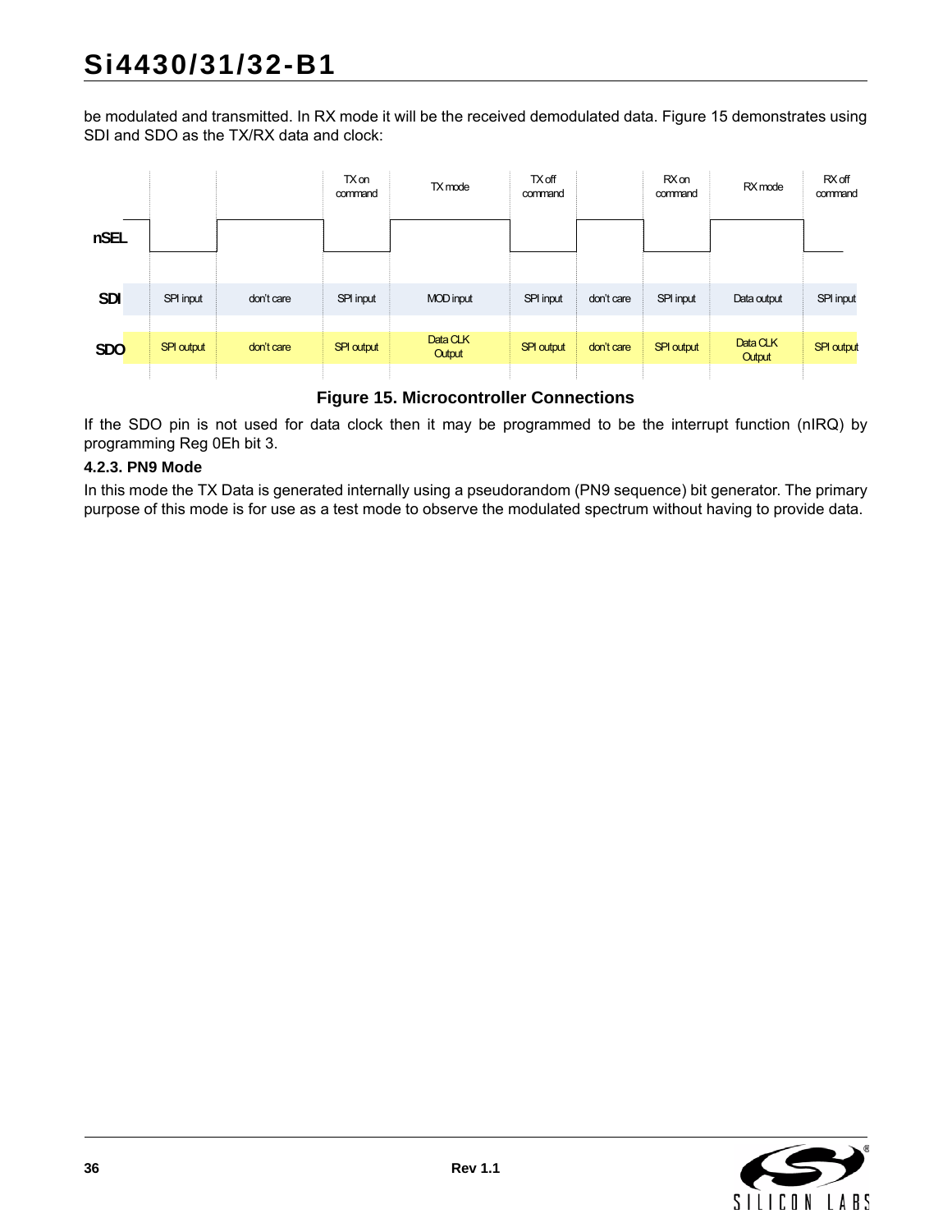be modulated and transmitted. In RX mode it will be the received demodulated data. Figure 15 demonstrates using SDI and SDO as the TX/RX data and clock:

| | | | TX on command | TX mode | TX off command | | RX on command | RX mode | RX off command |
|---|---|---|---|---|---|---|---|---|---|
| **nSEL** | | | | | | | | | |
| **SDI** | SPI input | don't care | SPI input | MOD input | SPI input | don't care | SPI input | Data output | SPI input |
| **SDO** | SPI output | don't care | SPI output | Data CLK Output | SPI output | don't care | SPI output | Data CLK Output | SPI output |

**Figure 15. Microcontroller Connections**

If the SDO pin is not used for data clock then it may be programmed to be the interrupt function (nIRQ) by programming Reg 0Eh bit 3.

#### 4.2.3. PN9 Mode

In this mode the TX Data is generated internally using a pseudorandom (PN9 sequence) bit generator. The primary purpose of this mode is for use as a test mode to observe the modulated spectrum without having to provide data.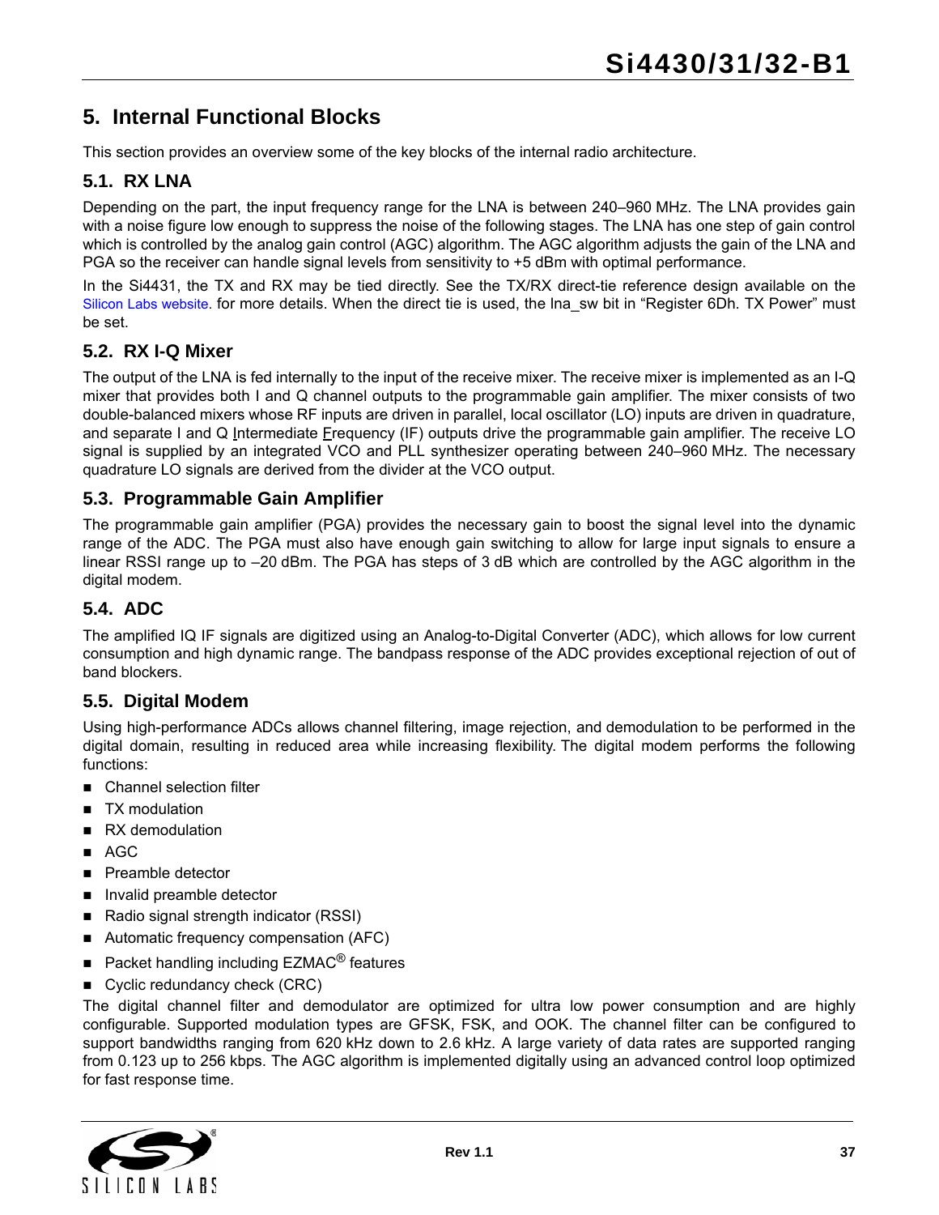# 5. Internal Functional Blocks

This section provides an overview some of the key blocks of the internal radio architecture.

## 5.1. RX LNA

Depending on the part, the input frequency range for the LNA is between 240–960 MHz. The LNA provides gain with a noise figure low enough to suppress the noise of the following stages. The LNA has one step of gain control which is controlled by the analog gain control (AGC) algorithm. The AGC algorithm adjusts the gain of the LNA and PGA so the receiver can handle signal levels from sensitivity to +5 dBm with optimal performance.

In the Si4431, the TX and RX may be tied directly. See the TX/RX direct-tie reference design available on the Silicon Labs website. for more details. When the direct tie is used, the lna_sw bit in "Register 6Dh. TX Power" must be set.

## 5.2. RX I-Q Mixer

The output of the LNA is fed internally to the input of the receive mixer. The receive mixer is implemented as an I-Q mixer that provides both I and Q channel outputs to the programmable gain amplifier. The mixer consists of two double-balanced mixers whose RF inputs are driven in parallel, local oscillator (LO) inputs are driven in quadrature, and separate I and Q Intermediate Frequency (IF) outputs drive the programmable gain amplifier. The receive LO signal is supplied by an integrated VCO and PLL synthesizer operating between 240–960 MHz. The necessary quadrature LO signals are derived from the divider at the VCO output.

## 5.3. Programmable Gain Amplifier

The programmable gain amplifier (PGA) provides the necessary gain to boost the signal level into the dynamic range of the ADC. The PGA must also have enough gain switching to allow for large input signals to ensure a linear RSSI range up to –20 dBm. The PGA has steps of 3 dB which are controlled by the AGC algorithm in the digital modem.

## 5.4. ADC

The amplified IQ IF signals are digitized using an Analog-to-Digital Converter (ADC), which allows for low current consumption and high dynamic range. The bandpass response of the ADC provides exceptional rejection of out of band blockers.

## 5.5. Digital Modem

Using high-performance ADCs allows channel filtering, image rejection, and demodulation to be performed in the digital domain, resulting in reduced area while increasing flexibility. The digital modem performs the following functions:

- Channel selection filter
- TX modulation
- RX demodulation
- AGC
- Preamble detector
- Invalid preamble detector
- Radio signal strength indicator (RSSI)
- Automatic frequency compensation (AFC)
- Packet handling including EZMAC® features
- Cyclic redundancy check (CRC)

The digital channel filter and demodulator are optimized for ultra low power consumption and are highly configurable. Supported modulation types are GFSK, FSK, and OOK. The channel filter can be configured to support bandwidths ranging from 620 kHz down to 2.6 kHz. A large variety of data rates are supported ranging from 0.123 up to 256 kbps. The AGC algorithm is implemented digitally using an advanced control loop optimized for fast response time.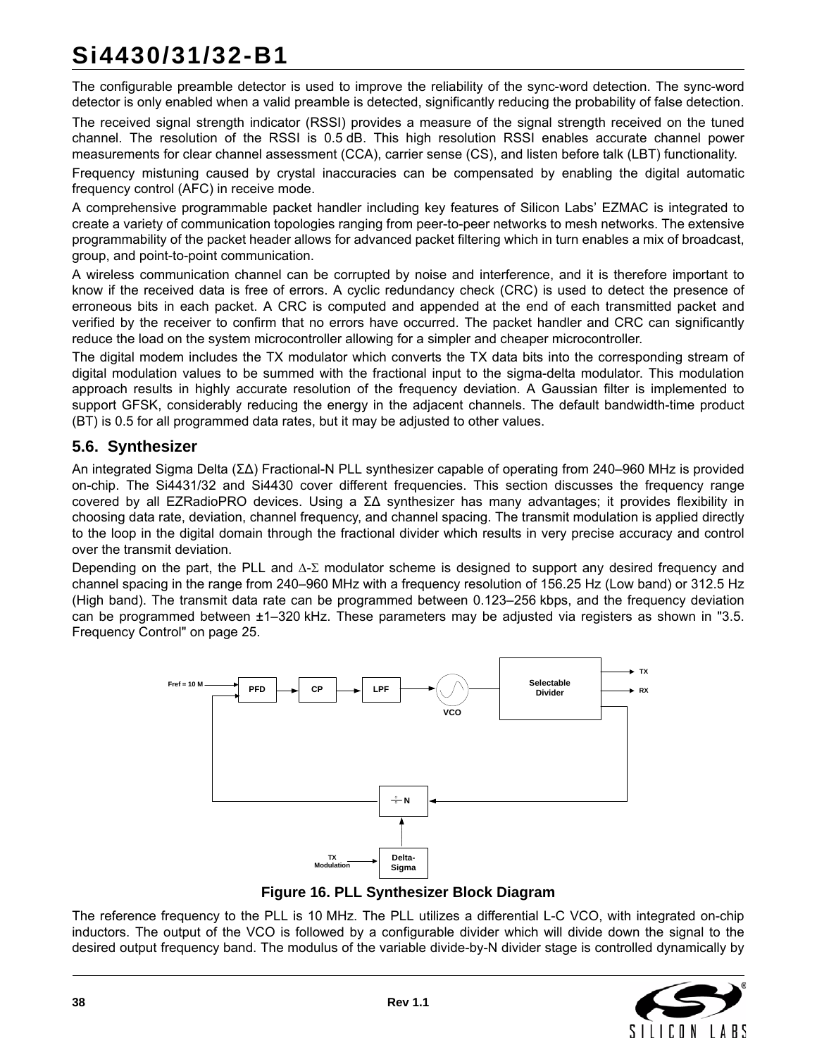The configurable preamble detector is used to improve the reliability of the sync-word detection. The sync-word detector is only enabled when a valid preamble is detected, significantly reducing the probability of false detection.

The received signal strength indicator (RSSI) provides a measure of the signal strength received on the tuned channel. The resolution of the RSSI is 0.5 dB. This high resolution RSSI enables accurate channel power measurements for clear channel assessment (CCA), carrier sense (CS), and listen before talk (LBT) functionality.

Frequency mistuning caused by crystal inaccuracies can be compensated by enabling the digital automatic frequency control (AFC) in receive mode.

A comprehensive programmable packet handler including key features of Silicon Labs' EZMAC is integrated to create a variety of communication topologies ranging from peer-to-peer networks to mesh networks. The extensive programmability of the packet header allows for advanced packet filtering which in turn enables a mix of broadcast, group, and point-to-point communication.

A wireless communication channel can be corrupted by noise and interference, and it is therefore important to know if the received data is free of errors. A cyclic redundancy check (CRC) is used to detect the presence of erroneous bits in each packet. A CRC is computed and appended at the end of each transmitted packet and verified by the receiver to confirm that no errors have occurred. The packet handler and CRC can significantly reduce the load on the system microcontroller allowing for a simpler and cheaper microcontroller.

The digital modem includes the TX modulator which converts the TX data bits into the corresponding stream of digital modulation values to be summed with the fractional input to the sigma-delta modulator. This modulation approach results in highly accurate resolution of the frequency deviation. A Gaussian filter is implemented to support GFSK, considerably reducing the energy in the adjacent channels. The default bandwidth-time product (BT) is 0.5 for all programmed data rates, but it may be adjusted to other values.

## 5.6. Synthesizer

An integrated Sigma Delta (ΣΔ) Fractional-N PLL synthesizer capable of operating from 240–960 MHz is provided on-chip. The Si4431/32 and Si4430 cover different frequencies. This section discusses the frequency range covered by all EZRadioPRO devices. Using a ΣΔ synthesizer has many advantages; it provides flexibility in choosing data rate, deviation, channel frequency, and channel spacing. The transmit modulation is applied directly to the loop in the digital domain through the fractional divider which results in very precise accuracy and control over the transmit deviation.

Depending on the part, the PLL and Δ-Σ modulator scheme is designed to support any desired frequency and channel spacing in the range from 240–960 MHz with a frequency resolution of 156.25 Hz (Low band) or 312.5 Hz (High band). The transmit data rate can be programmed between 0.123–256 kbps, and the frequency deviation can be programmed between ±1–320 kHz. These parameters may be adjusted via registers as shown in "3.5. Frequency Control" on page 25.

Fref = 10 M, PFD, CP, LPF, VCO, Selectable Divider, TX, RX, ÷N, Delta-Sigma, TX Modulation

**Figure 16. PLL Synthesizer Block Diagram**

The reference frequency to the PLL is 10 MHz. The PLL utilizes a differential L-C VCO, with integrated on-chip inductors. The output of the VCO is followed by a configurable divider which will divide down the signal to the desired output frequency band. The modulus of the variable divide-by-N divider stage is controlled dynamically by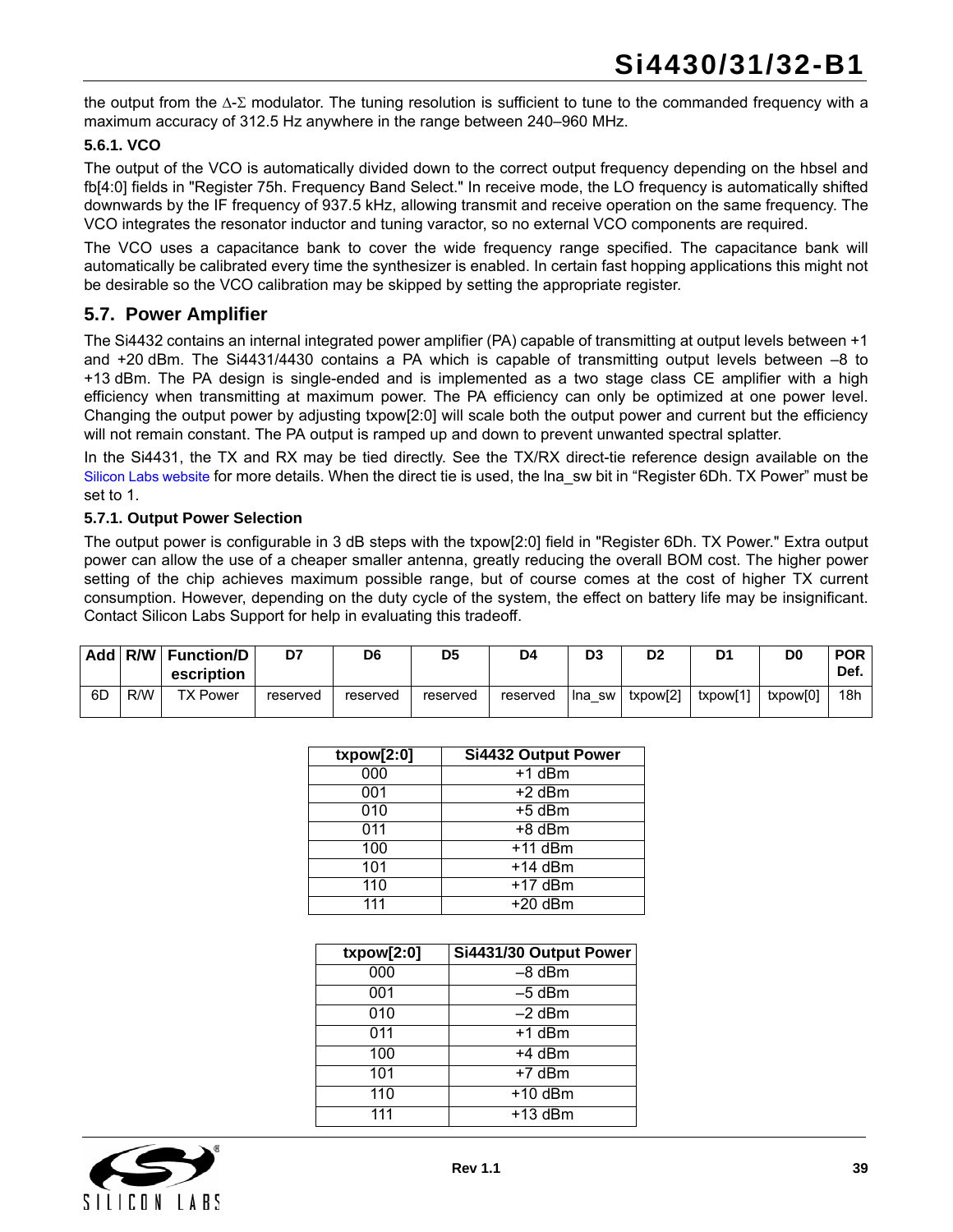the output from the Δ-Σ modulator. The tuning resolution is sufficient to tune to the commanded frequency with a maximum accuracy of 312.5 Hz anywhere in the range between 240–960 MHz.

#### 5.6.1. VCO

The output of the VCO is automatically divided down to the correct output frequency depending on the hbsel and fb[4:0] fields in "Register 75h. Frequency Band Select." In receive mode, the LO frequency is automatically shifted downwards by the IF frequency of 937.5 kHz, allowing transmit and receive operation on the same frequency. The VCO integrates the resonator inductor and tuning varactor, so no external VCO components are required.

The VCO uses a capacitance bank to cover the wide frequency range specified. The capacitance bank will automatically be calibrated every time the synthesizer is enabled. In certain fast hopping applications this might not be desirable so the VCO calibration may be skipped by setting the appropriate register.

## 5.7. Power Amplifier

The Si4432 contains an internal integrated power amplifier (PA) capable of transmitting at output levels between +1 and +20 dBm. The Si4431/4430 contains a PA which is capable of transmitting output levels between –8 to +13 dBm. The PA design is single-ended and is implemented as a two stage class CE amplifier with a high efficiency when transmitting at maximum power. The PA efficiency can only be optimized at one power level. Changing the output power by adjusting txpow[2:0] will scale both the output power and current but the efficiency will not remain constant. The PA output is ramped up and down to prevent unwanted spectral splatter.

In the Si4431, the TX and RX may be tied directly. See the TX/RX direct-tie reference design available on the Silicon Labs website for more details. When the direct tie is used, the lna_sw bit in "Register 6Dh. TX Power" must be set to 1.

#### 5.7.1. Output Power Selection

The output power is configurable in 3 dB steps with the txpow[2:0] field in "Register 6Dh. TX Power." Extra output power can allow the use of a cheaper smaller antenna, greatly reducing the overall BOM cost. The higher power setting of the chip achieves maximum possible range, but of course comes at the cost of higher TX current consumption. However, depending on the duty cycle of the system, the effect on battery life may be insignificant. Contact Silicon Labs Support for help in evaluating this tradeoff.

| Add | R/W | Function/Description | D7 | D6 | D5 | D4 | D3 | D2 | D1 | D0 | POR Def. |
|---|---|---|---|---|---|---|---|---|---|---|---|
| 6D | R/W | TX Power | reserved | reserved | reserved | reserved | lna_sw | txpow[2] | txpow[1] | txpow[0] | 18h |

| txpow[2:0] | Si4432 Output Power |
|---|---|
| 000 | +1 dBm |
| 001 | +2 dBm |
| 010 | +5 dBm |
| 011 | +8 dBm |
| 100 | +11 dBm |
| 101 | +14 dBm |
| 110 | +17 dBm |
| 111 | +20 dBm |

| txpow[2:0] | Si4431/30 Output Power |
|---|---|
| 000 | –8 dBm |
| 001 | –5 dBm |
| 010 | –2 dBm |
| 011 | +1 dBm |
| 100 | +4 dBm |
| 101 | +7 dBm |
| 110 | +10 dBm |
| 111 | +13 dBm |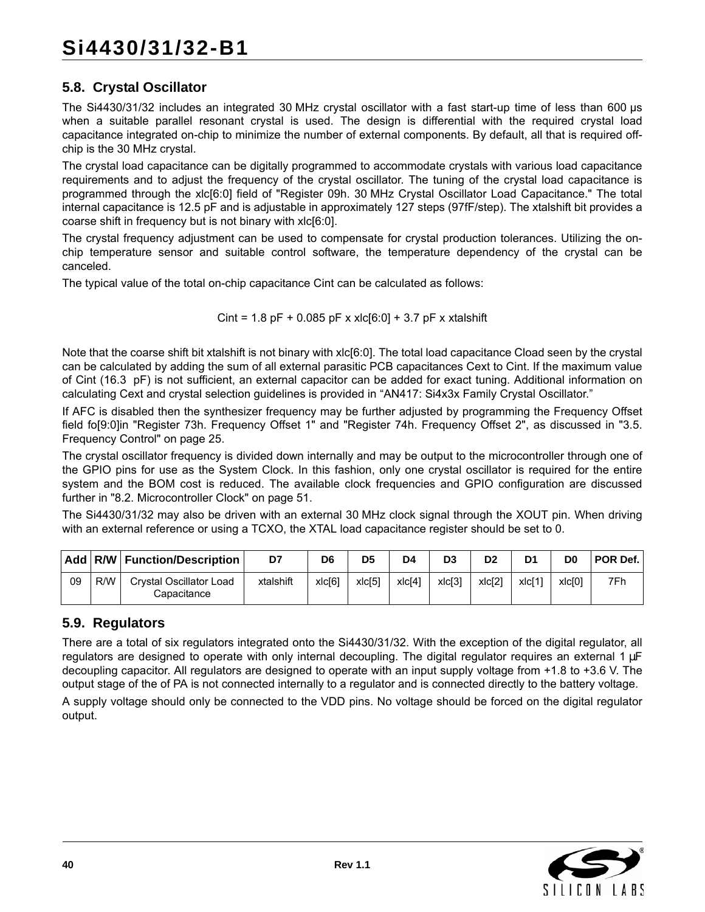## 5.8. Crystal Oscillator

The Si4430/31/32 includes an integrated 30 MHz crystal oscillator with a fast start-up time of less than 600 µs when a suitable parallel resonant crystal is used. The design is differential with the required crystal load capacitance integrated on-chip to minimize the number of external components. By default, all that is required off-chip is the 30 MHz crystal.

The crystal load capacitance can be digitally programmed to accommodate crystals with various load capacitance requirements and to adjust the frequency of the crystal oscillator. The tuning of the crystal load capacitance is programmed through the xlc[6:0] field of "Register 09h. 30 MHz Crystal Oscillator Load Capacitance." The total internal capacitance is 12.5 pF and is adjustable in approximately 127 steps (97fF/step). The xtalshift bit provides a coarse shift in frequency but is not binary with xlc[6:0].

The crystal frequency adjustment can be used to compensate for crystal production tolerances. Utilizing the on-chip temperature sensor and suitable control software, the temperature dependency of the crystal can be canceled.

The typical value of the total on-chip capacitance Cint can be calculated as follows:

$$\text{Cint} = 1.8\text{ pF} + 0.085\text{ pF} \times \text{xlc[6:0]} + 3.7\text{ pF} \times \text{xtalshift}$$

Note that the coarse shift bit xtalshift is not binary with xlc[6:0]. The total load capacitance Cload seen by the crystal can be calculated by adding the sum of all external parasitic PCB capacitances Cext to Cint. If the maximum value of Cint (16.3 pF) is not sufficient, an external capacitor can be added for exact tuning. Additional information on calculating Cext and crystal selection guidelines is provided in "AN417: Si4x3x Family Crystal Oscillator."

If AFC is disabled then the synthesizer frequency may be further adjusted by programming the Frequency Offset field fo[9:0]in "Register 73h. Frequency Offset 1" and "Register 74h. Frequency Offset 2", as discussed in "3.5. Frequency Control" on page 25.

The crystal oscillator frequency is divided down internally and may be output to the microcontroller through one of the GPIO pins for use as the System Clock. In this fashion, only one crystal oscillator is required for the entire system and the BOM cost is reduced. The available clock frequencies and GPIO configuration are discussed further in "8.2. Microcontroller Clock" on page 51.

The Si4430/31/32 may also be driven with an external 30 MHz clock signal through the XOUT pin. When driving with an external reference or using a TCXO, the XTAL load capacitance register should be set to 0.

| Add | R/W | Function/Description | D7 | D6 | D5 | D4 | D3 | D2 | D1 | D0 | POR Def. |
|---|---|---|---|---|---|---|---|---|---|---|---|
| 09 | R/W | Crystal Oscillator Load Capacitance | xtalshift | xlc[6] | xlc[5] | xlc[4] | xlc[3] | xlc[2] | xlc[1] | xlc[0] | 7Fh |

## 5.9. Regulators

There are a total of six regulators integrated onto the Si4430/31/32. With the exception of the digital regulator, all regulators are designed to operate with only internal decoupling. The digital regulator requires an external 1 µF decoupling capacitor. All regulators are designed to operate with an input supply voltage from +1.8 to +3.6 V. The output stage of the of PA is not connected internally to a regulator and is connected directly to the battery voltage.

A supply voltage should only be connected to the VDD pins. No voltage should be forced on the digital regulator output.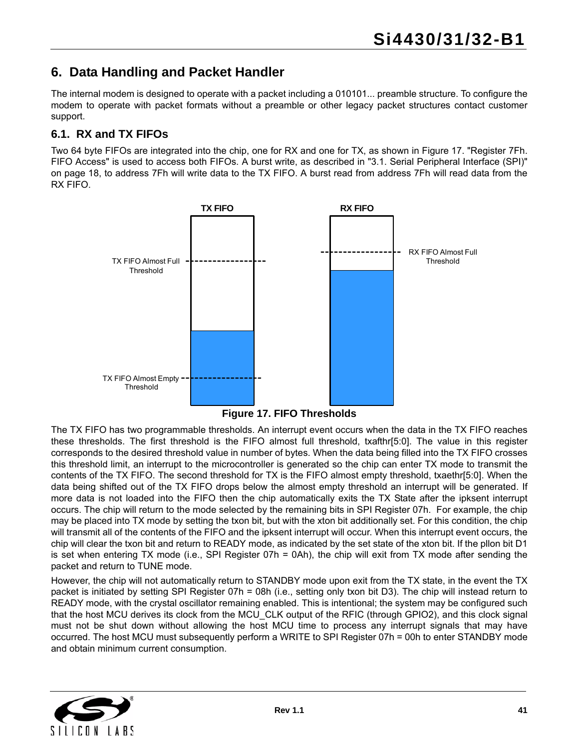## 6. Data Handling and Packet Handler

The internal modem is designed to operate with a packet including a 010101... preamble structure. To configure the modem to operate with packet formats without a preamble or other legacy packet structures contact customer support.

### 6.1. RX and TX FIFOs

Two 64 byte FIFOs are integrated into the chip, one for RX and one for TX, as shown in Figure 17. "Register 7Fh. FIFO Access" is used to access both FIFOs. A burst write, as described in "3.1. Serial Peripheral Interface (SPI)" on page 18, to address 7Fh will write data to the TX FIFO. A burst read from address 7Fh will read data from the RX FIFO.

TX FIFO

RX FIFO

TX FIFO Almost Full Threshold

RX FIFO Almost Full Threshold

TX FIFO Almost Empty Threshold

**Figure 17. FIFO Thresholds**

The TX FIFO has two programmable thresholds. An interrupt event occurs when the data in the TX FIFO reaches these thresholds. The first threshold is the FIFO almost full threshold, txafthr[5:0]. The value in this register corresponds to the desired threshold value in number of bytes. When the data being filled into the TX FIFO crosses this threshold limit, an interrupt to the microcontroller is generated so the chip can enter TX mode to transmit the contents of the TX FIFO. The second threshold for TX is the FIFO almost empty threshold, txaethr[5:0]. When the data being shifted out of the TX FIFO drops below the almost empty threshold an interrupt will be generated. If more data is not loaded into the FIFO then the chip automatically exits the TX State after the ipksent interrupt occurs. The chip will return to the mode selected by the remaining bits in SPI Register 07h. For example, the chip may be placed into TX mode by setting the txon bit, but with the xton bit additionally set. For this condition, the chip will transmit all of the contents of the FIFO and the ipksent interrupt will occur. When this interrupt event occurs, the chip will clear the txon bit and return to READY mode, as indicated by the set state of the xton bit. If the pllon bit D1 is set when entering TX mode (i.e., SPI Register 07h = 0Ah), the chip will exit from TX mode after sending the packet and return to TUNE mode.

However, the chip will not automatically return to STANDBY mode upon exit from the TX state, in the event the TX packet is initiated by setting SPI Register 07h = 08h (i.e., setting only txon bit D3). The chip will instead return to READY mode, with the crystal oscillator remaining enabled. This is intentional; the system may be configured such that the host MCU derives its clock from the MCU_CLK output of the RFIC (through GPIO2), and this clock signal must not be shut down without allowing the host MCU time to process any interrupt signals that may have occurred. The host MCU must subsequently perform a WRITE to SPI Register 07h = 00h to enter STANDBY mode and obtain minimum current consumption.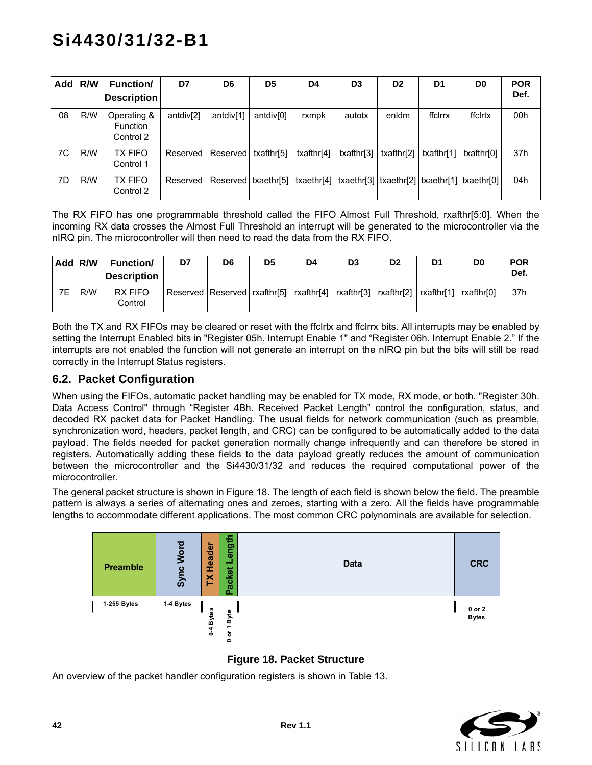| Add | R/W | Function/ Description | D7 | D6 | D5 | D4 | D3 | D2 | D1 | D0 | POR Def. |
|---|---|---|---|---|---|---|---|---|---|---|---|
| 08 | R/W | Operating & Function Control 2 | antdiv[2] | antdiv[1] | antdiv[0] | rxmpk | autotx | enldm | ffclrrx | ffclrtx | 00h |
| 7C | R/W | TX FIFO Control 1 | Reserved | Reserved | txafthr[5] | txafthr[4] | txafthr[3] | txafthr[2] | txafthr[1] | txafthr[0] | 37h |
| 7D | R/W | TX FIFO Control 2 | Reserved | Reserved | txaethr[5] | txaethr[4] | txaethr[3] | txaethr[2] | txaethr[1] | txaethr[0] | 04h |

The RX FIFO has one programmable threshold called the FIFO Almost Full Threshold, rxafthr[5:0]. When the incoming RX data crosses the Almost Full Threshold an interrupt will be generated to the microcontroller via the nIRQ pin. The microcontroller will then need to read the data from the RX FIFO.

| Add | R/W | Function/ Description | D7 | D6 | D5 | D4 | D3 | D2 | D1 | D0 | POR Def. |
|---|---|---|---|---|---|---|---|---|---|---|---|
| 7E | R/W | RX FIFO Control | Reserved | Reserved | rxafthr[5] | rxafthr[4] | rxafthr[3] | rxafthr[2] | rxafthr[1] | rxafthr[0] | 37h |

Both the TX and RX FIFOs may be cleared or reset with the ffclrtx and ffclrrx bits. All interrupts may be enabled by setting the Interrupt Enabled bits in "Register 05h. Interrupt Enable 1" and "Register 06h. Interrupt Enable 2." If the interrupts are not enabled the function will not generate an interrupt on the nIRQ pin but the bits will still be read correctly in the Interrupt Status registers.

## 6.2. Packet Configuration

When using the FIFOs, automatic packet handling may be enabled for TX mode, RX mode, or both. "Register 30h. Data Access Control" through "Register 4Bh. Received Packet Length" control the configuration, status, and decoded RX packet data for Packet Handling. The usual fields for network communication (such as preamble, synchronization word, headers, packet length, and CRC) can be configured to be automatically added to the data payload. The fields needed for packet generation normally change infrequently and can therefore be stored in registers. Automatically adding these fields to the data payload greatly reduces the amount of communication between the microcontroller and the Si4430/31/32 and reduces the required computational power of the microcontroller.

The general packet structure is shown in Figure 18. The length of each field is shown below the field. The preamble pattern is always a series of alternating ones and zeroes, starting with a zero. All the fields have programmable lengths to accommodate different applications. The most common CRC polynominals are available for selection.

| Preamble | Sync Word | TX Header | Packet Length | Data | CRC |
|---|---|---|---|---|---|
| 1-255 Bytes | 1-4 Bytes | 0-4 Bytes | 0 or 1 Byte | | 0 or 2 Bytes |

**Figure 18. Packet Structure**

An overview of the packet handler configuration registers is shown in Table 13.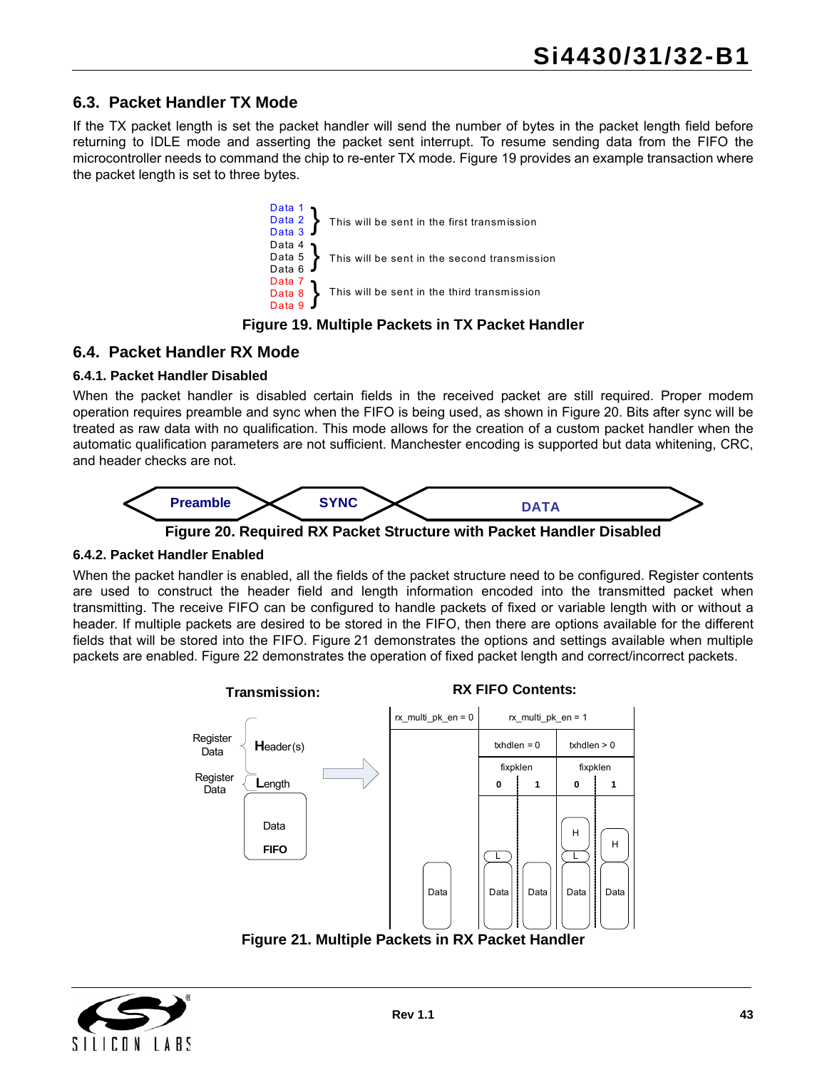## 6.3. Packet Handler TX Mode

If the TX packet length is set the packet handler will send the number of bytes in the packet length field before returning to IDLE mode and asserting the packet sent interrupt. To resume sending data from the FIFO the microcontroller needs to command the chip to re-enter TX mode. Figure 19 provides an example transaction where the packet length is set to three bytes.

```
Data 1 ┐
Data 2 } This will be sent in the first transmission
Data 3 ┘
Data 4 ┐
Data 5 } This will be sent in the second transmission
Data 6 ┘
Data 7 ┐
Data 8 } This will be sent in the third transmission
Data 9 ┘
```

**Figure 19. Multiple Packets in TX Packet Handler**

## 6.4. Packet Handler RX Mode

### 6.4.1. Packet Handler Disabled

When the packet handler is disabled certain fields in the received packet are still required. Proper modem operation requires preamble and sync when the FIFO is being used, as shown in Figure 20. Bits after sync will be treated as raw data with no qualification. This mode allows for the creation of a custom packet handler when the automatic qualification parameters are not sufficient. Manchester encoding is supported but data whitening, CRC, and header checks are not.

| Preamble | SYNC | DATA |
|---|---|---|

**Figure 20. Required RX Packet Structure with Packet Handler Disabled**

### 6.4.2. Packet Handler Enabled

When the packet handler is enabled, all the fields of the packet structure need to be configured. Register contents are used to construct the header field and length information encoded into the transmitted packet when transmitting. The receive FIFO can be configured to handle packets of fixed or variable length with or without a header. If multiple packets are desired to be stored in the FIFO, then there are options available for the different fields that will be stored into the FIFO. Figure 21 demonstrates the options and settings available when multiple packets are enabled. Figure 22 demonstrates the operation of fixed packet length and correct/incorrect packets.

**Transmission:**

- Register Data: Header(s)
- Register Data: Length
- FIFO: Data

**RX FIFO Contents:**

| rx_multi_pk_en = 0 | rx_multi_pk_en = 1 | | | |
|---|---|---|---|---|
| | txhdlen = 0 | | txhdlen > 0 | |
| | fixpklen 0 | fixpklen 1 | fixpklen 0 | fixpklen 1 |
| Data | L, Data | Data | H, L, Data | H, Data |

**Figure 21. Multiple Packets in RX Packet Handler**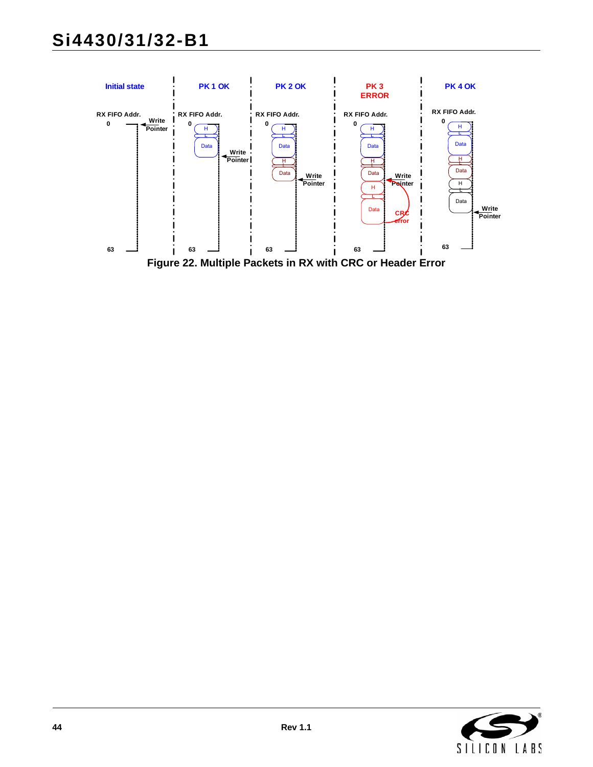Figure 22. Multiple Packets in RX with CRC or Header Error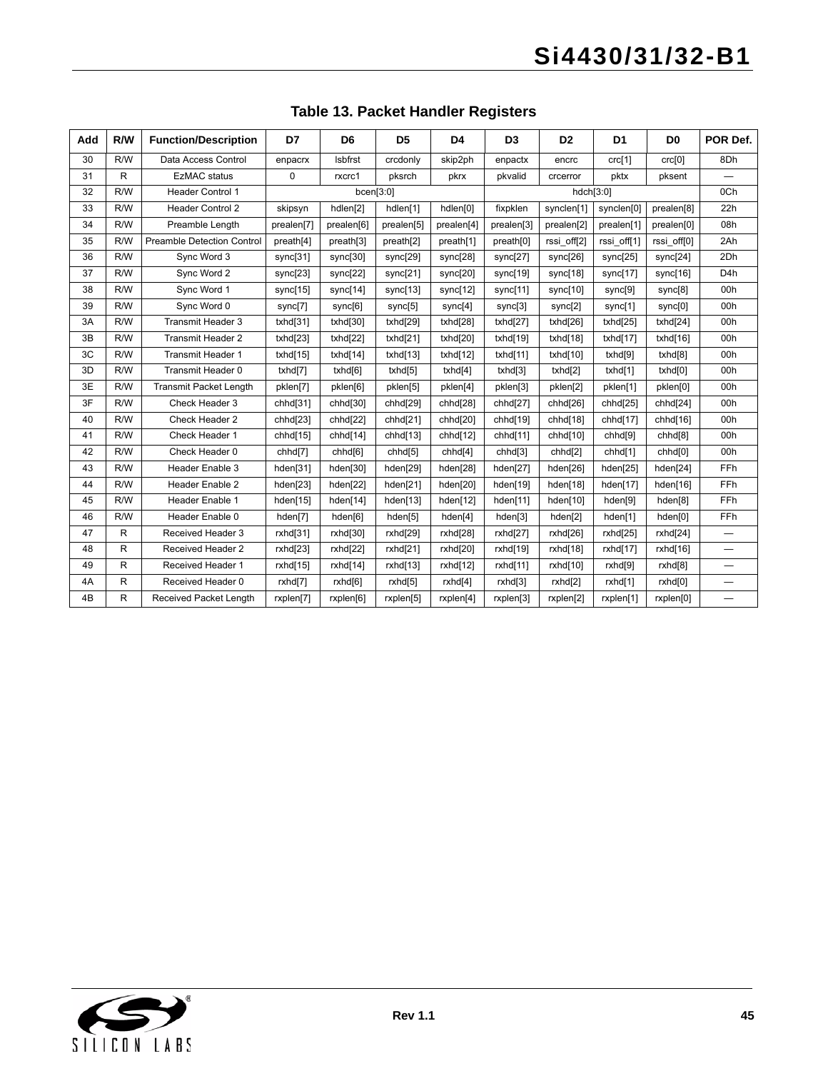## Table 13. Packet Handler Registers

| Add | R/W | Function/Description | D7 | D6 | D5 | D4 | D3 | D2 | D1 | D0 | POR Def. |
|---|---|---|---|---|---|---|---|---|---|---|---|
| 30 | R/W | Data Access Control | enpacrx | lsbfrst | crcdonly | skip2ph | enpactx | encrc | crc[1] | crc[0] | 8Dh |
| 31 | R | EzMAC status | 0 | rxcrc1 | pksrch | pkrx | pkvalid | crcerror | pktx | pksent | — |
| 32 | R/W | Header Control 1 | bcen[3:0] | | | | hdch[3:0] | | | | 0Ch |
| 33 | R/W | Header Control 2 | skipsyn | hdlen[2] | hdlen[1] | hdlen[0] | fixpklen | synclen[1] | synclen[0] | prealen[8] | 22h |
| 34 | R/W | Preamble Length | prealen[7] | prealen[6] | prealen[5] | prealen[4] | prealen[3] | prealen[2] | prealen[1] | prealen[0] | 08h |
| 35 | R/W | Preamble Detection Control | preath[4] | preath[3] | preath[2] | preath[1] | preath[0] | rssi_off[2] | rssi_off[1] | rssi_off[0] | 2Ah |
| 36 | R/W | Sync Word 3 | sync[31] | sync[30] | sync[29] | sync[28] | sync[27] | sync[26] | sync[25] | sync[24] | 2Dh |
| 37 | R/W | Sync Word 2 | sync[23] | sync[22] | sync[21] | sync[20] | sync[19] | sync[18] | sync[17] | sync[16] | D4h |
| 38 | R/W | Sync Word 1 | sync[15] | sync[14] | sync[13] | sync[12] | sync[11] | sync[10] | sync[9] | sync[8] | 00h |
| 39 | R/W | Sync Word 0 | sync[7] | sync[6] | sync[5] | sync[4] | sync[3] | sync[2] | sync[1] | sync[0] | 00h |
| 3A | R/W | Transmit Header 3 | txhd[31] | txhd[30] | txhd[29] | txhd[28] | txhd[27] | txhd[26] | txhd[25] | txhd[24] | 00h |
| 3B | R/W | Transmit Header 2 | txhd[23] | txhd[22] | txhd[21] | txhd[20] | txhd[19] | txhd[18] | txhd[17] | txhd[16] | 00h |
| 3C | R/W | Transmit Header 1 | txhd[15] | txhd[14] | txhd[13] | txhd[12] | txhd[11] | txhd[10] | txhd[9] | txhd[8] | 00h |
| 3D | R/W | Transmit Header 0 | txhd[7] | txhd[6] | txhd[5] | txhd[4] | txhd[3] | txhd[2] | txhd[1] | txhd[0] | 00h |
| 3E | R/W | Transmit Packet Length | pklen[7] | pklen[6] | pklen[5] | pklen[4] | pklen[3] | pklen[2] | pklen[1] | pklen[0] | 00h |
| 3F | R/W | Check Header 3 | chhd[31] | chhd[30] | chhd[29] | chhd[28] | chhd[27] | chhd[26] | chhd[25] | chhd[24] | 00h |
| 40 | R/W | Check Header 2 | chhd[23] | chhd[22] | chhd[21] | chhd[20] | chhd[19] | chhd[18] | chhd[17] | chhd[16] | 00h |
| 41 | R/W | Check Header 1 | chhd[15] | chhd[14] | chhd[13] | chhd[12] | chhd[11] | chhd[10] | chhd[9] | chhd[8] | 00h |
| 42 | R/W | Check Header 0 | chhd[7] | chhd[6] | chhd[5] | chhd[4] | chhd[3] | chhd[2] | chhd[1] | chhd[0] | 00h |
| 43 | R/W | Header Enable 3 | hden[31] | hden[30] | hden[29] | hden[28] | hden[27] | hden[26] | hden[25] | hden[24] | FFh |
| 44 | R/W | Header Enable 2 | hden[23] | hden[22] | hden[21] | hden[20] | hden[19] | hden[18] | hden[17] | hden[16] | FFh |
| 45 | R/W | Header Enable 1 | hden[15] | hden[14] | hden[13] | hden[12] | hden[11] | hden[10] | hden[9] | hden[8] | FFh |
| 46 | R/W | Header Enable 0 | hden[7] | hden[6] | hden[5] | hden[4] | hden[3] | hden[2] | hden[1] | hden[0] | FFh |
| 47 | R | Received Header 3 | rxhd[31] | rxhd[30] | rxhd[29] | rxhd[28] | rxhd[27] | rxhd[26] | rxhd[25] | rxhd[24] | — |
| 48 | R | Received Header 2 | rxhd[23] | rxhd[22] | rxhd[21] | rxhd[20] | rxhd[19] | rxhd[18] | rxhd[17] | rxhd[16] | — |
| 49 | R | Received Header 1 | rxhd[15] | rxhd[14] | rxhd[13] | rxhd[12] | rxhd[11] | rxhd[10] | rxhd[9] | rxhd[8] | — |
| 4A | R | Received Header 0 | rxhd[7] | rxhd[6] | rxhd[5] | rxhd[4] | rxhd[3] | rxhd[2] | rxhd[1] | rxhd[0] | — |
| 4B | R | Received Packet Length | rxplen[7] | rxplen[6] | rxplen[5] | rxplen[4] | rxplen[3] | rxplen[2] | rxplen[1] | rxplen[0] | — |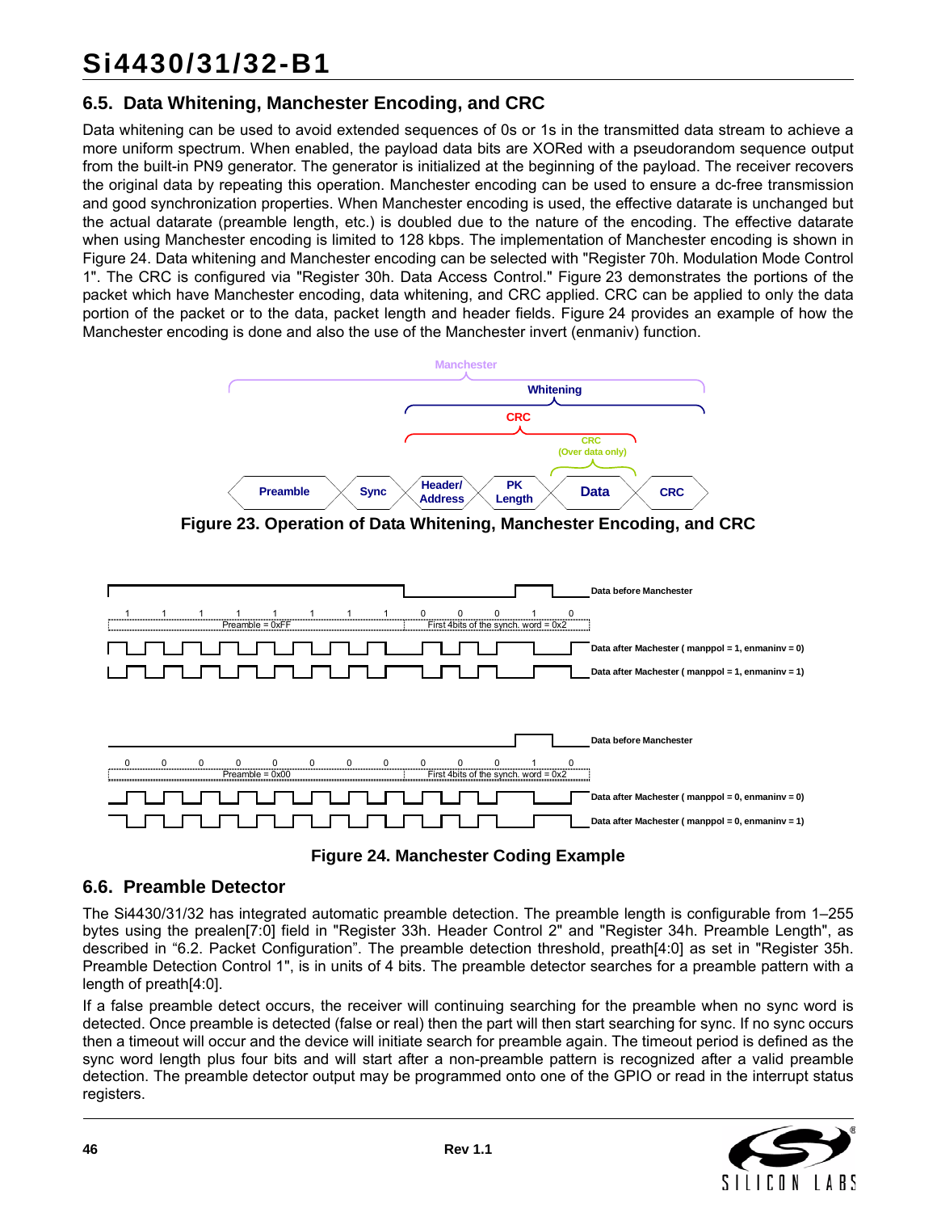## 6.5. Data Whitening, Manchester Encoding, and CRC

Data whitening can be used to avoid extended sequences of 0s or 1s in the transmitted data stream to achieve a more uniform spectrum. When enabled, the payload data bits are XORed with a pseudorandom sequence output from the built-in PN9 generator. The generator is initialized at the beginning of the payload. The receiver recovers the original data by repeating this operation. Manchester encoding can be used to ensure a dc-free transmission and good synchronization properties. When Manchester encoding is used, the effective datarate is unchanged but the actual datarate (preamble length, etc.) is doubled due to the nature of the encoding. The effective datarate when using Manchester encoding is limited to 128 kbps. The implementation of Manchester encoding is shown in Figure 24. Data whitening and Manchester encoding can be selected with "Register 70h. Modulation Mode Control 1". The CRC is configured via "Register 30h. Data Access Control." Figure 23 demonstrates the portions of the packet which have Manchester encoding, data whitening, and CRC applied. CRC can be applied to only the data portion of the packet or to the data, packet length and header fields. Figure 24 provides an example of how the Manchester encoding is done and also the use of the Manchester invert (enmaniv) function.

**Figure 23. Operation of Data Whitening, Manchester Encoding, and CRC**

**Figure 24. Manchester Coding Example**

## 6.6. Preamble Detector

The Si4430/31/32 has integrated automatic preamble detection. The preamble length is configurable from 1–255 bytes using the prealen[7:0] field in "Register 33h. Header Control 2" and "Register 34h. Preamble Length", as described in "6.2. Packet Configuration". The preamble detection threshold, preath[4:0] as set in "Register 35h. Preamble Detection Control 1", is in units of 4 bits. The preamble detector searches for a preamble pattern with a length of preath[4:0].

If a false preamble detect occurs, the receiver will continuing searching for the preamble when no sync word is detected. Once preamble is detected (false or real) then the part will then start searching for sync. If no sync occurs then a timeout will occur and the device will initiate search for preamble again. The timeout period is defined as the sync word length plus four bits and will start after a non-preamble pattern is recognized after a valid preamble detection. The preamble detector output may be programmed onto one of the GPIO or read in the interrupt status registers.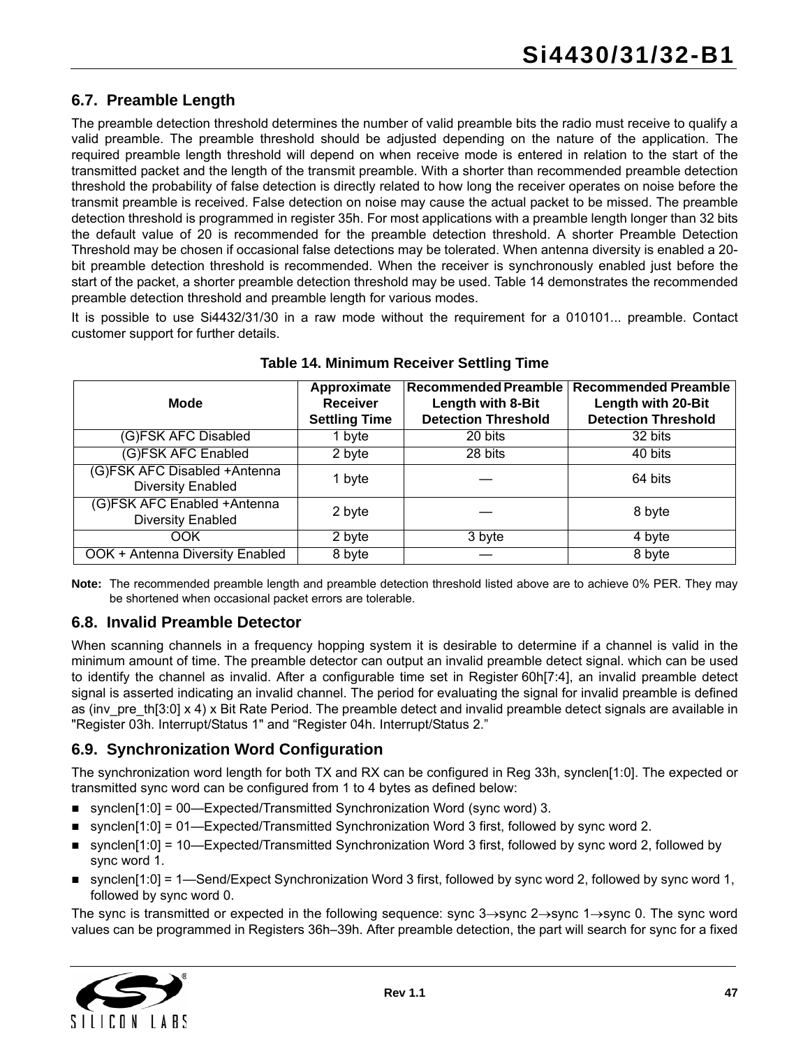## 6.7. Preamble Length

The preamble detection threshold determines the number of valid preamble bits the radio must receive to qualify a valid preamble. The preamble threshold should be adjusted depending on the nature of the application. The required preamble length threshold will depend on when receive mode is entered in relation to the start of the transmitted packet and the length of the transmit preamble. With a shorter than recommended preamble detection threshold the probability of false detection is directly related to how long the receiver operates on noise before the transmit preamble is received. False detection on noise may cause the actual packet to be missed. The preamble detection threshold is programmed in register 35h. For most applications with a preamble length longer than 32 bits the default value of 20 is recommended for the preamble detection threshold. A shorter Preamble Detection Threshold may be chosen if occasional false detections may be tolerated. When antenna diversity is enabled a 20-bit preamble detection threshold is recommended. When the receiver is synchronously enabled just before the start of the packet, a shorter preamble detection threshold may be used. Table 14 demonstrates the recommended preamble detection threshold and preamble length for various modes.

It is possible to use Si4432/31/30 in a raw mode without the requirement for a 010101... preamble. Contact customer support for further details.

**Table 14. Minimum Receiver Settling Time**

| Mode | Approximate Receiver Settling Time | Recommended Preamble Length with 8-Bit Detection Threshold | Recommended Preamble Length with 20-Bit Detection Threshold |
|---|---|---|---|
| (G)FSK AFC Disabled | 1 byte | 20 bits | 32 bits |
| (G)FSK AFC Enabled | 2 byte | 28 bits | 40 bits |
| (G)FSK AFC Disabled +Antenna Diversity Enabled | 1 byte | — | 64 bits |
| (G)FSK AFC Enabled +Antenna Diversity Enabled | 2 byte | — | 8 byte |
| OOK | 2 byte | 3 byte | 4 byte |
| OOK + Antenna Diversity Enabled | 8 byte | — | 8 byte |

**Note:** The recommended preamble length and preamble detection threshold listed above are to achieve 0% PER. They may be shortened when occasional packet errors are tolerable.

## 6.8. Invalid Preamble Detector

When scanning channels in a frequency hopping system it is desirable to determine if a channel is valid in the minimum amount of time. The preamble detector can output an invalid preamble detect signal. which can be used to identify the channel as invalid. After a configurable time set in Register 60h[7:4], an invalid preamble detect signal is asserted indicating an invalid channel. The period for evaluating the signal for invalid preamble is defined as (inv_pre_th[3:0] x 4) x Bit Rate Period. The preamble detect and invalid preamble detect signals are available in "Register 03h. Interrupt/Status 1" and "Register 04h. Interrupt/Status 2."

## 6.9. Synchronization Word Configuration

The synchronization word length for both TX and RX can be configured in Reg 33h, synclen[1:0]. The expected or transmitted sync word can be configured from 1 to 4 bytes as defined below:

- synclen[1:0] = 00—Expected/Transmitted Synchronization Word (sync word) 3.
- synclen[1:0] = 01—Expected/Transmitted Synchronization Word 3 first, followed by sync word 2.
- synclen[1:0] = 10—Expected/Transmitted Synchronization Word 3 first, followed by sync word 2, followed by sync word 1.
- synclen[1:0] = 1—Send/Expect Synchronization Word 3 first, followed by sync word 2, followed by sync word 1, followed by sync word 0.

The sync is transmitted or expected in the following sequence: sync 3→sync 2→sync 1→sync 0. The sync word values can be programmed in Registers 36h–39h. After preamble detection, the part will search for sync for a fixed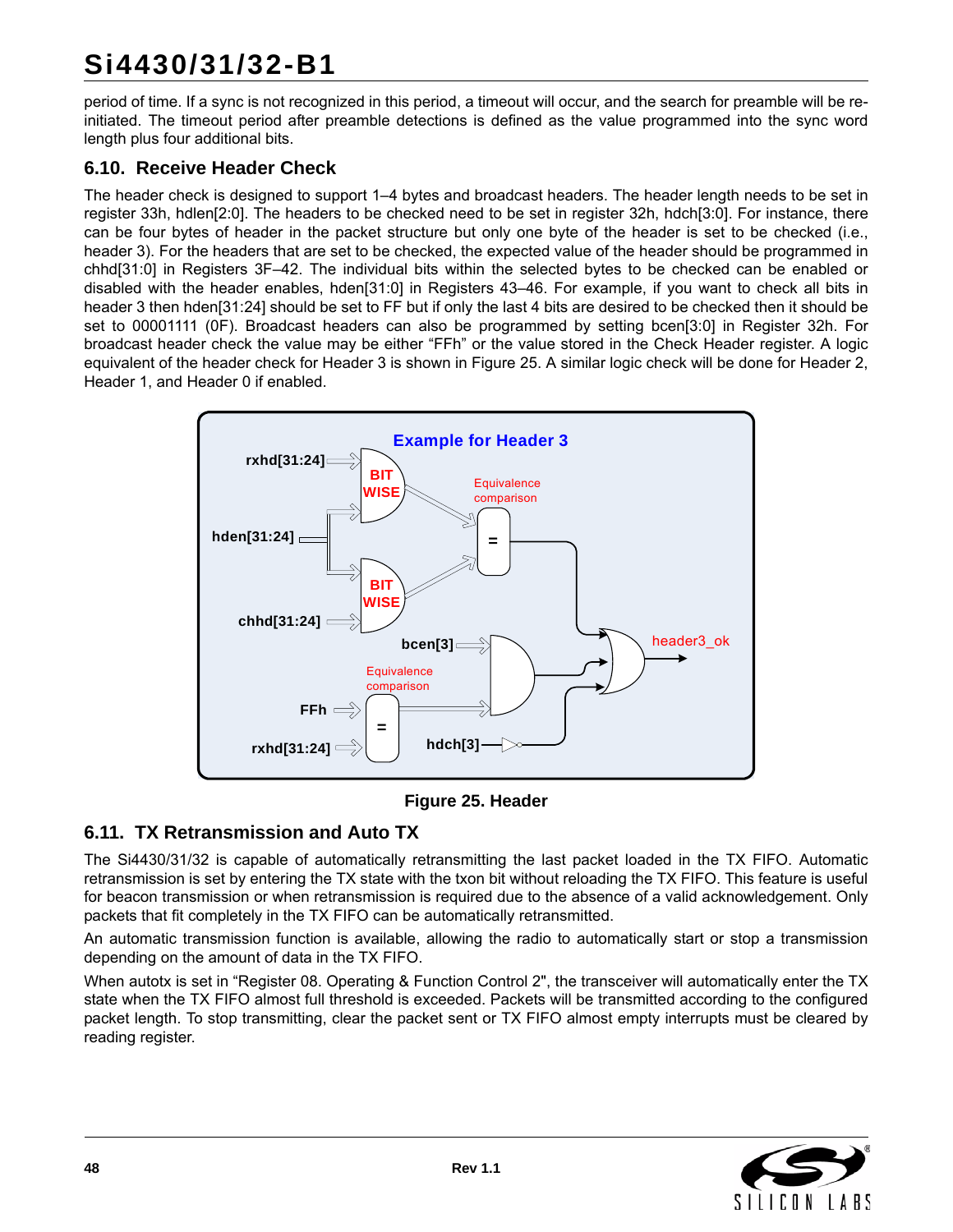period of time. If a sync is not recognized in this period, a timeout will occur, and the search for preamble will be re-initiated. The timeout period after preamble detections is defined as the value programmed into the sync word length plus four additional bits.

## 6.10. Receive Header Check

The header check is designed to support 1–4 bytes and broadcast headers. The header length needs to be set in register 33h, hdlen[2:0]. The headers to be checked need to be set in register 32h, hdch[3:0]. For instance, there can be four bytes of header in the packet structure but only one byte of the header is set to be checked (i.e., header 3). For the headers that are set to be checked, the expected value of the header should be programmed in chhd[31:0] in Registers 3F–42. The individual bits within the selected bytes to be checked can be enabled or disabled with the header enables, hden[31:0] in Registers 43–46. For example, if you want to check all bits in header 3 then hden[31:24] should be set to FF but if only the last 4 bits are desired to be checked then it should be set to 00001111 (0F). Broadcast headers can also be programmed by setting bcen[3:0] in Register 32h. For broadcast header check the value may be either “FFh” or the value stored in the Check Header register. A logic equivalent of the header check for Header 3 is shown in Figure 25. A similar logic check will be done for Header 2, Header 1, and Header 0 if enabled.

**Figure 25. Header**

## 6.11. TX Retransmission and Auto TX

The Si4430/31/32 is capable of automatically retransmitting the last packet loaded in the TX FIFO. Automatic retransmission is set by entering the TX state with the txon bit without reloading the TX FIFO. This feature is useful for beacon transmission or when retransmission is required due to the absence of a valid acknowledgement. Only packets that fit completely in the TX FIFO can be automatically retransmitted.

An automatic transmission function is available, allowing the radio to automatically start or stop a transmission depending on the amount of data in the TX FIFO.

When autotx is set in “Register 08. Operating & Function Control 2", the transceiver will automatically enter the TX state when the TX FIFO almost full threshold is exceeded. Packets will be transmitted according to the configured packet length. To stop transmitting, clear the packet sent or TX FIFO almost empty interrupts must be cleared by reading register.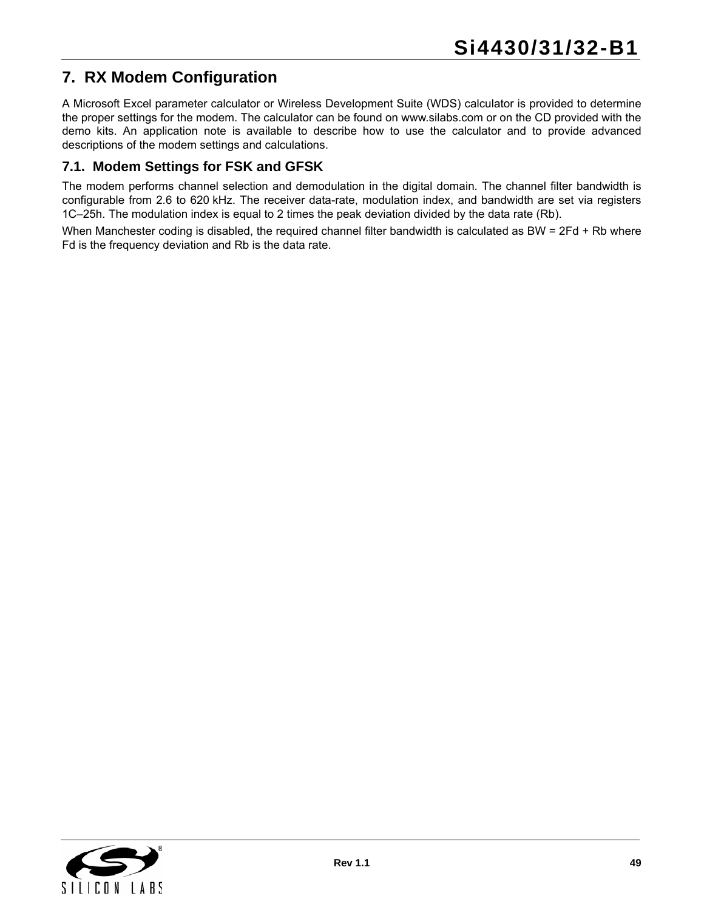# 7. RX Modem Configuration

A Microsoft Excel parameter calculator or Wireless Development Suite (WDS) calculator is provided to determine the proper settings for the modem. The calculator can be found on www.silabs.com or on the CD provided with the demo kits. An application note is available to describe how to use the calculator and to provide advanced descriptions of the modem settings and calculations.

## 7.1. Modem Settings for FSK and GFSK

The modem performs channel selection and demodulation in the digital domain. The channel filter bandwidth is configurable from 2.6 to 620 kHz. The receiver data-rate, modulation index, and bandwidth are set via registers 1C–25h. The modulation index is equal to 2 times the peak deviation divided by the data rate (Rb).

When Manchester coding is disabled, the required channel filter bandwidth is calculated as $BW = 2Fd + Rb$ where Fd is the frequency deviation and Rb is the data rate.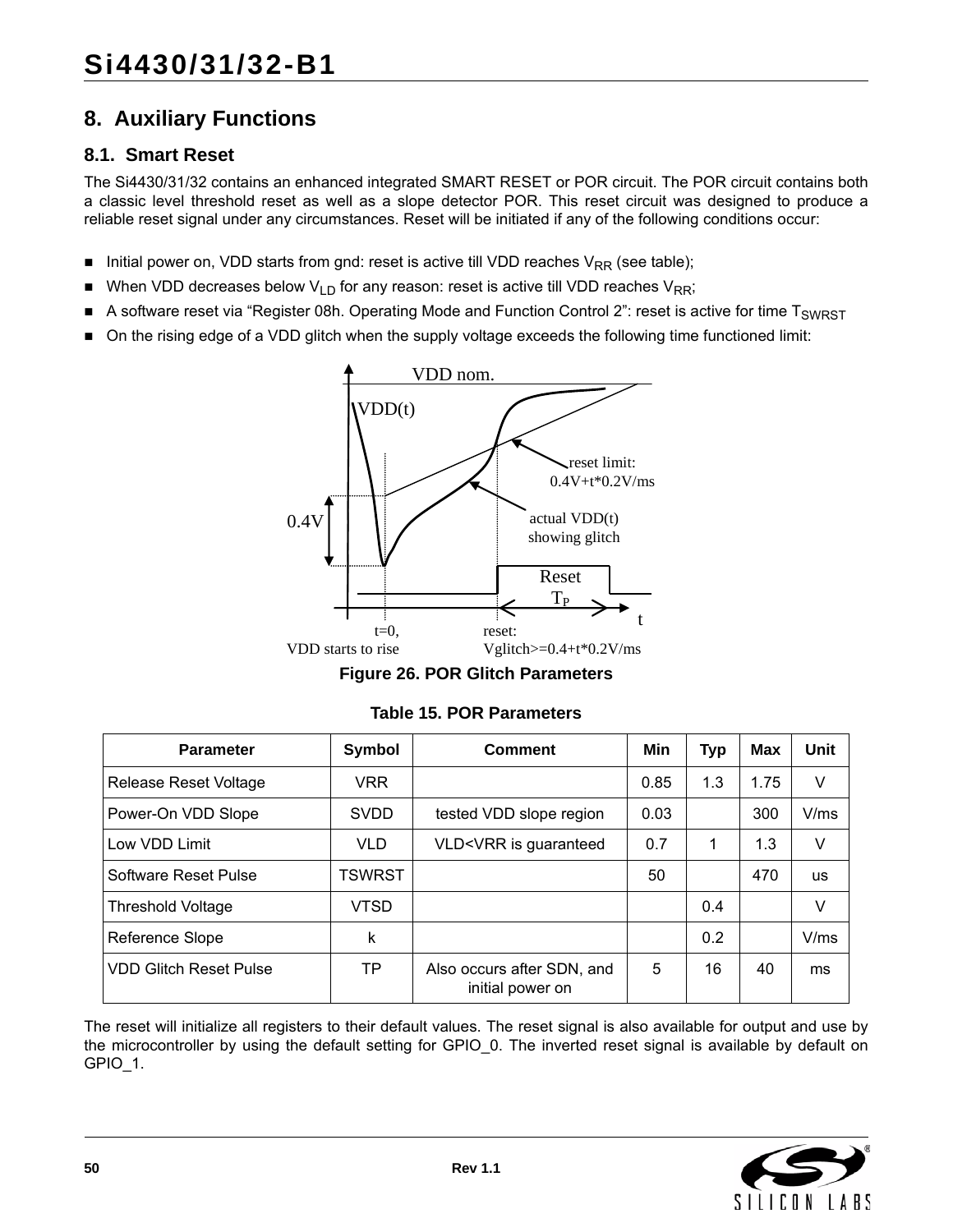# 8. Auxiliary Functions

## 8.1. Smart Reset

The Si4430/31/32 contains an enhanced integrated SMART RESET or POR circuit. The POR circuit contains both a classic level threshold reset as well as a slope detector POR. This reset circuit was designed to produce a reliable reset signal under any circumstances. Reset will be initiated if any of the following conditions occur:

- Initial power on, VDD starts from gnd: reset is active till VDD reaches $V_{RR}$ (see table);
- When VDD decreases below $V_{LD}$ for any reason: reset is active till VDD reaches $V_{RR}$;
- A software reset via "Register 08h. Operating Mode and Function Control 2": reset is active for time $T_{SWRST}$
- On the rising edge of a VDD glitch when the supply voltage exceeds the following time functioned limit:

**Figure 26. POR Glitch Parameters**

**Table 15. POR Parameters**

| Parameter | Symbol | Comment | Min | Typ | Max | Unit |
|---|---|---|---|---|---|---|
| Release Reset Voltage | VRR | | 0.85 | 1.3 | 1.75 | V |
| Power-On VDD Slope | SVDD | tested VDD slope region | 0.03 | | 300 | V/ms |
| Low VDD Limit | VLD | VLD<VRR is guaranteed | 0.7 | 1 | 1.3 | V |
| Software Reset Pulse | TSWRST | | 50 | | 470 | us |
| Threshold Voltage | VTSD | | | 0.4 | | V |
| Reference Slope | k | | | 0.2 | | V/ms |
| VDD Glitch Reset Pulse | TP | Also occurs after SDN, and initial power on | 5 | 16 | 40 | ms |

The reset will initialize all registers to their default values. The reset signal is also available for output and use by the microcontroller by using the default setting for GPIO_0. The inverted reset signal is available by default on GPIO_1.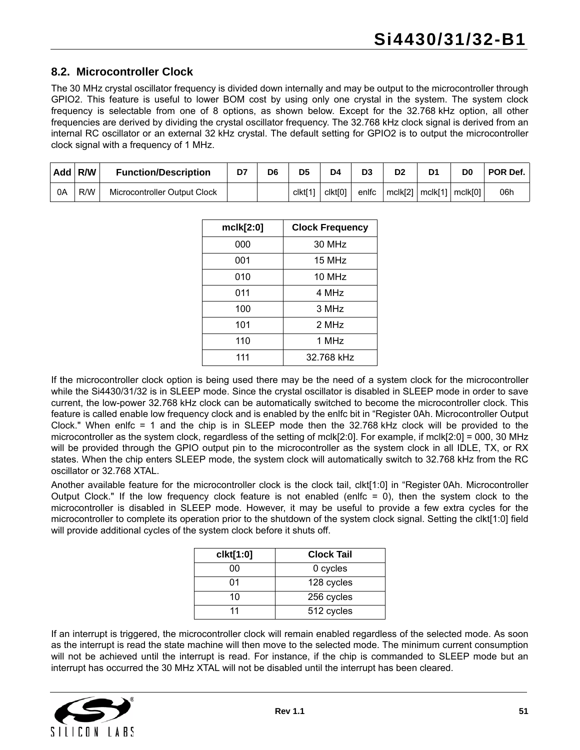### 8.2. Microcontroller Clock

The 30 MHz crystal oscillator frequency is divided down internally and may be output to the microcontroller through GPIO2. This feature is useful to lower BOM cost by using only one crystal in the system. The system clock frequency is selectable from one of 8 options, as shown below. Except for the 32.768 kHz option, all other frequencies are derived by dividing the crystal oscillator frequency. The 32.768 kHz clock signal is derived from an internal RC oscillator or an external 32 kHz crystal. The default setting for GPIO2 is to output the microcontroller clock signal with a frequency of 1 MHz.

| Add | R/W | Function/Description | D7 | D6 | D5 | D4 | D3 | D2 | D1 | D0 | POR Def. |
|---|---|---|---|---|---|---|---|---|---|---|---|
| 0A | R/W | Microcontroller Output Clock | | | clkt[1] | clkt[0] | enlfc | mclk[2] | mclk[1] | mclk[0] | 06h |

| mclk[2:0] | Clock Frequency |
|---|---|
| 000 | 30 MHz |
| 001 | 15 MHz |
| 010 | 10 MHz |
| 011 | 4 MHz |
| 100 | 3 MHz |
| 101 | 2 MHz |
| 110 | 1 MHz |
| 111 | 32.768 kHz |

If the microcontroller clock option is being used there may be the need of a system clock for the microcontroller while the Si4430/31/32 is in SLEEP mode. Since the crystal oscillator is disabled in SLEEP mode in order to save current, the low-power 32.768 kHz clock can be automatically switched to become the microcontroller clock. This feature is called enable low frequency clock and is enabled by the enlfc bit in "Register 0Ah. Microcontroller Output Clock." When enlfc = 1 and the chip is in SLEEP mode then the 32.768 kHz clock will be provided to the microcontroller as the system clock, regardless of the setting of mclk[2:0]. For example, if mclk[2:0] = 000, 30 MHz will be provided through the GPIO output pin to the microcontroller as the system clock in all IDLE, TX, or RX states. When the chip enters SLEEP mode, the system clock will automatically switch to 32.768 kHz from the RC oscillator or 32.768 XTAL.

Another available feature for the microcontroller clock is the clock tail, clkt[1:0] in "Register 0Ah. Microcontroller Output Clock." If the low frequency clock feature is not enabled (enlfc = 0), then the system clock to the microcontroller is disabled in SLEEP mode. However, it may be useful to provide a few extra cycles for the microcontroller to complete its operation prior to the shutdown of the system clock signal. Setting the clkt[1:0] field will provide additional cycles of the system clock before it shuts off.

| clkt[1:0] | Clock Tail |
|---|---|
| 00 | 0 cycles |
| 01 | 128 cycles |
| 10 | 256 cycles |
| 11 | 512 cycles |

If an interrupt is triggered, the microcontroller clock will remain enabled regardless of the selected mode. As soon as the interrupt is read the state machine will then move to the selected mode. The minimum current consumption will not be achieved until the interrupt is read. For instance, if the chip is commanded to SLEEP mode but an interrupt has occurred the 30 MHz XTAL will not be disabled until the interrupt has been cleared.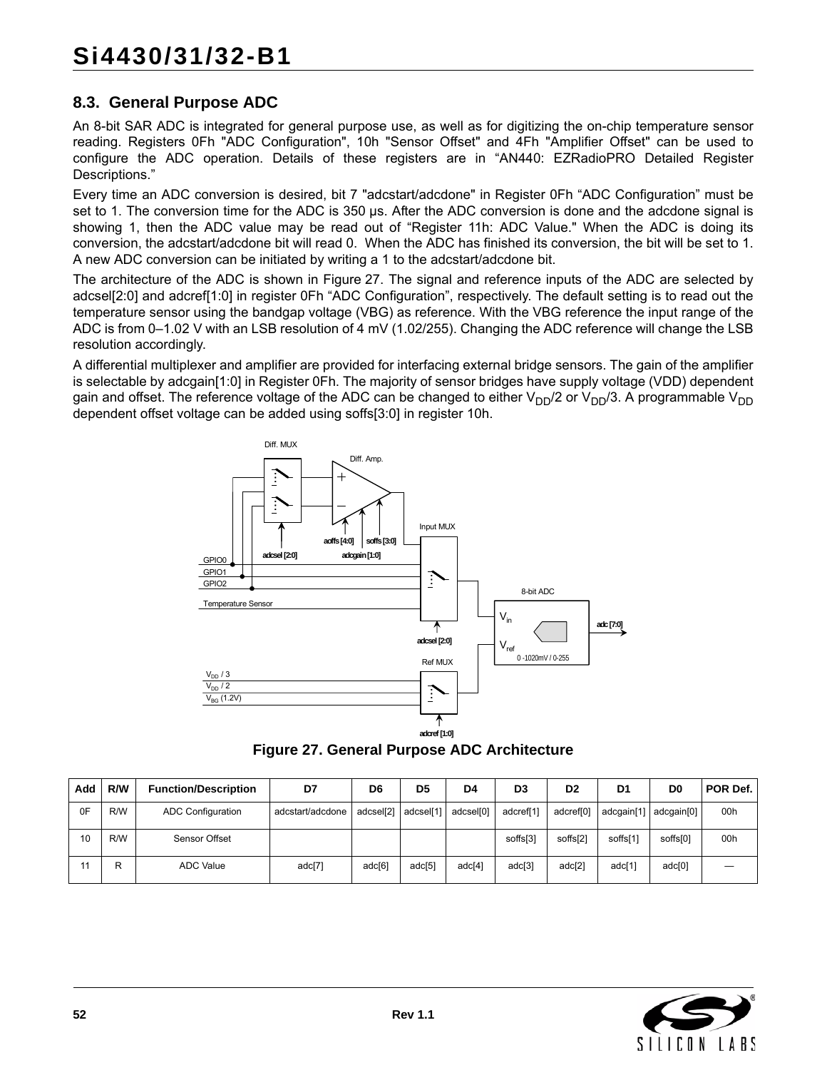## 8.3. General Purpose ADC

An 8-bit SAR ADC is integrated for general purpose use, as well as for digitizing the on-chip temperature sensor reading. Registers 0Fh "ADC Configuration", 10h "Sensor Offset" and 4Fh "Amplifier Offset" can be used to configure the ADC operation. Details of these registers are in “AN440: EZRadioPRO Detailed Register Descriptions.”

Every time an ADC conversion is desired, bit 7 "adcstart/adcdone" in Register 0Fh “ADC Configuration” must be set to 1. The conversion time for the ADC is 350 µs. After the ADC conversion is done and the adcdone signal is showing 1, then the ADC value may be read out of “Register 11h: ADC Value." When the ADC is doing its conversion, the adcstart/adcdone bit will read 0. When the ADC has finished its conversion, the bit will be set to 1. A new ADC conversion can be initiated by writing a 1 to the adcstart/adcdone bit.

The architecture of the ADC is shown in Figure 27. The signal and reference inputs of the ADC are selected by adcsel[2:0] and adcref[1:0] in register 0Fh “ADC Configuration”, respectively. The default setting is to read out the temperature sensor using the bandgap voltage (VBG) as reference. With the VBG reference the input range of the ADC is from 0–1.02 V with an LSB resolution of 4 mV (1.02/255). Changing the ADC reference will change the LSB resolution accordingly.

A differential multiplexer and amplifier are provided for interfacing external bridge sensors. The gain of the amplifier is selectable by adcgain[1:0] in Register 0Fh. The majority of sensor bridges have supply voltage (VDD) dependent gain and offset. The reference voltage of the ADC can be changed to either $V_{DD}/2$ or $V_{DD}/3$. A programmable $V_{DD}$ dependent offset voltage can be added using soffs[3:0] in register 10h.

**Figure 27. General Purpose ADC Architecture**

| Add | R/W | Function/Description | D7 | D6 | D5 | D4 | D3 | D2 | D1 | D0 | POR Def. |
|---|---|---|---|---|---|---|---|---|---|---|---|
| 0F | R/W | ADC Configuration | adcstart/adcdone | adcsel[2] | adcsel[1] | adcsel[0] | adcref[1] | adcref[0] | adcgain[1] | adcgain[0] | 00h |
| 10 | R/W | Sensor Offset | | | | | soffs[3] | soffs[2] | soffs[1] | soffs[0] | 00h |
| 11 | R | ADC Value | adc[7] | adc[6] | adc[5] | adc[4] | adc[3] | adc[2] | adc[1] | adc[0] | — |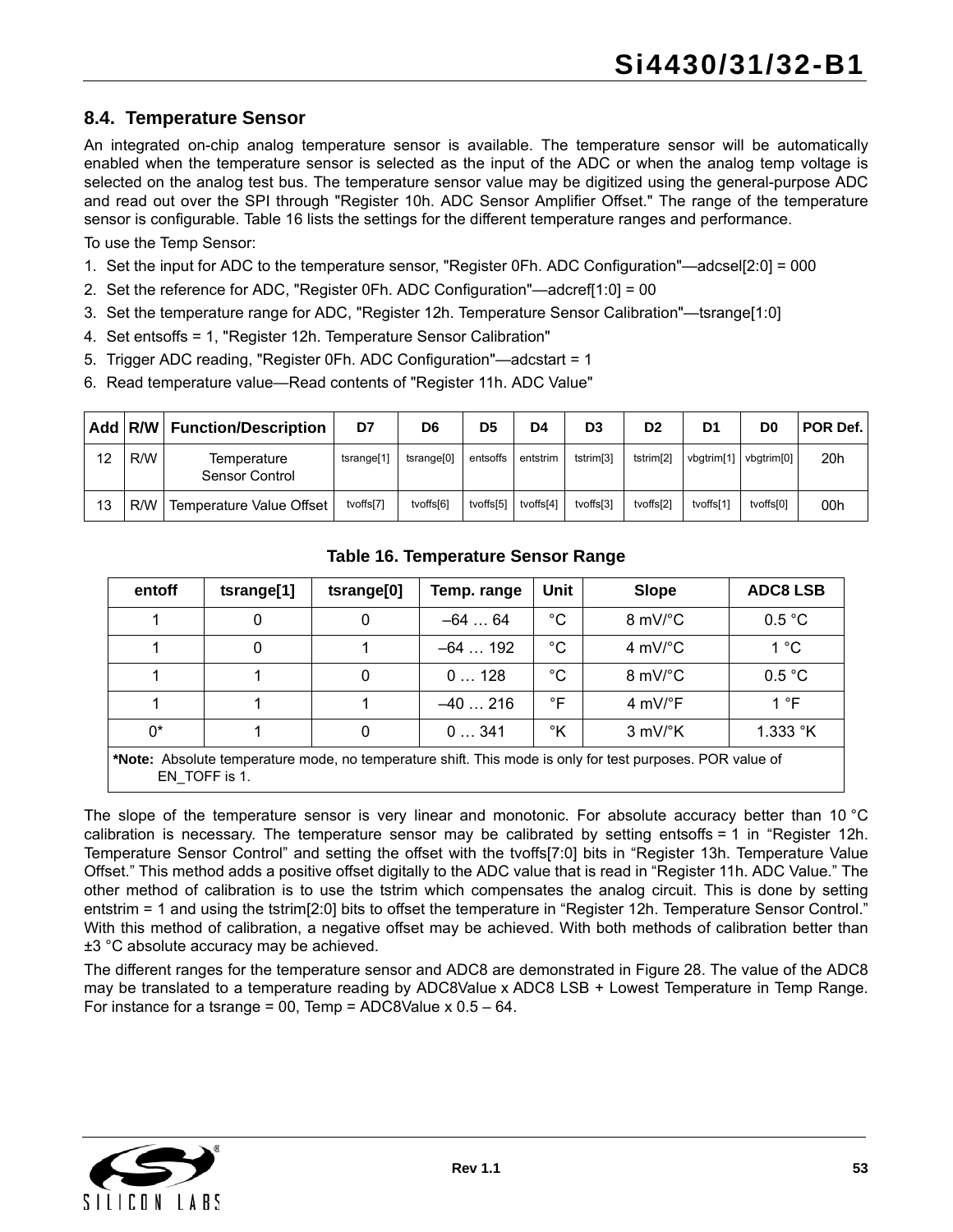## 8.4. Temperature Sensor

An integrated on-chip analog temperature sensor is available. The temperature sensor will be automatically enabled when the temperature sensor is selected as the input of the ADC or when the analog temp voltage is selected on the analog test bus. The temperature sensor value may be digitized using the general-purpose ADC and read out over the SPI through "Register 10h. ADC Sensor Amplifier Offset." The range of the temperature sensor is configurable. Table 16 lists the settings for the different temperature ranges and performance.

To use the Temp Sensor:

1. Set the input for ADC to the temperature sensor, "Register 0Fh. ADC Configuration"—adcsel[2:0] = 000
2. Set the reference for ADC, "Register 0Fh. ADC Configuration"—adcref[1:0] = 00
3. Set the temperature range for ADC, "Register 12h. Temperature Sensor Calibration"—tsrange[1:0]
4. Set entsoffs = 1, "Register 12h. Temperature Sensor Calibration"
5. Trigger ADC reading, "Register 0Fh. ADC Configuration"—adcstart = 1
6. Read temperature value—Read contents of "Register 11h. ADC Value"

| Add | R/W | Function/Description | D7 | D6 | D5 | D4 | D3 | D2 | D1 | D0 | POR Def. |
|---|---|---|---|---|---|---|---|---|---|---|---|
| 12 | R/W | Temperature Sensor Control | tsrange[1] | tsrange[0] | entsoffs | entstrim | tstrim[3] | tstrim[2] | vbgtrim[1] | vbgtrim[0] | 20h |
| 13 | R/W | Temperature Value Offset | tvoffs[7] | tvoffs[6] | tvoffs[5] | tvoffs[4] | tvoffs[3] | tvoffs[2] | tvoffs[1] | tvoffs[0] | 00h |

**Table 16. Temperature Sensor Range**

| entoff | tsrange[1] | tsrange[0] | Temp. range | Unit | Slope | ADC8 LSB |
|---|---|---|---|---|---|---|
| 1 | 0 | 0 | –64 … 64 | °C | 8 mV/°C | 0.5 °C |
| 1 | 0 | 1 | –64 … 192 | °C | 4 mV/°C | 1 °C |
| 1 | 1 | 0 | 0 … 128 | °C | 8 mV/°C | 0.5 °C |
| 1 | 1 | 1 | –40 … 216 | °F | 4 mV/°F | 1 °F |
| 0* | 1 | 0 | 0 … 341 | °K | 3 mV/°K | 1.333 °K |

***Note:** Absolute temperature mode, no temperature shift. This mode is only for test purposes. POR value of EN_TOFF is 1.

The slope of the temperature sensor is very linear and monotonic. For absolute accuracy better than 10 °C calibration is necessary. The temperature sensor may be calibrated by setting entsoffs = 1 in "Register 12h. Temperature Sensor Control" and setting the offset with the tvoffs[7:0] bits in "Register 13h. Temperature Value Offset." This method adds a positive offset digitally to the ADC value that is read in "Register 11h. ADC Value." The other method of calibration is to use the tstrim which compensates the analog circuit. This is done by setting entstrim = 1 and using the tstrim[2:0] bits to offset the temperature in "Register 12h. Temperature Sensor Control." With this method of calibration, a negative offset may be achieved. With both methods of calibration better than ±3 °C absolute accuracy may be achieved.

The different ranges for the temperature sensor and ADC8 are demonstrated in Figure 28. The value of the ADC8 may be translated to a temperature reading by ADC8Value x ADC8 LSB + Lowest Temperature in Temp Range. For instance for a tsrange = 00, Temp = ADC8Value x 0.5 – 64.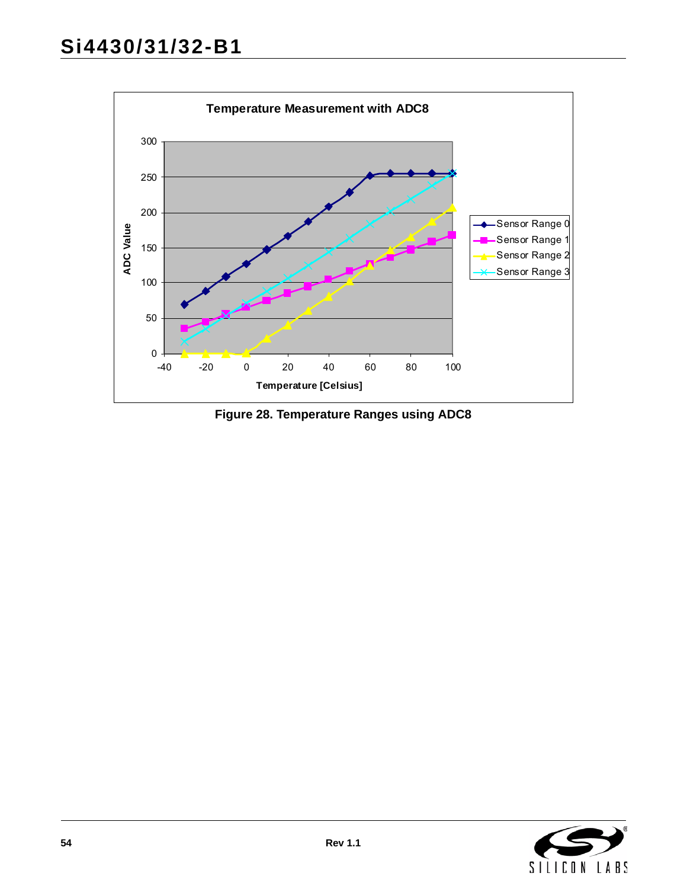Figure 28. Temperature Ranges using ADC8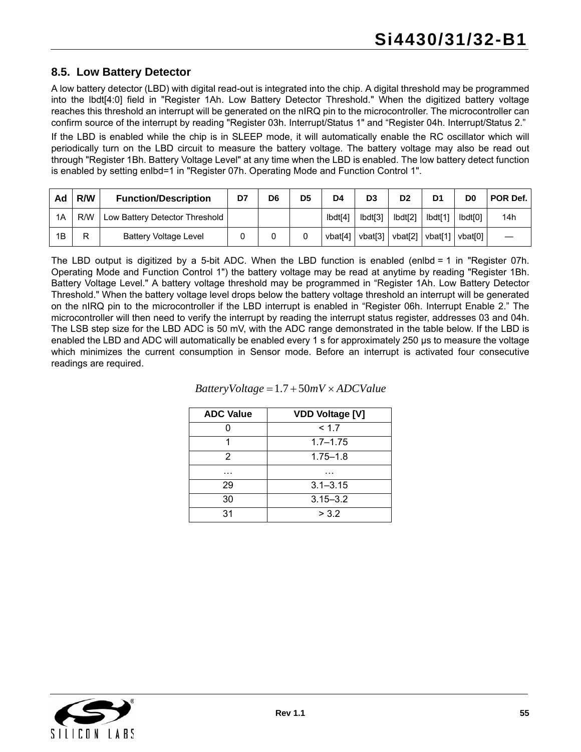### 8.5. Low Battery Detector

A low battery detector (LBD) with digital read-out is integrated into the chip. A digital threshold may be programmed into the lbdt[4:0] field in "Register 1Ah. Low Battery Detector Threshold." When the digitized battery voltage reaches this threshold an interrupt will be generated on the nIRQ pin to the microcontroller. The microcontroller can confirm source of the interrupt by reading "Register 03h. Interrupt/Status 1" and "Register 04h. Interrupt/Status 2."

If the LBD is enabled while the chip is in SLEEP mode, it will automatically enable the RC oscillator which will periodically turn on the LBD circuit to measure the battery voltage. The battery voltage may also be read out through "Register 1Bh. Battery Voltage Level" at any time when the LBD is enabled. The low battery detect function is enabled by setting enlbd=1 in "Register 07h. Operating Mode and Function Control 1".

| Ad | R/W | Function/Description | D7 | D6 | D5 | D4 | D3 | D2 | D1 | D0 | POR Def. |
|---|---|---|---|---|---|---|---|---|---|---|---|
| 1A | R/W | Low Battery Detector Threshold | | | | lbdt[4] | lbdt[3] | lbdt[2] | lbdt[1] | lbdt[0] | 14h |
| 1B | R | Battery Voltage Level | 0 | 0 | 0 | vbat[4] | vbat[3] | vbat[2] | vbat[1] | vbat[0] | — |

The LBD output is digitized by a 5-bit ADC. When the LBD function is enabled (enlbd = 1 in "Register 07h. Operating Mode and Function Control 1") the battery voltage may be read at anytime by reading "Register 1Bh. Battery Voltage Level." A battery voltage threshold may be programmed in "Register 1Ah. Low Battery Detector Threshold." When the battery voltage level drops below the battery voltage threshold an interrupt will be generated on the nIRQ pin to the microcontroller if the LBD interrupt is enabled in "Register 06h. Interrupt Enable 2." The microcontroller will then need to verify the interrupt by reading the interrupt status register, addresses 03 and 04h. The LSB step size for the LBD ADC is 50 mV, with the ADC range demonstrated in the table below. If the LBD is enabled the LBD and ADC will automatically be enabled every 1 s for approximately 250 µs to measure the voltage which minimizes the current consumption in Sensor mode. Before an interrupt is activated four consecutive readings are required.

$$BatteryVoltage = 1.7 + 50mV \times ADCValue$$

| ADC Value | VDD Voltage [V] |
|---|---|
| 0 | < 1.7 |
| 1 | 1.7–1.75 |
| 2 | 1.75–1.8 |
| … | … |
| 29 | 3.1–3.15 |
| 30 | 3.15–3.2 |
| 31 | > 3.2 |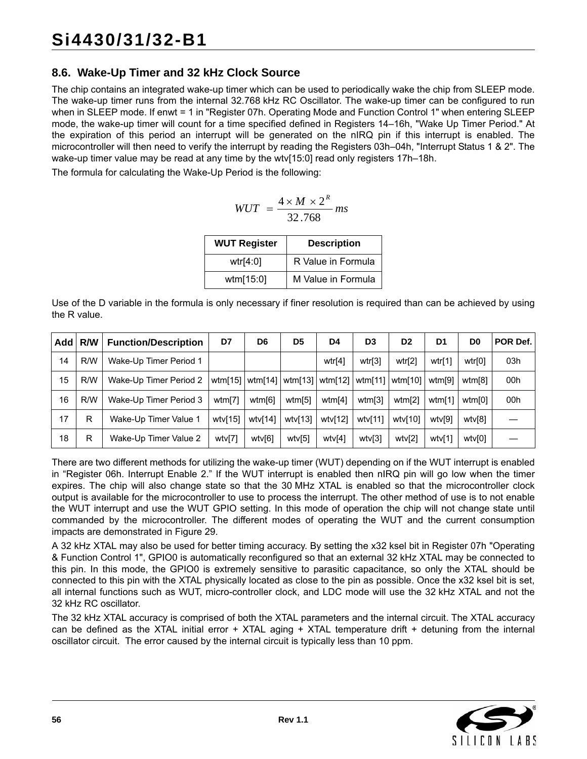## 8.6. Wake-Up Timer and 32 kHz Clock Source

The chip contains an integrated wake-up timer which can be used to periodically wake the chip from SLEEP mode. The wake-up timer runs from the internal 32.768 kHz RC Oscillator. The wake-up timer can be configured to run when in SLEEP mode. If enwt = 1 in "Register 07h. Operating Mode and Function Control 1" when entering SLEEP mode, the wake-up timer will count for a time specified defined in Registers 14–16h, "Wake Up Timer Period." At the expiration of this period an interrupt will be generated on the nIRQ pin if this interrupt is enabled. The microcontroller will then need to verify the interrupt by reading the Registers 03h–04h, "Interrupt Status 1 & 2". The wake-up timer value may be read at any time by the wtv[15:0] read only registers 17h–18h.

The formula for calculating the Wake-Up Period is the following:

$$WUT = \frac{4 \times M \times 2^{R}}{32.768}\ ms$$

| WUT Register | Description |
|---|---|
| wtr[4:0] | R Value in Formula |
| wtm[15:0] | M Value in Formula |

Use of the D variable in the formula is only necessary if finer resolution is required than can be achieved by using the R value.

| Add | R/W | Function/Description | D7 | D6 | D5 | D4 | D3 | D2 | D1 | D0 | POR Def. |
|---|---|---|---|---|---|---|---|---|---|---|---|
| 14 | R/W | Wake-Up Timer Period 1 | | | | wtr[4] | wtr[3] | wtr[2] | wtr[1] | wtr[0] | 03h |
| 15 | R/W | Wake-Up Timer Period 2 | wtm[15] | wtm[14] | wtm[13] | wtm[12] | wtm[11] | wtm[10] | wtm[9] | wtm[8] | 00h |
| 16 | R/W | Wake-Up Timer Period 3 | wtm[7] | wtm[6] | wtm[5] | wtm[4] | wtm[3] | wtm[2] | wtm[1] | wtm[0] | 00h |
| 17 | R | Wake-Up Timer Value 1 | wtv[15] | wtv[14] | wtv[13] | wtv[12] | wtv[11] | wtv[10] | wtv[9] | wtv[8] | — |
| 18 | R | Wake-Up Timer Value 2 | wtv[7] | wtv[6] | wtv[5] | wtv[4] | wtv[3] | wtv[2] | wtv[1] | wtv[0] | — |

There are two different methods for utilizing the wake-up timer (WUT) depending on if the WUT interrupt is enabled in "Register 06h. Interrupt Enable 2." If the WUT interrupt is enabled then nIRQ pin will go low when the timer expires. The chip will also change state so that the 30 MHz XTAL is enabled so that the microcontroller clock output is available for the microcontroller to use to process the interrupt. The other method of use is to not enable the WUT interrupt and use the WUT GPIO setting. In this mode of operation the chip will not change state until commanded by the microcontroller. The different modes of operating the WUT and the current consumption impacts are demonstrated in Figure 29.

A 32 kHz XTAL may also be used for better timing accuracy. By setting the x32 ksel bit in Register 07h "Operating & Function Control 1", GPIO0 is automatically reconfigured so that an external 32 kHz XTAL may be connected to this pin. In this mode, the GPIO0 is extremely sensitive to parasitic capacitance, so only the XTAL should be connected to this pin with the XTAL physically located as close to the pin as possible. Once the x32 ksel bit is set, all internal functions such as WUT, micro-controller clock, and LDC mode will use the 32 kHz XTAL and not the 32 kHz RC oscillator.

The 32 kHz XTAL accuracy is comprised of both the XTAL parameters and the internal circuit. The XTAL accuracy can be defined as the XTAL initial error + XTAL aging + XTAL temperature drift + detuning from the internal oscillator circuit. The error caused by the internal circuit is typically less than 10 ppm.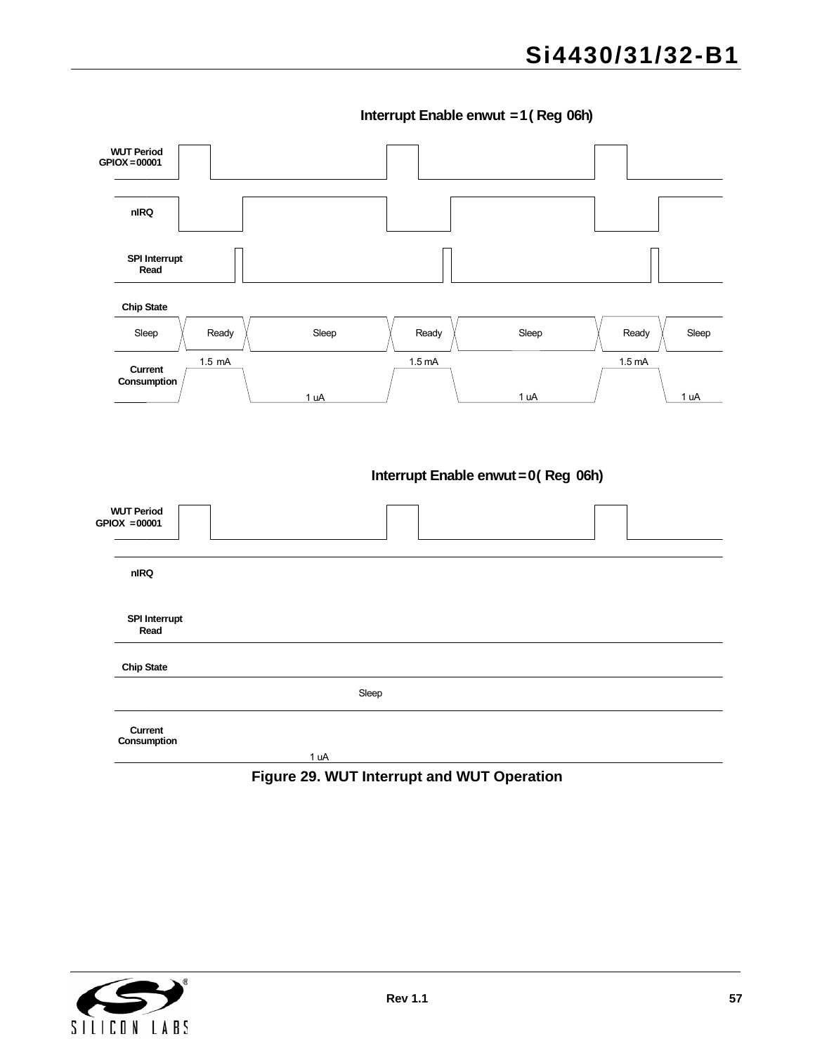Interrupt Enable enwut = 1 ( Reg 06h)

WUT Period GPIOX = 00001

nIRQ

SPI Interrupt Read

Chip State

Sleep | Ready | Sleep | Ready | Sleep | Ready | Sleep

Current Consumption

1.5 mA | 1 uA | 1.5 mA | 1 uA | 1.5 mA | 1 uA

Interrupt Enable enwut = 0 ( Reg 06h)

WUT Period GPIOX = 00001

nIRQ

SPI Interrupt Read

Chip State

Sleep

Current Consumption

1 uA

**Figure 29. WUT Interrupt and WUT Operation**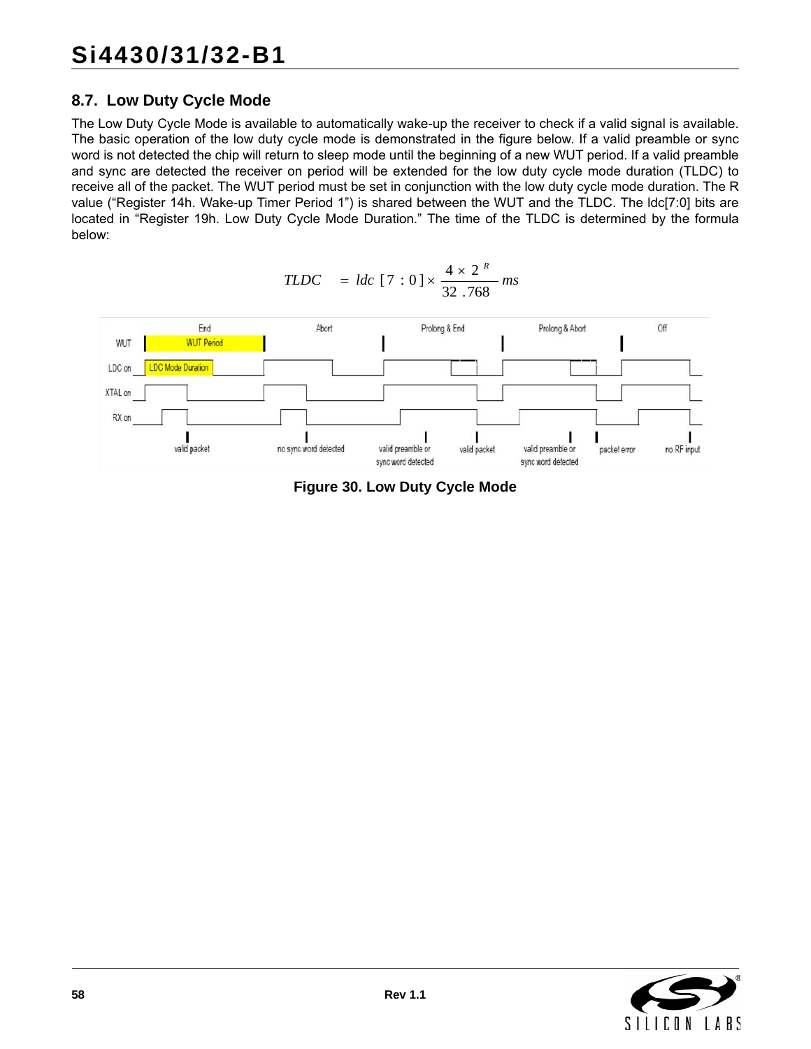## 8.7. Low Duty Cycle Mode

The Low Duty Cycle Mode is available to automatically wake-up the receiver to check if a valid signal is available. The basic operation of the low duty cycle mode is demonstrated in the figure below. If a valid preamble or sync word is not detected the chip will return to sleep mode until the beginning of a new WUT period. If a valid preamble and sync are detected the receiver on period will be extended for the low duty cycle mode duration (TLDC) to receive all of the packet. The WUT period must be set in conjunction with the low duty cycle mode duration. The R value ("Register 14h. Wake-up Timer Period 1") is shared between the WUT and the TLDC. The ldc[7:0] bits are located in "Register 19h. Low Duty Cycle Mode Duration." The time of the TLDC is determined by the formula below:

$$TLDC = ldc[7:0] \times \frac{4 \times 2^{R}}{32.768} ms$$

**Figure 30. Low Duty Cycle Mode**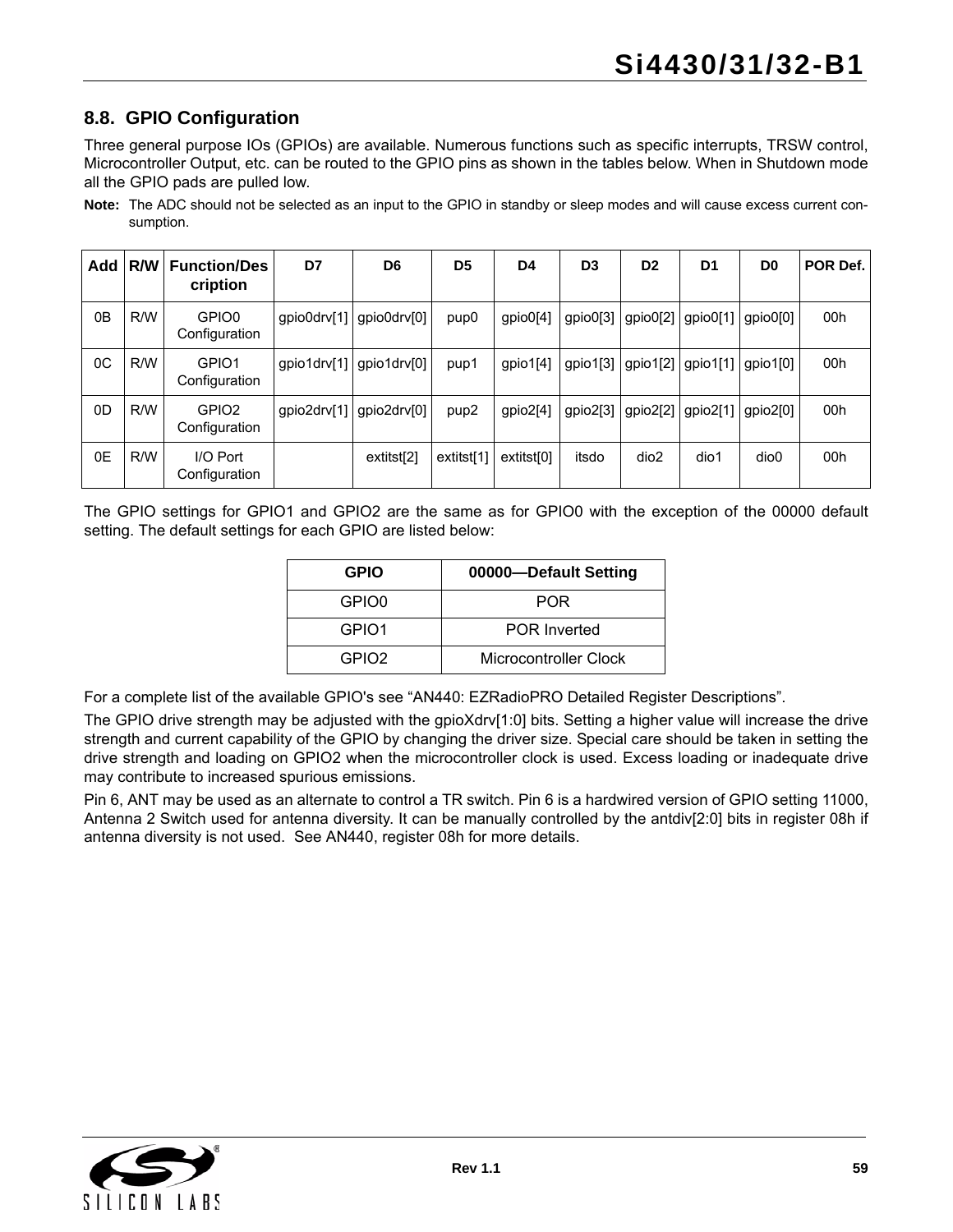## 8.8. GPIO Configuration

Three general purpose IOs (GPIOs) are available. Numerous functions such as specific interrupts, TRSW control, Microcontroller Output, etc. can be routed to the GPIO pins as shown in the tables below. When in Shutdown mode all the GPIO pads are pulled low.

**Note:** The ADC should not be selected as an input to the GPIO in standby or sleep modes and will cause excess current consumption.

| Add | R/W | Function/Description | D7 | D6 | D5 | D4 | D3 | D2 | D1 | D0 | POR Def. |
|---|---|---|---|---|---|---|---|---|---|---|---|
| 0B | R/W | GPIO0 Configuration | gpio0drv[1] | gpio0drv[0] | pup0 | gpio0[4] | gpio0[3] | gpio0[2] | gpio0[1] | gpio0[0] | 00h |
| 0C | R/W | GPIO1 Configuration | gpio1drv[1] | gpio1drv[0] | pup1 | gpio1[4] | gpio1[3] | gpio1[2] | gpio1[1] | gpio1[0] | 00h |
| 0D | R/W | GPIO2 Configuration | gpio2drv[1] | gpio2drv[0] | pup2 | gpio2[4] | gpio2[3] | gpio2[2] | gpio2[1] | gpio2[0] | 00h |
| 0E | R/W | I/O Port Configuration | | extitst[2] | extitst[1] | extitst[0] | itsdo | dio2 | dio1 | dio0 | 00h |

The GPIO settings for GPIO1 and GPIO2 are the same as for GPIO0 with the exception of the 00000 default setting. The default settings for each GPIO are listed below:

| GPIO | 00000—Default Setting |
|---|---|
| GPIO0 | POR |
| GPIO1 | POR Inverted |
| GPIO2 | Microcontroller Clock |

For a complete list of the available GPIO's see "AN440: EZRadioPRO Detailed Register Descriptions".

The GPIO drive strength may be adjusted with the gpioXdrv[1:0] bits. Setting a higher value will increase the drive strength and current capability of the GPIO by changing the driver size. Special care should be taken in setting the drive strength and loading on GPIO2 when the microcontroller clock is used. Excess loading or inadequate drive may contribute to increased spurious emissions.

Pin 6, ANT may be used as an alternate to control a TR switch. Pin 6 is a hardwired version of GPIO setting 11000, Antenna 2 Switch used for antenna diversity. It can be manually controlled by the antdiv[2:0] bits in register 08h if antenna diversity is not used. See AN440, register 08h for more details.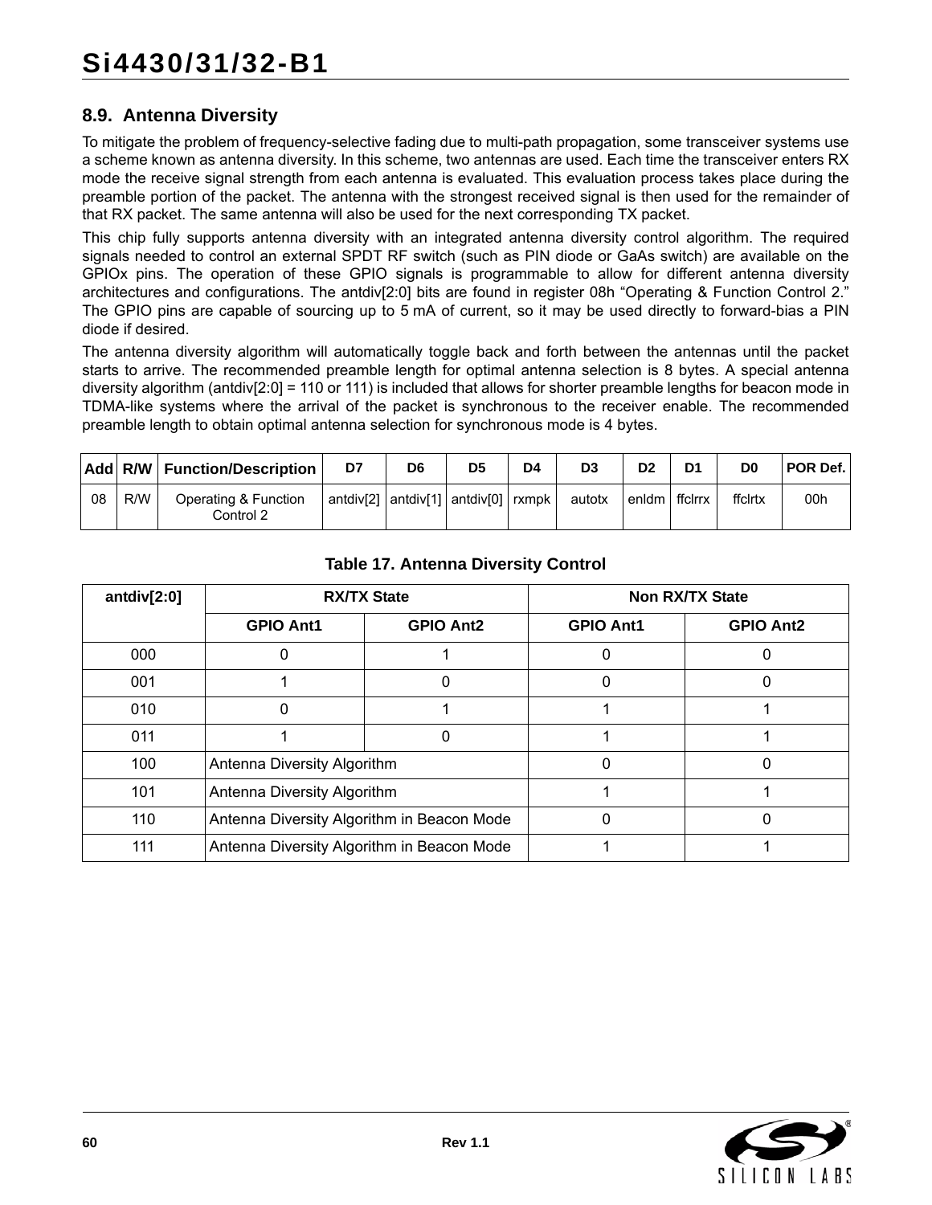### 8.9. Antenna Diversity

To mitigate the problem of frequency-selective fading due to multi-path propagation, some transceiver systems use a scheme known as antenna diversity. In this scheme, two antennas are used. Each time the transceiver enters RX mode the receive signal strength from each antenna is evaluated. This evaluation process takes place during the preamble portion of the packet. The antenna with the strongest received signal is then used for the remainder of that RX packet. The same antenna will also be used for the next corresponding TX packet.

This chip fully supports antenna diversity with an integrated antenna diversity control algorithm. The required signals needed to control an external SPDT RF switch (such as PIN diode or GaAs switch) are available on the GPIOx pins. The operation of these GPIO signals is programmable to allow for different antenna diversity architectures and configurations. The antdiv[2:0] bits are found in register 08h "Operating & Function Control 2." The GPIO pins are capable of sourcing up to 5 mA of current, so it may be used directly to forward-bias a PIN diode if desired.

The antenna diversity algorithm will automatically toggle back and forth between the antennas until the packet starts to arrive. The recommended preamble length for optimal antenna selection is 8 bytes. A special antenna diversity algorithm (antdiv[2:0] = 110 or 111) is included that allows for shorter preamble lengths for beacon mode in TDMA-like systems where the arrival of the packet is synchronous to the receiver enable. The recommended preamble length to obtain optimal antenna selection for synchronous mode is 4 bytes.

| Add | R/W | Function/Description | D7 | D6 | D5 | D4 | D3 | D2 | D1 | D0 | POR Def. |
|---|---|---|---|---|---|---|---|---|---|---|---|
| 08 | R/W | Operating & Function Control 2 | antdiv[2] | antdiv[1] | antdiv[0] | rxmpk | autotx | enldm | ffclrrx | ffclrtx | 00h |

**Table 17. Antenna Diversity Control**

| antdiv[2:0] | RX/TX State | | Non RX/TX State | |
|---|---|---|---|---|
| | GPIO Ant1 | GPIO Ant2 | GPIO Ant1 | GPIO Ant2 |
| 000 | 0 | 1 | 0 | 0 |
| 001 | 1 | 0 | 0 | 0 |
| 010 | 0 | 1 | 1 | 1 |
| 011 | 1 | 0 | 1 | 1 |
| 100 | Antenna Diversity Algorithm | | 0 | 0 |
| 101 | Antenna Diversity Algorithm | | 1 | 1 |
| 110 | Antenna Diversity Algorithm in Beacon Mode | | 0 | 0 |
| 111 | Antenna Diversity Algorithm in Beacon Mode | | 1 | 1 |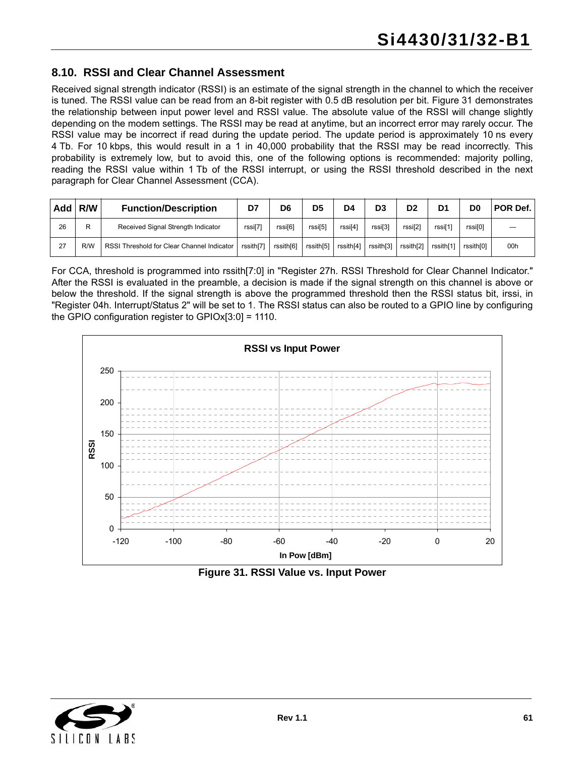## 8.10. RSSI and Clear Channel Assessment

Received signal strength indicator (RSSI) is an estimate of the signal strength in the channel to which the receiver is tuned. The RSSI value can be read from an 8-bit register with 0.5 dB resolution per bit. Figure 31 demonstrates the relationship between input power level and RSSI value. The absolute value of the RSSI will change slightly depending on the modem settings. The RSSI may be read at anytime, but an incorrect error may rarely occur. The RSSI value may be incorrect if read during the update period. The update period is approximately 10 ns every 4 Tb. For 10 kbps, this would result in a 1 in 40,000 probability that the RSSI may be read incorrectly. This probability is extremely low, but to avoid this, one of the following options is recommended: majority polling, reading the RSSI value within 1 Tb of the RSSI interrupt, or using the RSSI threshold described in the next paragraph for Clear Channel Assessment (CCA).

| Add | R/W | Function/Description | D7 | D6 | D5 | D4 | D3 | D2 | D1 | D0 | POR Def. |
|---|---|---|---|---|---|---|---|---|---|---|---|
| 26 | R | Received Signal Strength Indicator | rssi[7] | rssi[6] | rssi[5] | rssi[4] | rssi[3] | rssi[2] | rssi[1] | rssi[0] | — |
| 27 | R/W | RSSI Threshold for Clear Channel Indicator | rssith[7] | rssith[6] | rssith[5] | rssith[4] | rssith[3] | rssith[2] | rssith[1] | rssith[0] | 00h |

For CCA, threshold is programmed into rssith[7:0] in "Register 27h. RSSI Threshold for Clear Channel Indicator." After the RSSI is evaluated in the preamble, a decision is made if the signal strength on this channel is above or below the threshold. If the signal strength is above the programmed threshold then the RSSI status bit, irssi, in "Register 04h. Interrupt/Status 2" will be set to 1. The RSSI status can also be routed to a GPIO line by configuring the GPIO configuration register to GPIOx[3:0] = 1110.

Figure 31. RSSI Value vs. Input Power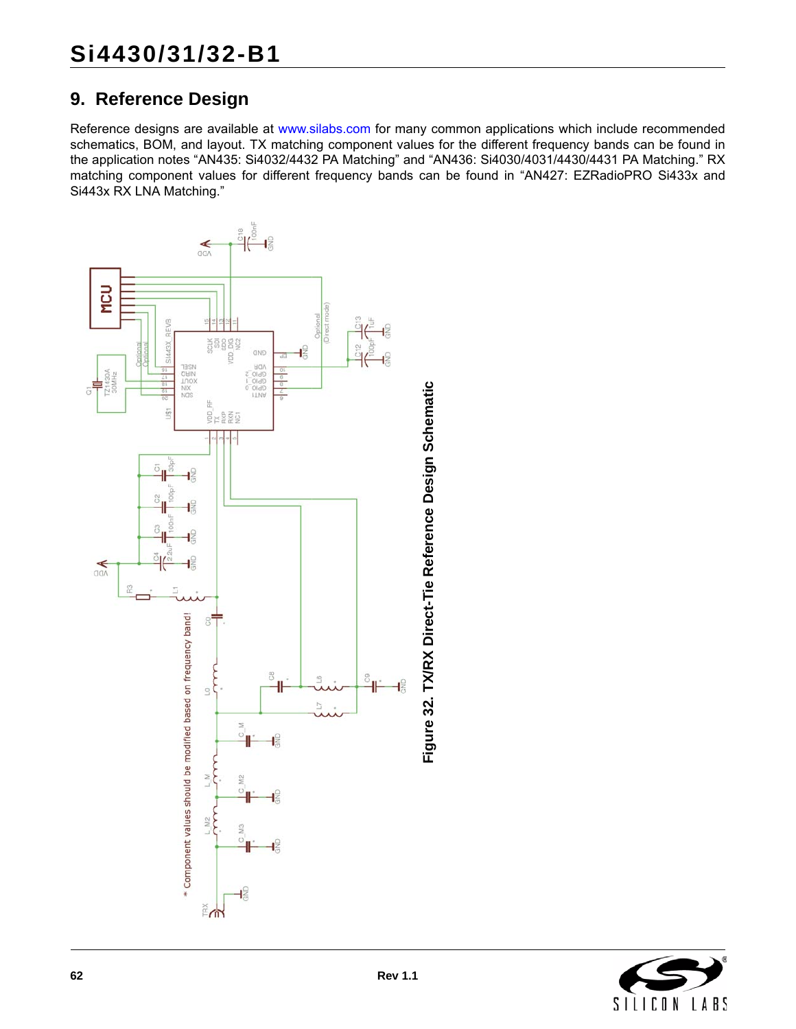## 9. Reference Design

Reference designs are available at www.silabs.com for many common applications which include recommended schematics, BOM, and layout. TX matching component values for the different frequency bands can be found in the application notes "AN435: Si4032/4432 PA Matching" and "AN436: Si4030/4031/4430/4431 PA Matching." RX matching component values for different frequency bands can be found in "AN427: EZRadioPRO Si433x and Si443x RX LNA Matching."

Figure 32. TX/RX Direct-Tie Reference Design Schematic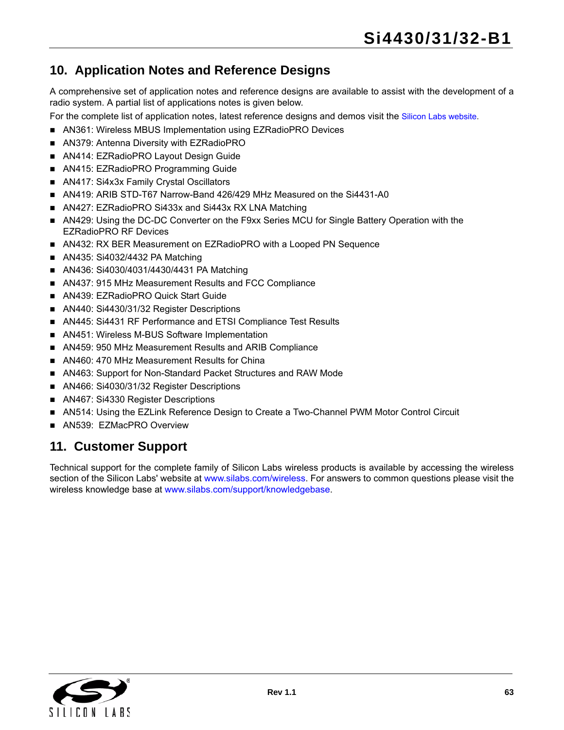## 10. Application Notes and Reference Designs

A comprehensive set of application notes and reference designs are available to assist with the development of a radio system. A partial list of applications notes is given below.

For the complete list of application notes, latest reference designs and demos visit the Silicon Labs website.

- AN361: Wireless MBUS Implementation using EZRadioPRO Devices
- AN379: Antenna Diversity with EZRadioPRO
- AN414: EZRadioPRO Layout Design Guide
- AN415: EZRadioPRO Programming Guide
- AN417: Si4x3x Family Crystal Oscillators
- AN419: ARIB STD-T67 Narrow-Band 426/429 MHz Measured on the Si4431-A0
- AN427: EZRadioPRO Si433x and Si443x RX LNA Matching
- AN429: Using the DC-DC Converter on the F9xx Series MCU for Single Battery Operation with the EZRadioPRO RF Devices
- AN432: RX BER Measurement on EZRadioPRO with a Looped PN Sequence
- AN435: Si4032/4432 PA Matching
- AN436: Si4030/4031/4430/4431 PA Matching
- AN437: 915 MHz Measurement Results and FCC Compliance
- AN439: EZRadioPRO Quick Start Guide
- AN440: Si4430/31/32 Register Descriptions
- AN445: Si4431 RF Performance and ETSI Compliance Test Results
- AN451: Wireless M-BUS Software Implementation
- AN459: 950 MHz Measurement Results and ARIB Compliance
- AN460: 470 MHz Measurement Results for China
- AN463: Support for Non-Standard Packet Structures and RAW Mode
- AN466: Si4030/31/32 Register Descriptions
- AN467: Si4330 Register Descriptions
- AN514: Using the EZLink Reference Design to Create a Two-Channel PWM Motor Control Circuit
- AN539: EZMacPRO Overview

## 11. Customer Support

Technical support for the complete family of Silicon Labs wireless products is available by accessing the wireless section of the Silicon Labs' website at www.silabs.com/wireless. For answers to common questions please visit the wireless knowledge base at www.silabs.com/support/knowledgebase.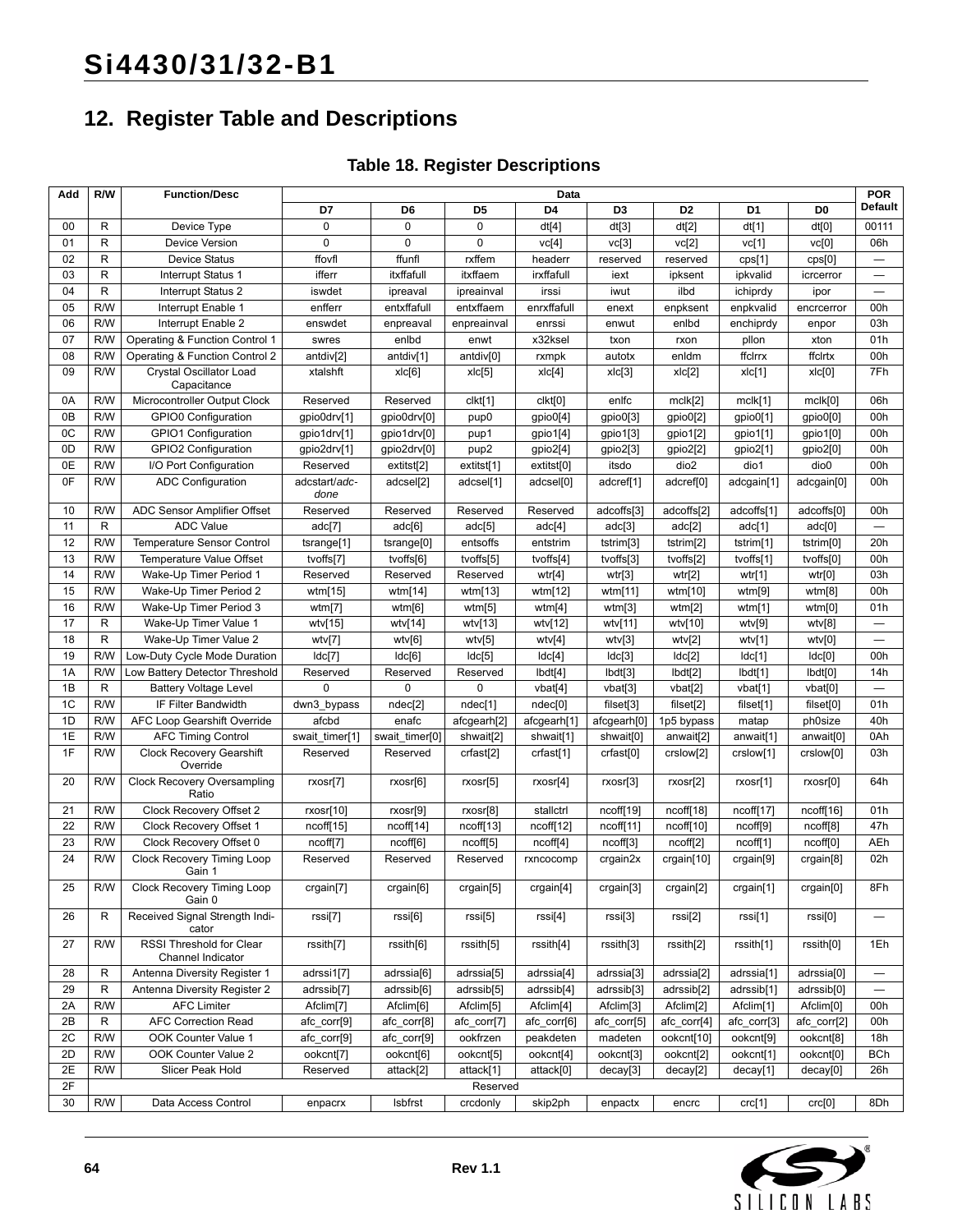## 12. Register Table and Descriptions

**Table 18. Register Descriptions**

| Add | R/W | Function/Desc | Data | | | | | | | | POR Default |
|---|---|---|---|---|---|---|---|---|---|---|---|
| | | | D7 | D6 | D5 | D4 | D3 | D2 | D1 | D0 | |
| 00 | R | Device Type | 0 | 0 | 0 | dt[4] | dt[3] | dt[2] | dt[1] | dt[0] | 00111 |
| 01 | R | Device Version | 0 | 0 | 0 | vc[4] | vc[3] | vc[2] | vc[1] | vc[0] | 06h |
| 02 | R | Device Status | ffovfl | ffunfl | rxffem | headerr | reserved | reserved | cps[1] | cps[0] | — |
| 03 | R | Interrupt Status 1 | ifferr | itxffafull | itxffaem | irxffafull | iext | ipksent | ipkvalid | icrcerror | — |
| 04 | R | Interrupt Status 2 | iswdet | ipreaval | ipreainval | irssi | iwut | ilbd | ichiprdy | ipor | — |
| 05 | R/W | Interrupt Enable 1 | enfferr | entxffafull | entxffaem | enrxffafull | enext | enpksent | enpkvalid | encrcerror | 00h |
| 06 | R/W | Interrupt Enable 2 | enswdet | enpreaval | enpreainval | enrssi | enwut | enlbd | enchiprdy | enpor | 03h |
| 07 | R/W | Operating & Function Control 1 | swres | enlbd | enwt | x32ksel | txon | rxon | pllon | xton | 01h |
| 08 | R/W | Operating & Function Control 2 | antdiv[2] | antdiv[1] | antdiv[0] | rxmpk | autotx | enldm | ffclrrx | ffclrtx | 00h |
| 09 | R/W | Crystal Oscillator Load Capacitance | xtalshft | xlc[6] | xlc[5] | xlc[4] | xlc[3] | xlc[2] | xlc[1] | xlc[0] | 7Fh |
| 0A | R/W | Microcontroller Output Clock | Reserved | Reserved | clkt[1] | clkt[0] | enlfc | mclk[2] | mclk[1] | mclk[0] | 06h |
| 0B | R/W | GPIO0 Configuration | gpio0drv[1] | gpio0drv[0] | pup0 | gpio0[4] | gpio0[3] | gpio0[2] | gpio0[1] | gpio0[0] | 00h |
| 0C | R/W | GPIO1 Configuration | gpio1drv[1] | gpio1drv[0] | pup1 | gpio1[4] | gpio1[3] | gpio1[2] | gpio1[1] | gpio1[0] | 00h |
| 0D | R/W | GPIO2 Configuration | gpio2drv[1] | gpio2drv[0] | pup2 | gpio2[4] | gpio2[3] | gpio2[2] | gpio2[1] | gpio2[0] | 00h |
| 0E | R/W | I/O Port Configuration | Reserved | extitst[2] | extitst[1] | extitst[0] | itsdo | dio2 | dio1 | dio0 | 00h |
| 0F | R/W | ADC Configuration | adcstart/*adcdone* | adcsel[2] | adcsel[1] | adcsel[0] | adcref[1] | adcref[0] | adcgain[1] | adcgain[0] | 00h |
| 10 | R/W | ADC Sensor Amplifier Offset | Reserved | Reserved | Reserved | Reserved | adcoffs[3] | adcoffs[2] | adcoffs[1] | adcoffs[0] | 00h |
| 11 | R | ADC Value | adc[7] | adc[6] | adc[5] | adc[4] | adc[3] | adc[2] | adc[1] | adc[0] | — |
| 12 | R/W | Temperature Sensor Control | tsrange[1] | tsrange[0] | entsoffs | entstrim | tstrim[3] | tstrim[2] | tstrim[1] | tstrim[0] | 20h |
| 13 | R/W | Temperature Value Offset | tvoffs[7] | tvoffs[6] | tvoffs[5] | tvoffs[4] | tvoffs[3] | tvoffs[2] | tvoffs[1] | tvoffs[0] | 00h |
| 14 | R/W | Wake-Up Timer Period 1 | Reserved | Reserved | Reserved | wtr[4] | wtr[3] | wtr[2] | wtr[1] | wtr[0] | 03h |
| 15 | R/W | Wake-Up Timer Period 2 | wtm[15] | wtm[14] | wtm[13] | wtm[12] | wtm[11] | wtm[10] | wtm[9] | wtm[8] | 00h |
| 16 | R/W | Wake-Up Timer Period 3 | wtm[7] | wtm[6] | wtm[5] | wtm[4] | wtm[3] | wtm[2] | wtm[1] | wtm[0] | 01h |
| 17 | R | Wake-Up Timer Value 1 | wtv[15] | wtv[14] | wtv[13] | wtv[12] | wtv[11] | wtv[10] | wtv[9] | wtv[8] | — |
| 18 | R | Wake-Up Timer Value 2 | wtv[7] | wtv[6] | wtv[5] | wtv[4] | wtv[3] | wtv[2] | wtv[1] | wtv[0] | — |
| 19 | R/W | Low-Duty Cycle Mode Duration | ldc[7] | ldc[6] | ldc[5] | ldc[4] | ldc[3] | ldc[2] | ldc[1] | ldc[0] | 00h |
| 1A | R/W | Low Battery Detector Threshold | Reserved | Reserved | Reserved | lbdt[4] | lbdt[3] | lbdt[2] | lbdt[1] | lbdt[0] | 14h |
| 1B | R | Battery Voltage Level | 0 | 0 | 0 | vbat[4] | vbat[3] | vbat[2] | vbat[1] | vbat[0] | — |
| 1C | R/W | IF Filter Bandwidth | dwn3_bypass | ndec[2] | ndec[1] | ndec[0] | filset[3] | filset[2] | filset[1] | filset[0] | 01h |
| 1D | R/W | AFC Loop Gearshift Override | afcbd | enafc | afcgearh[2] | afcgearh[1] | afcgearh[0] | 1p5 bypass | matap | ph0size | 40h |
| 1E | R/W | AFC Timing Control | swait_timer[1] | swait_timer[0] | shwait[2] | shwait[1] | shwait[0] | anwait[2] | anwait[1] | anwait[0] | 0Ah |
| 1F | R/W | Clock Recovery Gearshift Override | Reserved | Reserved | crfast[2] | crfast[1] | crfast[0] | crslow[2] | crslow[1] | crslow[0] | 03h |
| 20 | R/W | Clock Recovery Oversampling Ratio | rxosr[7] | rxosr[6] | rxosr[5] | rxosr[4] | rxosr[3] | rxosr[2] | rxosr[1] | rxosr[0] | 64h |
| 21 | R/W | Clock Recovery Offset 2 | rxosr[10] | rxosr[9] | rxosr[8] | stallctrl | ncoff[19] | ncoff[18] | ncoff[17] | ncoff[16] | 01h |
| 22 | R/W | Clock Recovery Offset 1 | ncoff[15] | ncoff[14] | ncoff[13] | ncoff[12] | ncoff[11] | ncoff[10] | ncoff[9] | ncoff[8] | 47h |
| 23 | R/W | Clock Recovery Offset 0 | ncoff[7] | ncoff[6] | ncoff[5] | ncoff[4] | ncoff[3] | ncoff[2] | ncoff[1] | ncoff[0] | AEh |
| 24 | R/W | Clock Recovery Timing Loop Gain 1 | Reserved | Reserved | Reserved | rxncocomp | crgain2x | crgain[10] | crgain[9] | crgain[8] | 02h |
| 25 | R/W | Clock Recovery Timing Loop Gain 0 | crgain[7] | crgain[6] | crgain[5] | crgain[4] | crgain[3] | crgain[2] | crgain[1] | crgain[0] | 8Fh |
| 26 | R | Received Signal Strength Indicator | rssi[7] | rssi[6] | rssi[5] | rssi[4] | rssi[3] | rssi[2] | rssi[1] | rssi[0] | — |
| 27 | R/W | RSSI Threshold for Clear Channel Indicator | rssith[7] | rssith[6] | rssith[5] | rssith[4] | rssith[3] | rssith[2] | rssith[1] | rssith[0] | 1Eh |
| 28 | R | Antenna Diversity Register 1 | adrssi1[7] | adrssia[6] | adrssia[5] | adrssia[4] | adrssia[3] | adrssia[2] | adrssia[1] | adrssia[0] | — |
| 29 | R | Antenna Diversity Register 2 | adrssib[7] | adrssib[6] | adrssib[5] | adrssib[4] | adrssib[3] | adrssib[2] | adrssib[1] | adrssib[0] | — |
| 2A | R/W | AFC Limiter | Afclim[7] | Afclim[6] | Afclim[5] | Afclim[4] | Afclim[3] | Afclim[2] | Afclim[1] | Afclim[0] | 00h |
| 2B | R | AFC Correction Read | afc_corr[9] | afc_corr[8] | afc_corr[7] | afc_corr[6] | afc_corr[5] | afc_corr[4] | afc_corr[3] | afc_corr[2] | 00h |
| 2C | R/W | OOK Counter Value 1 | afc_corr[9] | afc_corr[9] | ookfrzen | peakdeten | madeten | ookcnt[10] | ookcnt[9] | ookcnt[8] | 18h |
| 2D | R/W | OOK Counter Value 2 | ookcnt[7] | ookcnt[6] | ookcnt[5] | ookcnt[4] | ookcnt[3] | ookcnt[2] | ookcnt[1] | ookcnt[0] | BCh |
| 2E | R/W | Slicer Peak Hold | Reserved | attack[2] | attack[1] | attack[0] | decay[3] | decay[2] | decay[1] | decay[0] | 26h |
| 2F | | Reserved | | | | | | | | | |
| 30 | R/W | Data Access Control | enpacrx | lsbfrst | crcdonly | skip2ph | enpactx | encrc | crc[1] | crc[0] | 8Dh |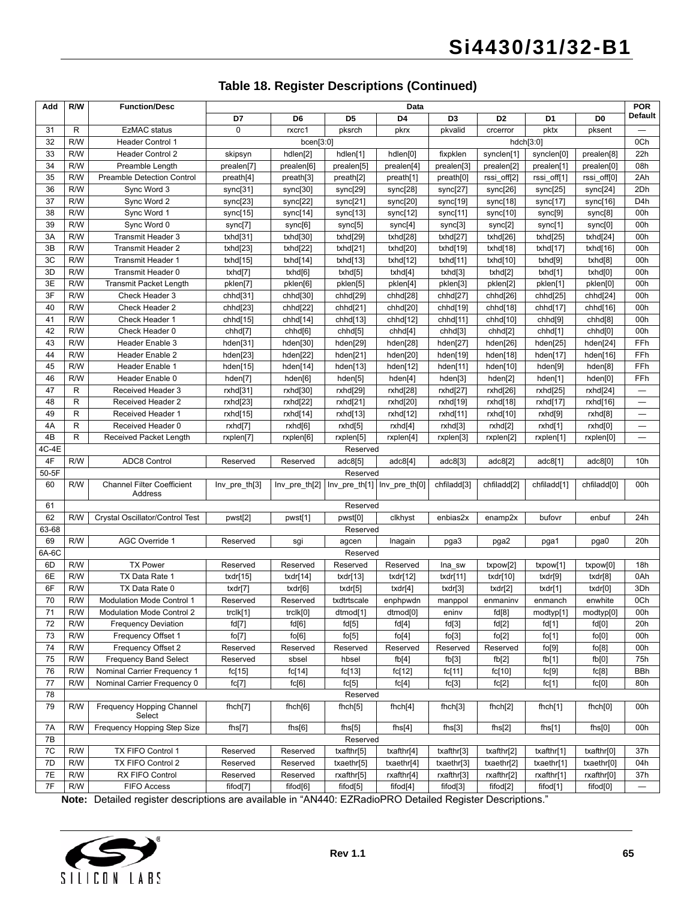## Table 18. Register Descriptions (Continued)

| Add | R/W | Function/Desc | Data | | | | | | | | POR Default |
|---|---|---|---|---|---|---|---|---|---|---|---|
| | | | D7 | D6 | D5 | D4 | D3 | D2 | D1 | D0 | |
| 31 | R | EzMAC status | 0 | rxcrc1 | pksrch | pkrx | pkvalid | crcerror | pktx | pksent | — |
| 32 | R/W | Header Control 1 | bcen[3:0] | | | | hdch[3:0] | | | | 0Ch |
| 33 | R/W | Header Control 2 | skipsyn | hdlen[2] | hdlen[1] | hdlen[0] | fixpklen | synclen[1] | synclen[0] | prealen[8] | 22h |
| 34 | R/W | Preamble Length | prealen[7] | prealen[6] | prealen[5] | prealen[4] | prealen[3] | prealen[2] | prealen[1] | prealen[0] | 08h |
| 35 | R/W | Preamble Detection Control | preath[4] | preath[3] | preath[2] | preath[1] | preath[0] | rssi_off[2] | rssi_off[1] | rssi_off[0] | 2Ah |
| 36 | R/W | Sync Word 3 | sync[31] | sync[30] | sync[29] | sync[28] | sync[27] | sync[26] | sync[25] | sync[24] | 2Dh |
| 37 | R/W | Sync Word 2 | sync[23] | sync[22] | sync[21] | sync[20] | sync[19] | sync[18] | sync[17] | sync[16] | D4h |
| 38 | R/W | Sync Word 1 | sync[15] | sync[14] | sync[13] | sync[12] | sync[11] | sync[10] | sync[9] | sync[8] | 00h |
| 39 | R/W | Sync Word 0 | sync[7] | sync[6] | sync[5] | sync[4] | sync[3] | sync[2] | sync[1] | sync[0] | 00h |
| 3A | R/W | Transmit Header 3 | txhd[31] | txhd[30] | txhd[29] | txhd[28] | txhd[27] | txhd[26] | txhd[25] | txhd[24] | 00h |
| 3B | R/W | Transmit Header 2 | txhd[23] | txhd[22] | txhd[21] | txhd[20] | txhd[19] | txhd[18] | txhd[17] | txhd[16] | 00h |
| 3C | R/W | Transmit Header 1 | txhd[15] | txhd[14] | txhd[13] | txhd[12] | txhd[11] | txhd[10] | txhd[9] | txhd[8] | 00h |
| 3D | R/W | Transmit Header 0 | txhd[7] | txhd[6] | txhd[5] | txhd[4] | txhd[3] | txhd[2] | txhd[1] | txhd[0] | 00h |
| 3E | R/W | Transmit Packet Length | pklen[7] | pklen[6] | pklen[5] | pklen[4] | pklen[3] | pklen[2] | pklen[1] | pklen[0] | 00h |
| 3F | R/W | Check Header 3 | chhd[31] | chhd[30] | chhd[29] | chhd[28] | chhd[27] | chhd[26] | chhd[25] | chhd[24] | 00h |
| 40 | R/W | Check Header 2 | chhd[23] | chhd[22] | chhd[21] | chhd[20] | chhd[19] | chhd[18] | chhd[17] | chhd[16] | 00h |
| 41 | R/W | Check Header 1 | chhd[15] | chhd[14] | chhd[13] | chhd[12] | chhd[11] | chhd[10] | chhd[9] | chhd[8] | 00h |
| 42 | R/W | Check Header 0 | chhd[7] | chhd[6] | chhd[5] | chhd[4] | chhd[3] | chhd[2] | chhd[1] | chhd[0] | 00h |
| 43 | R/W | Header Enable 3 | hden[31] | hden[30] | hden[29] | hden[28] | hden[27] | hden[26] | hden[25] | hden[24] | FFh |
| 44 | R/W | Header Enable 2 | hden[23] | hden[22] | hden[21] | hden[20] | hden[19] | hden[18] | hden[17] | hden[16] | FFh |
| 45 | R/W | Header Enable 1 | hden[15] | hden[14] | hden[13] | hden[12] | hden[11] | hden[10] | hden[9] | hden[8] | FFh |
| 46 | R/W | Header Enable 0 | hden[7] | hden[6] | hden[5] | hden[4] | hden[3] | hden[2] | hden[1] | hden[0] | FFh |
| 47 | R | Received Header 3 | rxhd[31] | rxhd[30] | rxhd[29] | rxhd[28] | rxhd[27] | rxhd[26] | rxhd[25] | rxhd[24] | — |
| 48 | R | Received Header 2 | rxhd[23] | rxhd[22] | rxhd[21] | rxhd[20] | rxhd[19] | rxhd[18] | rxhd[17] | rxhd[16] | — |
| 49 | R | Received Header 1 | rxhd[15] | rxhd[14] | rxhd[13] | rxhd[12] | rxhd[11] | rxhd[10] | rxhd[9] | rxhd[8] | — |
| 4A | R | Received Header 0 | rxhd[7] | rxhd[6] | rxhd[5] | rxhd[4] | rxhd[3] | rxhd[2] | rxhd[1] | rxhd[0] | — |
| 4B | R | Received Packet Length | rxplen[7] | rxplen[6] | rxplen[5] | rxplen[4] | rxplen[3] | rxplen[2] | rxplen[1] | rxplen[0] | — |
| 4C-4E | Reserved | | | | | | | | | | |
| 4F | R/W | ADC8 Control | Reserved | Reserved | adc8[5] | adc8[4] | adc8[3] | adc8[2] | adc8[1] | adc8[0] | 10h |
| 50-5F | Reserved | | | | | | | | | | |
| 60 | R/W | Channel Filter Coefficient Address | Inv_pre_th[3] | Inv_pre_th[2] | Inv_pre_th[1] | Inv_pre_th[0] | chfiladd[3] | chfiladd[2] | chfiladd[1] | chfiladd[0] | 00h |
| 61 | Reserved | | | | | | | | | | |
| 62 | R/W | Crystal Oscillator/Control Test | pwst[2] | pwst[1] | pwst[0] | clkhyst | enbias2x | enamp2x | bufovr | enbuf | 24h |
| 63-68 | Reserved | | | | | | | | | | |
| 69 | R/W | AGC Override 1 | Reserved | sgi | agcen | lnagain | pga3 | pga2 | pga1 | pga0 | 20h |
| 6A-6C | Reserved | | | | | | | | | | |
| 6D | R/W | TX Power | Reserved | Reserved | Reserved | Reserved | lna_sw | txpow[2] | txpow[1] | txpow[0] | 18h |
| 6E | R/W | TX Data Rate 1 | txdr[15] | txdr[14] | txdr[13] | txdr[12] | txdr[11] | txdr[10] | txdr[9] | txdr[8] | 0Ah |
| 6F | R/W | TX Data Rate 0 | txdr[7] | txdr[6] | txdr[5] | txdr[4] | txdr[3] | txdr[2] | txdr[1] | txdr[0] | 3Dh |
| 70 | R/W | Modulation Mode Control 1 | Reserved | Reserved | txdtrtscale | enphpwdn | manppol | enmaninv | enmanch | enwhite | 0Ch |
| 71 | R/W | Modulation Mode Control 2 | trclk[1] | trclk[0] | dtmod[1] | dtmod[0] | eninv | fd[8] | modtyp[1] | modtyp[0] | 00h |
| 72 | R/W | Frequency Deviation | fd[7] | fd[6] | fd[5] | fd[4] | fd[3] | fd[2] | fd[1] | fd[0] | 20h |
| 73 | R/W | Frequency Offset 1 | fo[7] | fo[6] | fo[5] | fo[4] | fo[3] | fo[2] | fo[1] | fo[0] | 00h |
| 74 | R/W | Frequency Offset 2 | Reserved | Reserved | Reserved | Reserved | Reserved | Reserved | fo[9] | fo[8] | 00h |
| 75 | R/W | Frequency Band Select | Reserved | sbsel | hbsel | fb[4] | fb[3] | fb[2] | fb[1] | fb[0] | 75h |
| 76 | R/W | Nominal Carrier Frequency 1 | fc[15] | fc[14] | fc[13] | fc[12] | fc[11] | fc[10] | fc[9] | fc[8] | BBh |
| 77 | R/W | Nominal Carrier Frequency 0 | fc[7] | fc[6] | fc[5] | fc[4] | fc[3] | fc[2] | fc[1] | fc[0] | 80h |
| 78 | Reserved | | | | | | | | | | |
| 79 | R/W | Frequency Hopping Channel Select | fhch[7] | fhch[6] | fhch[5] | fhch[4] | fhch[3] | fhch[2] | fhch[1] | fhch[0] | 00h |
| 7A | R/W | Frequency Hopping Step Size | fhs[7] | fhs[6] | fhs[5] | fhs[4] | fhs[3] | fhs[2] | fhs[1] | fhs[0] | 00h |
| 7B | Reserved | | | | | | | | | | |
| 7C | R/W | TX FIFO Control 1 | Reserved | Reserved | txafthr[5] | txafthr[4] | txafthr[3] | txafthr[2] | txafthr[1] | txafthr[0] | 37h |
| 7D | R/W | TX FIFO Control 2 | Reserved | Reserved | txaethr[5] | txaethr[4] | txaethr[3] | txaethr[2] | txaethr[1] | txaethr[0] | 04h |
| 7E | R/W | RX FIFO Control | Reserved | Reserved | rxafthr[5] | rxafthr[4] | rxafthr[3] | rxafthr[2] | rxafthr[1] | rxafthr[0] | 37h |
| 7F | R/W | FIFO Access | fifod[7] | fifod[6] | fifod[5] | fifod[4] | fifod[3] | fifod[2] | fifod[1] | fifod[0] | — |

**Note:** Detailed register descriptions are available in "AN440: EZRadioPRO Detailed Register Descriptions."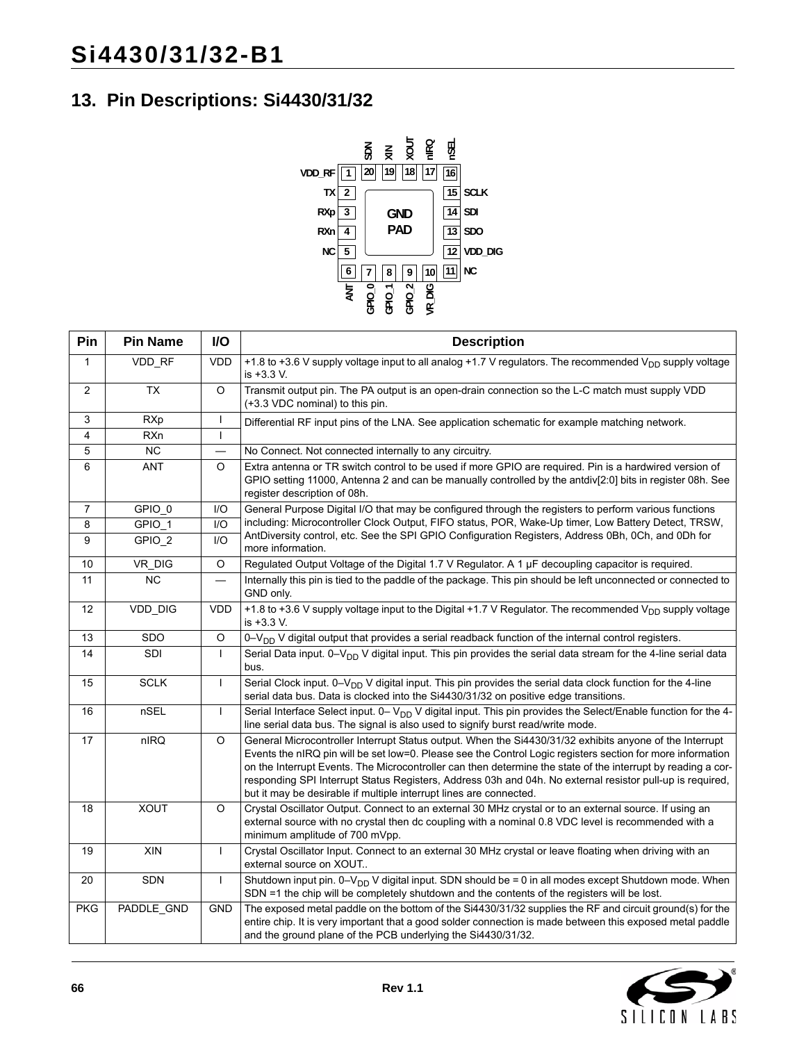## 13. Pin Descriptions: Si4430/31/32

| Pin | Pin Name | I/O | Description |
|---|---|---|---|
| 1 | VDD_RF | VDD | +1.8 to +3.6 V supply voltage input to all analog +1.7 V regulators. The recommended $V_{DD}$ supply voltage is +3.3 V. |
| 2 | TX | O | Transmit output pin. The PA output is an open-drain connection so the L-C match must supply VDD (+3.3 VDC nominal) to this pin. |
| 3 | RXp | I | Differential RF input pins of the LNA. See application schematic for example matching network. |
| 4 | RXn | I | |
| 5 | NC | — | No Connect. Not connected internally to any circuitry. |
| 6 | ANT | O | Extra antenna or TR switch control to be used if more GPIO are required. Pin is a hardwired version of GPIO setting 11000, Antenna 2 and can be manually controlled by the antdiv[2:0] bits in register 08h. See register description of 08h. |
| 7 | GPIO_0 | I/O | General Purpose Digital I/O that may be configured through the registers to perform various functions including: Microcontroller Clock Output, FIFO status, POR, Wake-Up timer, Low Battery Detect, TRSW, AntDiversity control, etc. See the SPI GPIO Configuration Registers, Address 0Bh, 0Ch, and 0Dh for more information. |
| 8 | GPIO_1 | I/O | |
| 9 | GPIO_2 | I/O | |
| 10 | VR_DIG | O | Regulated Output Voltage of the Digital 1.7 V Regulator. A 1 µF decoupling capacitor is required. |
| 11 | NC | — | Internally this pin is tied to the paddle of the package. This pin should be left unconnected or connected to GND only. |
| 12 | VDD_DIG | VDD | +1.8 to +3.6 V supply voltage input to the Digital +1.7 V Regulator. The recommended $V_{DD}$ supply voltage is +3.3 V. |
| 13 | SDO | O | 0–$V_{DD}$ V digital output that provides a serial readback function of the internal control registers. |
| 14 | SDI | I | Serial Data input. 0–$V_{DD}$ V digital input. This pin provides the serial data stream for the 4-line serial data bus. |
| 15 | SCLK | I | Serial Clock input. 0–$V_{DD}$ V digital input. This pin provides the serial data clock function for the 4-line serial data bus. Data is clocked into the Si4430/31/32 on positive edge transitions. |
| 16 | nSEL | I | Serial Interface Select input. 0– $V_{DD}$ V digital input. This pin provides the Select/Enable function for the 4-line serial data bus. The signal is also used to signify burst read/write mode. |
| 17 | nIRQ | O | General Microcontroller Interrupt Status output. When the Si4430/31/32 exhibits anyone of the Interrupt Events the nIRQ pin will be set low=0. Please see the Control Logic registers section for more information on the Interrupt Events. The Microcontroller can then determine the state of the interrupt by reading a corresponding SPI Interrupt Status Registers, Address 03h and 04h. No external resistor pull-up is required, but it may be desirable if multiple interrupt lines are connected. |
| 18 | XOUT | O | Crystal Oscillator Output. Connect to an external 30 MHz crystal or to an external source. If using an external source with no crystal then dc coupling with a nominal 0.8 VDC level is recommended with a minimum amplitude of 700 mVpp. |
| 19 | XIN | I | Crystal Oscillator Input. Connect to an external 30 MHz crystal or leave floating when driving with an external source on XOUT.. |
| 20 | SDN | I | Shutdown input pin. 0–$V_{DD}$ V digital input. SDN should be = 0 in all modes except Shutdown mode. When SDN =1 the chip will be completely shutdown and the contents of the registers will be lost. |
| PKG | PADDLE_GND | GND | The exposed metal paddle on the bottom of the Si4430/31/32 supplies the RF and circuit ground(s) for the entire chip. It is very important that a good solder connection is made between this exposed metal paddle and the ground plane of the PCB underlying the Si4430/31/32. |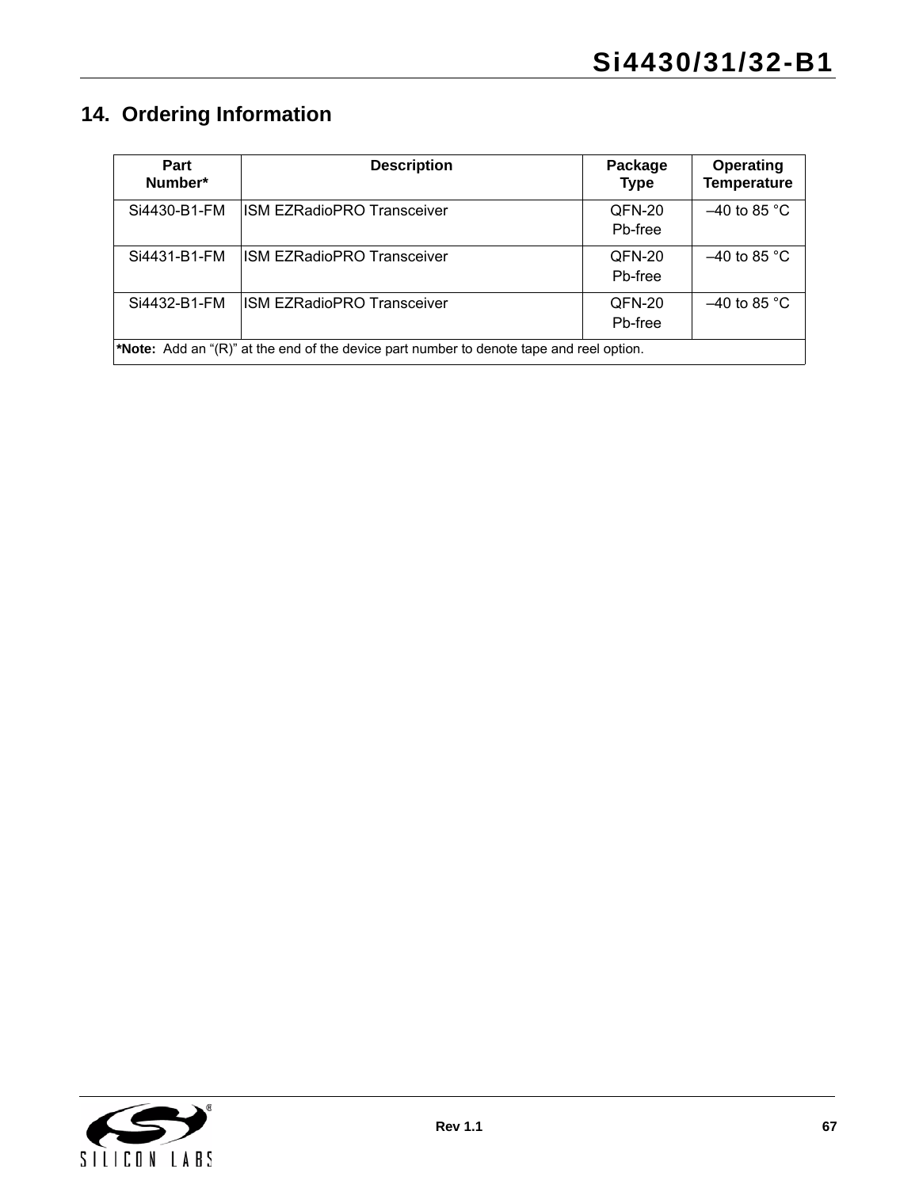## 14. Ordering Information

| Part Number* | Description | Package Type | Operating Temperature |
|---|---|---|---|
| Si4430-B1-FM | ISM EZRadioPRO Transceiver | QFN-20 Pb-free | –40 to 85 °C |
| Si4431-B1-FM | ISM EZRadioPRO Transceiver | QFN-20 Pb-free | –40 to 85 °C |
| Si4432-B1-FM | ISM EZRadioPRO Transceiver | QFN-20 Pb-free | –40 to 85 °C |

***Note:** Add an “(R)” at the end of the device part number to denote tape and reel option.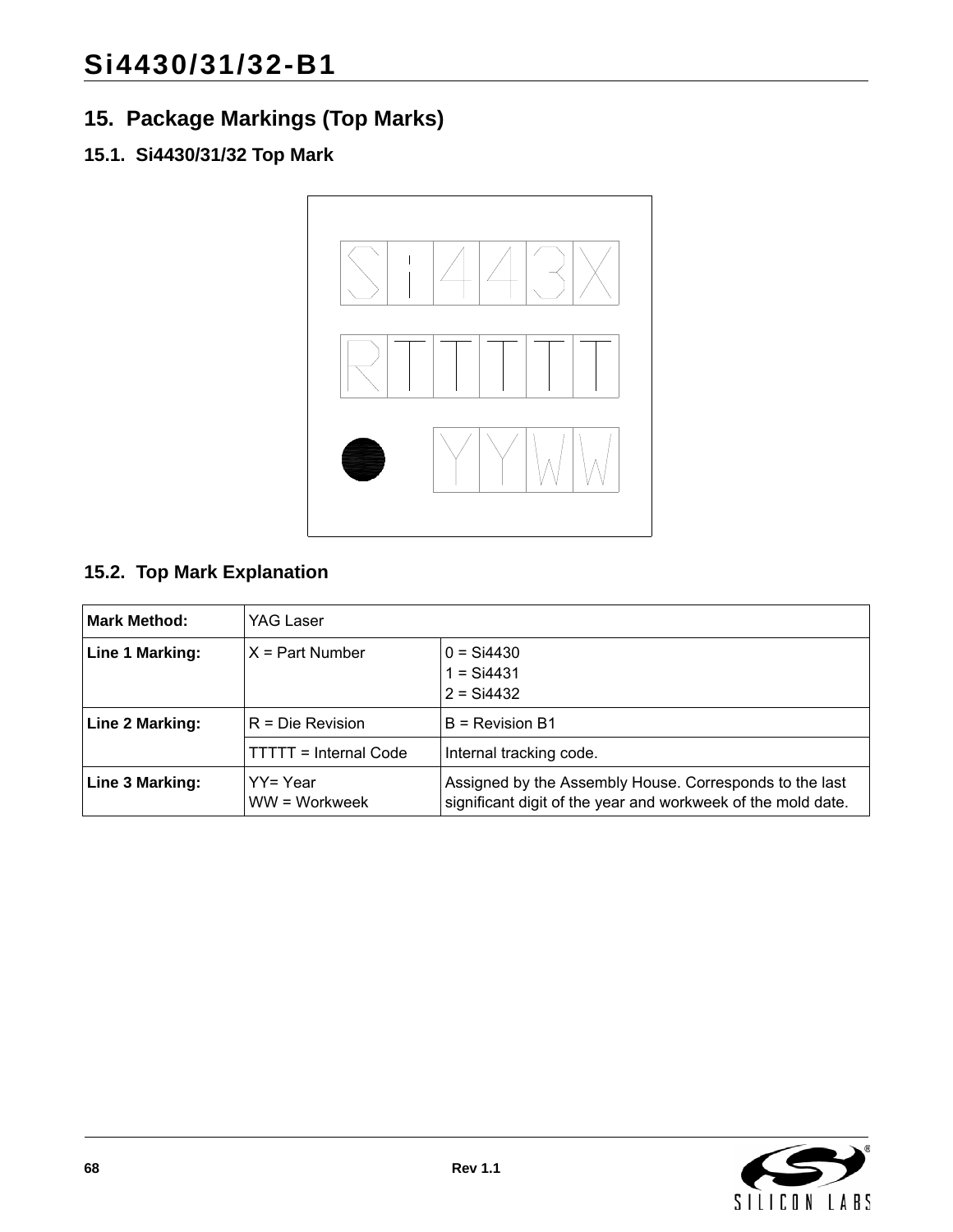## 15. Package Markings (Top Marks)

### 15.1. Si4430/31/32 Top Mark

```
Si443X
RTTTTT
●  YYWW
```

### 15.2. Top Mark Explanation

| Mark Method: | YAG Laser | |
|---|---|---|
| **Line 1 Marking:** | X = Part Number | 0 = Si4430<br>1 = Si4431<br>2 = Si4432 |
| **Line 2 Marking:** | R = Die Revision | B = Revision B1 |
| | TTTTT = Internal Code | Internal tracking code. |
| **Line 3 Marking:** | YY= Year<br>WW = Workweek | Assigned by the Assembly House. Corresponds to the last significant digit of the year and workweek of the mold date. |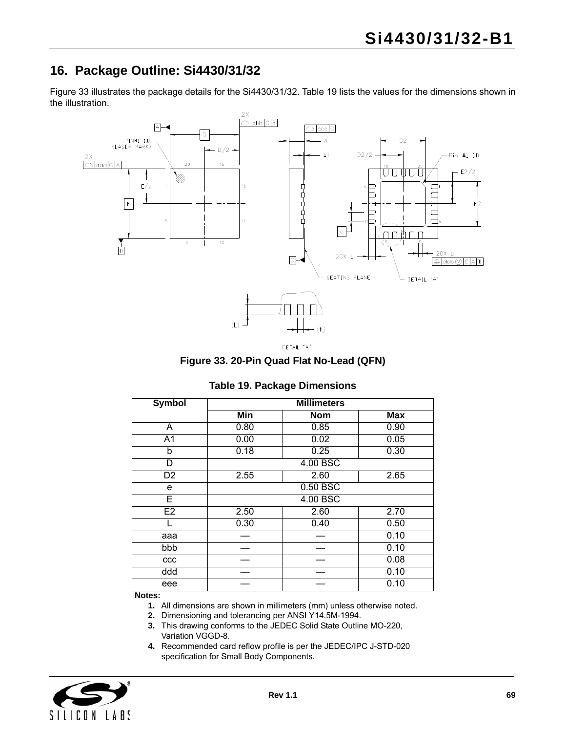## 16. Package Outline: Si4430/31/32

Figure 33 illustrates the package details for the Si4430/31/32. Table 19 lists the values for the dimensions shown in the illustration.

**Figure 33. 20-Pin Quad Flat No-Lead (QFN)**

**Table 19. Package Dimensions**

| Symbol | Millimeters | | |
|---|---|---|---|
| | Min | Nom | Max |
| A | 0.80 | 0.85 | 0.90 |
| A1 | 0.00 | 0.02 | 0.05 |
| b | 0.18 | 0.25 | 0.30 |
| D | 4.00 BSC | | |
| D2 | 2.55 | 2.60 | 2.65 |
| e | 0.50 BSC | | |
| E | 4.00 BSC | | |
| E2 | 2.50 | 2.60 | 2.70 |
| L | 0.30 | 0.40 | 0.50 |
| aaa | — | — | 0.10 |
| bbb | — | — | 0.10 |
| ccc | — | — | 0.08 |
| ddd | — | — | 0.10 |
| eee | — | — | 0.10 |

**Notes:**

1. All dimensions are shown in millimeters (mm) unless otherwise noted.
2. Dimensioning and tolerancing per ANSI Y14.5M-1994.
3. This drawing conforms to the JEDEC Solid State Outline MO-220, Variation VGGD-8.
4. Recommended card reflow profile is per the JEDEC/IPC J-STD-020 specification for Small Body Components.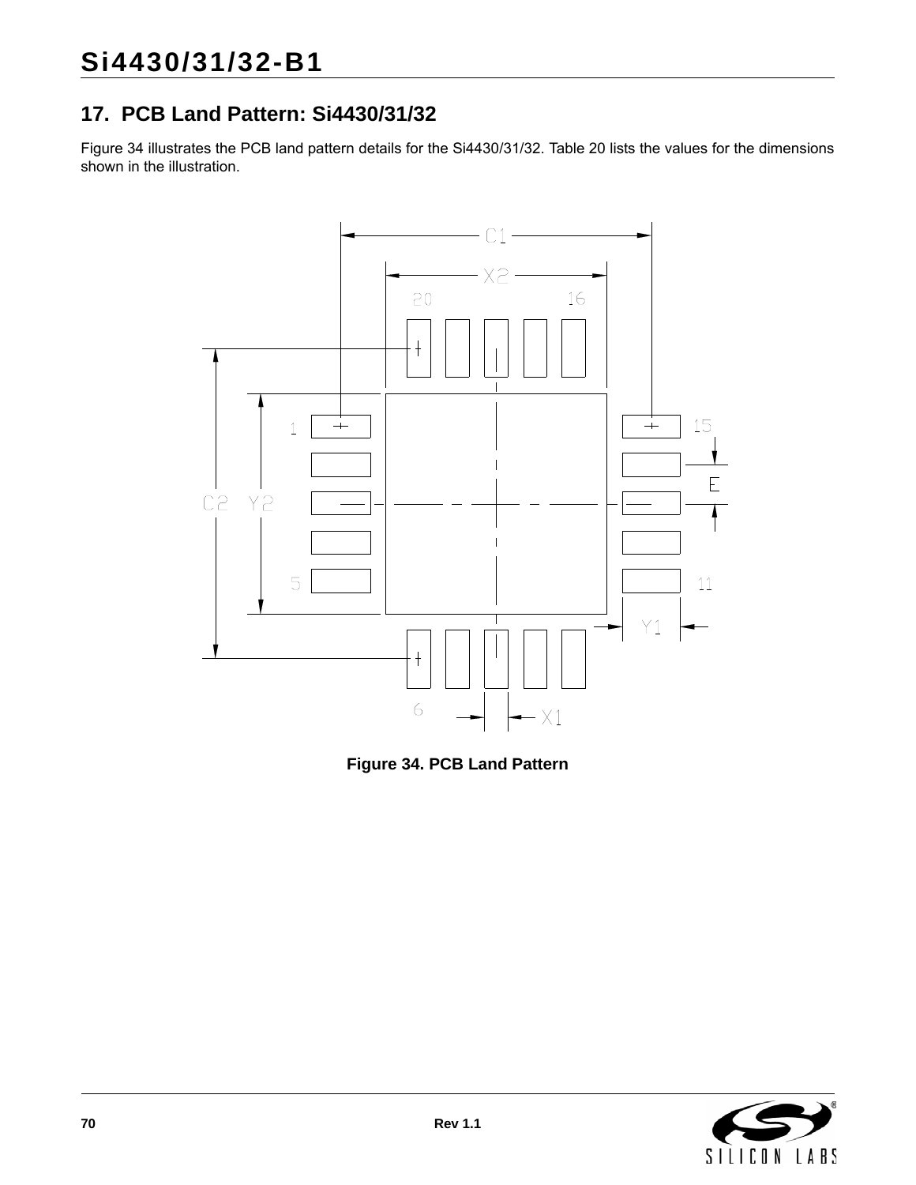## 17. PCB Land Pattern: Si4430/31/32

Figure 34 illustrates the PCB land pattern details for the Si4430/31/32. Table 20 lists the values for the dimensions shown in the illustration.

**Figure 34. PCB Land Pattern**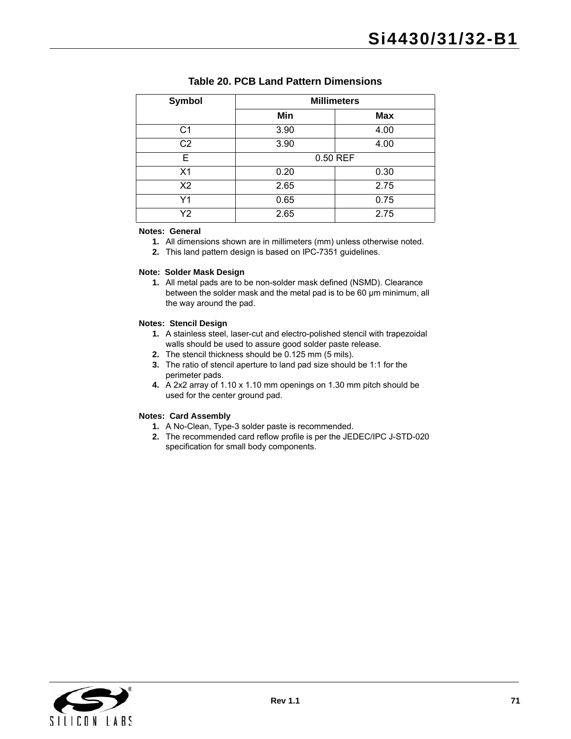**Table 20. PCB Land Pattern Dimensions**

| Symbol | Millimeters | |
|---|---|---|
| | Min | Max |
| C1 | 3.90 | 4.00 |
| C2 | 3.90 | 4.00 |
| E | 0.50 REF | |
| X1 | 0.20 | 0.30 |
| X2 | 2.65 | 2.75 |
| Y1 | 0.65 | 0.75 |
| Y2 | 2.65 | 2.75 |

**Notes: General**

1. All dimensions shown are in millimeters (mm) unless otherwise noted.
2. This land pattern design is based on IPC-7351 guidelines.

**Note: Solder Mask Design**

1. All metal pads are to be non-solder mask defined (NSMD). Clearance between the solder mask and the metal pad is to be 60 µm minimum, all the way around the pad.

**Notes: Stencil Design**

1. A stainless steel, laser-cut and electro-polished stencil with trapezoidal walls should be used to assure good solder paste release.
2. The stencil thickness should be 0.125 mm (5 mils).
3. The ratio of stencil aperture to land pad size should be 1:1 for the perimeter pads.
4. A 2x2 array of 1.10 x 1.10 mm openings on 1.30 mm pitch should be used for the center ground pad.

**Notes: Card Assembly**

1. A No-Clean, Type-3 solder paste is recommended.
2. The recommended card reflow profile is per the JEDEC/IPC J-STD-020 specification for small body components.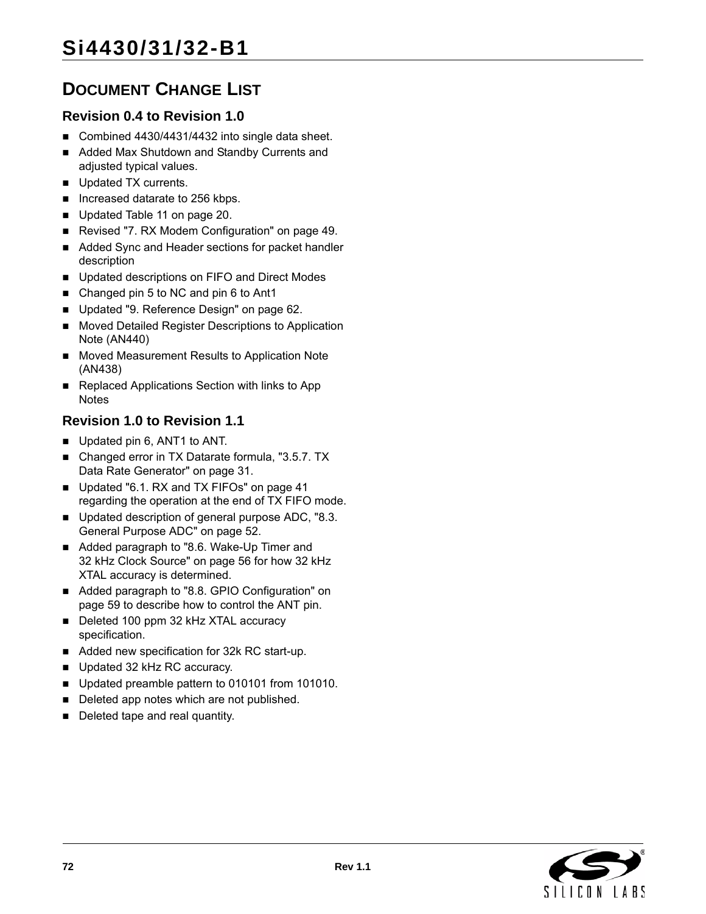# Document Change List

## Revision 0.4 to Revision 1.0

- Combined 4430/4431/4432 into single data sheet.
- Added Max Shutdown and Standby Currents and adjusted typical values.
- Updated TX currents.
- Increased datarate to 256 kbps.
- Updated Table 11 on page 20.
- Revised "7. RX Modem Configuration" on page 49.
- Added Sync and Header sections for packet handler description
- Updated descriptions on FIFO and Direct Modes
- Changed pin 5 to NC and pin 6 to Ant1
- Updated "9. Reference Design" on page 62.
- Moved Detailed Register Descriptions to Application Note (AN440)
- Moved Measurement Results to Application Note (AN438)
- Replaced Applications Section with links to App Notes

## Revision 1.0 to Revision 1.1

- Updated pin 6, ANT1 to ANT.
- Changed error in TX Datarate formula, "3.5.7. TX Data Rate Generator" on page 31.
- Updated "6.1. RX and TX FIFOs" on page 41 regarding the operation at the end of TX FIFO mode.
- Updated description of general purpose ADC, "8.3. General Purpose ADC" on page 52.
- Added paragraph to "8.6. Wake-Up Timer and 32 kHz Clock Source" on page 56 for how 32 kHz XTAL accuracy is determined.
- Added paragraph to "8.8. GPIO Configuration" on page 59 to describe how to control the ANT pin.
- Deleted 100 ppm 32 kHz XTAL accuracy specification.
- Added new specification for 32k RC start-up.
- Updated 32 kHz RC accuracy.
- Updated preamble pattern to 010101 from 101010.
- Deleted app notes which are not published.
- Deleted tape and real quantity.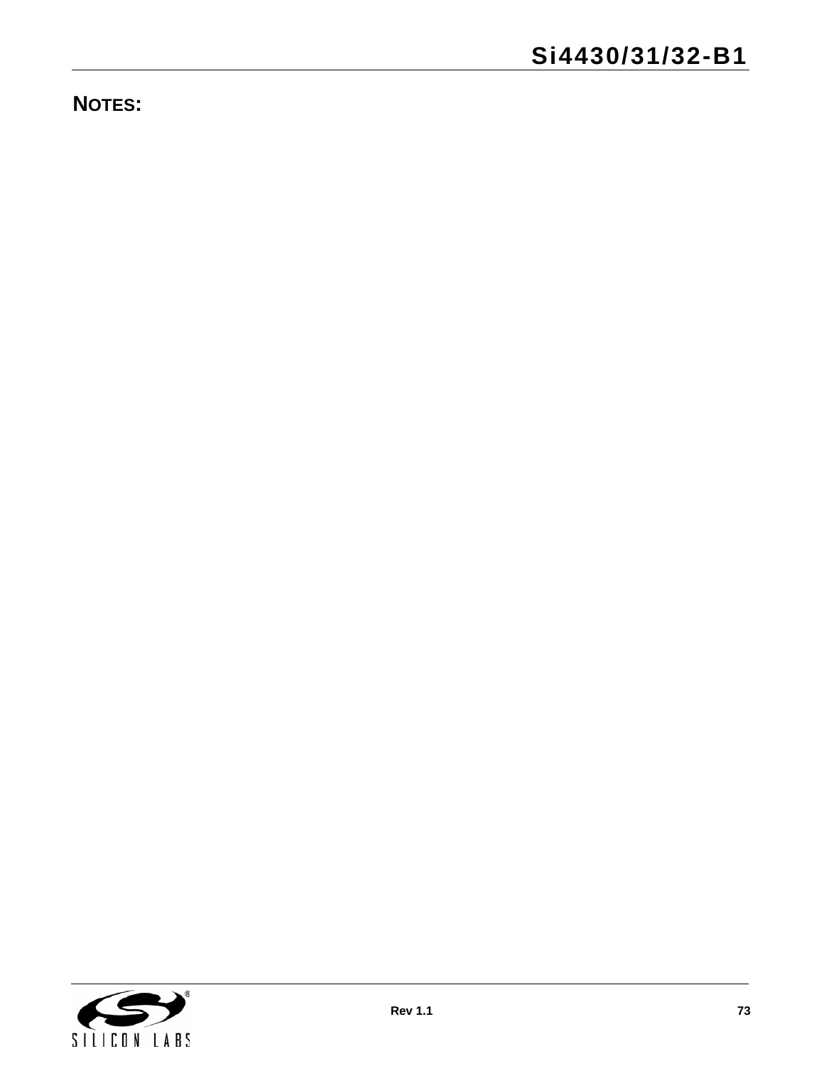## NOTES: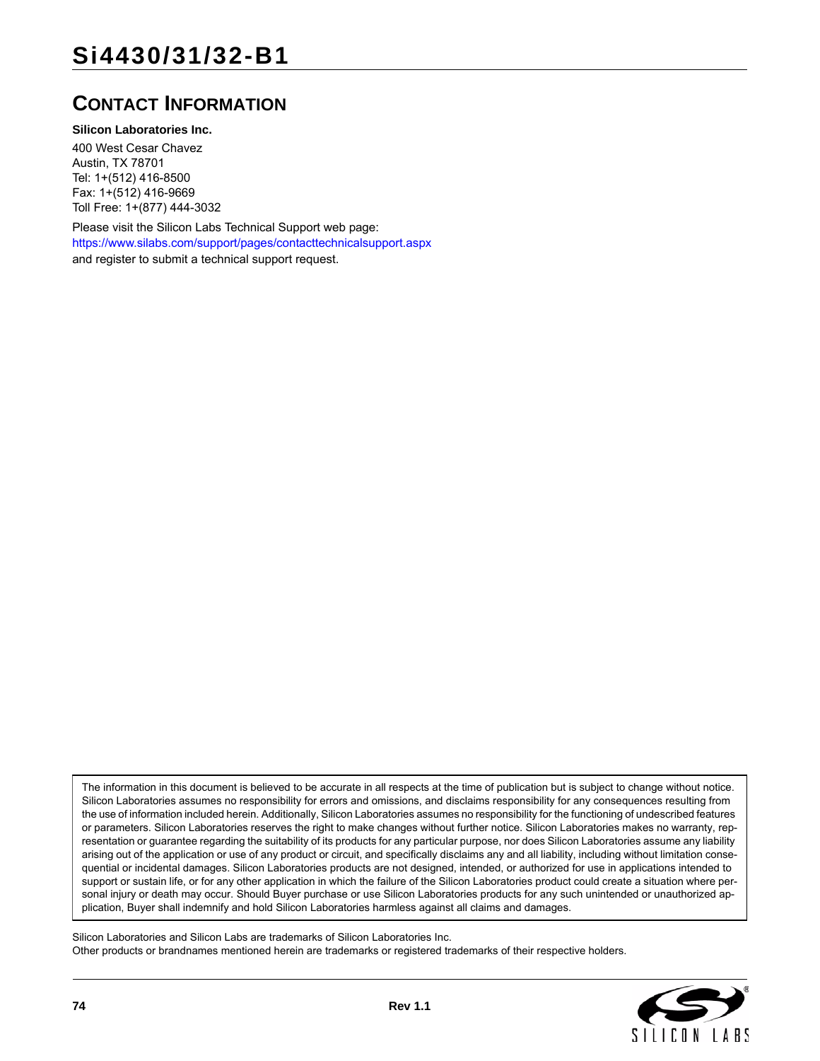## Contact Information

**Silicon Laboratories Inc.**

400 West Cesar Chavez
Austin, TX 78701
Tel: 1+(512) 416-8500
Fax: 1+(512) 416-9669
Toll Free: 1+(877) 444-3032

Please visit the Silicon Labs Technical Support web page:
https://www.silabs.com/support/pages/contacttechnicalsupport.aspx
and register to submit a technical support request.

The information in this document is believed to be accurate in all respects at the time of publication but is subject to change without notice. Silicon Laboratories assumes no responsibility for errors and omissions, and disclaims responsibility for any consequences resulting from the use of information included herein. Additionally, Silicon Laboratories assumes no responsibility for the functioning of undescribed features or parameters. Silicon Laboratories reserves the right to make changes without further notice. Silicon Laboratories makes no warranty, representation or guarantee regarding the suitability of its products for any particular purpose, nor does Silicon Laboratories assume any liability arising out of the application or use of any product or circuit, and specifically disclaims any and all liability, including without limitation consequential or incidental damages. Silicon Laboratories products are not designed, intended, or authorized for use in applications intended to support or sustain life, or for any other application in which the failure of the Silicon Laboratories product could create a situation where personal injury or death may occur. Should Buyer purchase or use Silicon Laboratories products for any such unintended or unauthorized application, Buyer shall indemnify and hold Silicon Laboratories harmless against all claims and damages.

Silicon Laboratories and Silicon Labs are trademarks of Silicon Laboratories Inc.
Other products or brandnames mentioned herein are trademarks or registered trademarks of their respective holders.